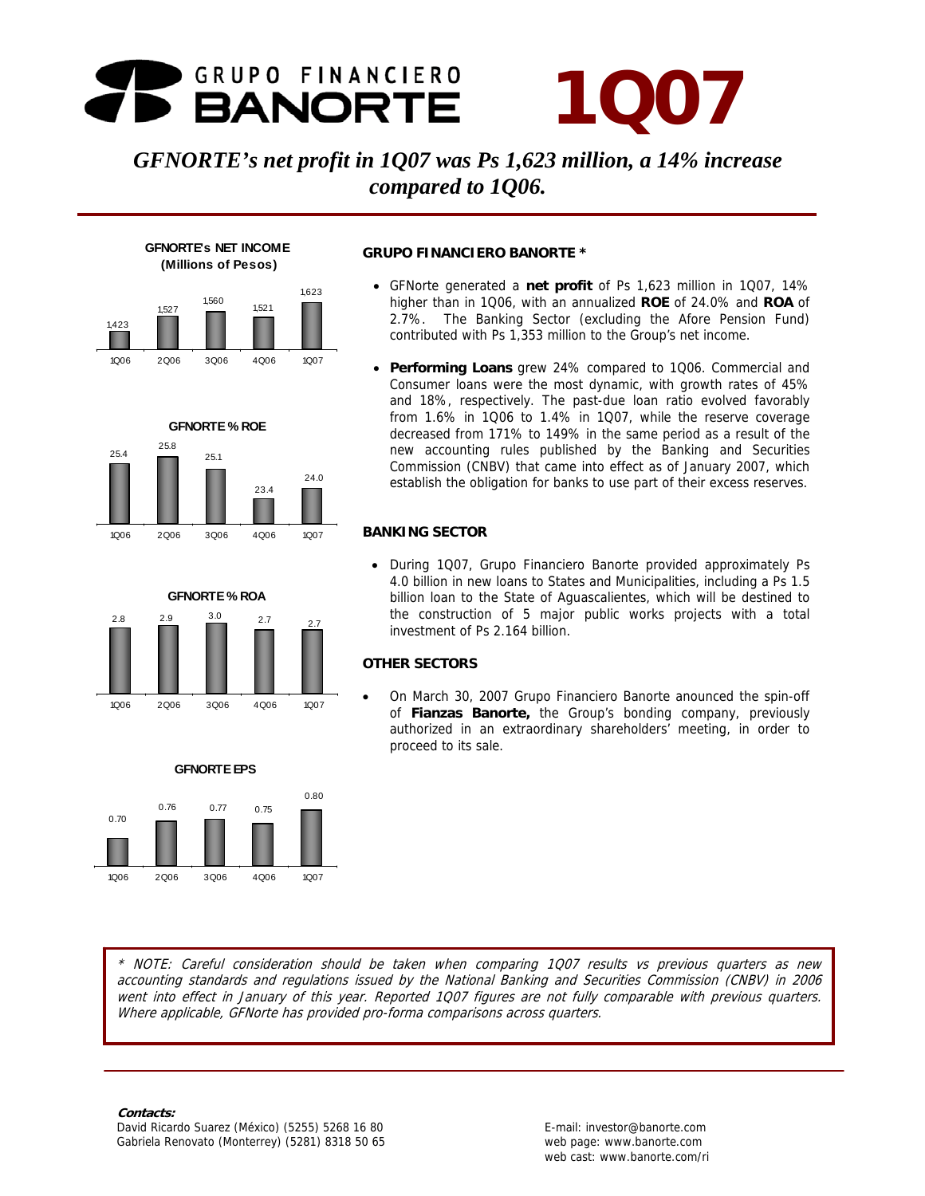# GRUPO FINANCIERO BANORTE 1Q07

## *GFNORTE's net profit in 1Q07 was Ps 1,623 million, a 14% increase compared to 1Q06.*

**GFNORTE's NET INCOME (Millions of Pesos)**

| 1Q06 | 2Q06 | 3Q06 | 4Q06 | 1Q07 |
|---|---|---|---|---|
| 1,423 | 1,527 | 1,560 | 1,521 | 1,623 |

**GFNORTE % ROE**

| 1Q06 | 2Q06 | 3Q06 | 4Q06 | 1Q07 |
|---|---|---|---|---|
| 25.4 | 25.8 | 25.1 | 23.4 | 24.0 |

**GFNORTE % ROA**

| 1Q06 | 2Q06 | 3Q06 | 4Q06 | 1Q07 |
|---|---|---|---|---|
| 2.8 | 2.9 | 3.0 | 2.7 | 2.7 |

**GFNORTE EPS**

| 1Q06 | 2Q06 | 3Q06 | 4Q06 | 1Q07 |
|---|---|---|---|---|
| 0.70 | 0.76 | 0.77 | 0.75 | 0.80 |

### GRUPO FINANCIERO BANORTE *

- GFNorte generated a **net profit** of Ps 1,623 million in 1Q07, 14% higher than in 1Q06, with an annualized **ROE** of 24.0% and **ROA** of 2.7%. The Banking Sector (excluding the Afore Pension Fund) contributed with Ps 1,353 million to the Group's net income.

- **Performing Loans** grew 24% compared to 1Q06. Commercial and Consumer loans were the most dynamic, with growth rates of 45% and 18%, respectively. The past-due loan ratio evolved favorably from 1.6% in 1Q06 to 1.4% in 1Q07, while the reserve coverage decreased from 171% to 149% in the same period as a result of the new accounting rules published by the Banking and Securities Commission (CNBV) that came into effect as of January 2007, which establish the obligation for banks to use part of their excess reserves.

### BANKING SECTOR

- During 1Q07, Grupo Financiero Banorte provided approximately Ps 4.0 billion in new loans to States and Municipalities, including a Ps 1.5 billion loan to the State of Aguascalientes, which will be destined to the construction of 5 major public works projects with a total investment of Ps 2.164 billion.

### OTHER SECTORS

- On March 30, 2007 Grupo Financiero Banorte anounced the spin-off of **Fianzas Banorte,** the Group's bonding company, previously authorized in an extraordinary shareholders' meeting, in order to proceed to its sale.

*\* NOTE: Careful consideration should be taken when comparing 1Q07 results vs previous quarters as new accounting standards and regulations issued by the National Banking and Securities Commission (CNBV) in 2006 went into effect in January of this year. Reported 1Q07 figures are not fully comparable with previous quarters. Where applicable, GFNorte has provided pro-forma comparisons across quarters.*

***Contacts:***
David Ricardo Suarez (México) (5255) 5268 16 80
Gabriela Renovato (Monterrey) (5281) 8318 50 65

E-mail: investor@banorte.com
web page: www.banorte.com
web cast: www.banorte.com/ri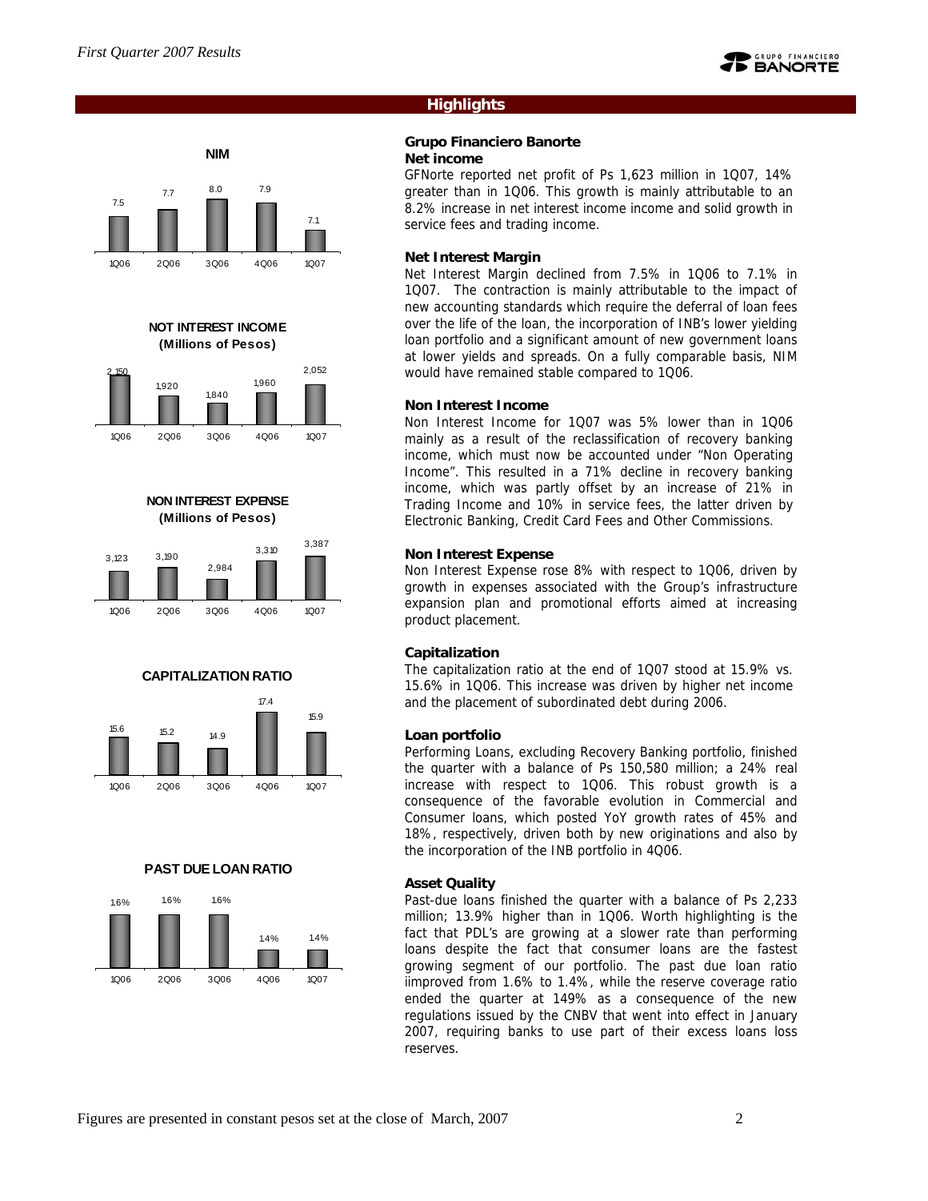## Highlights

**NIM**

| 1Q06 | 2Q06 | 3Q06 | 4Q06 | 1Q07 |
|---|---|---|---|---|
| 7.5 | 7.7 | 8.0 | 7.9 | 7.1 |

**NOT INTEREST INCOME (Millions of Pesos)**

| 1Q06 | 2Q06 | 3Q06 | 4Q06 | 1Q07 |
|---|---|---|---|---|
| 2,150 | 1,920 | 1,840 | 1,960 | 2,052 |

**NON INTEREST EXPENSE (Millions of Pesos)**

| 1Q06 | 2Q06 | 3Q06 | 4Q06 | 1Q07 |
|---|---|---|---|---|
| 3,123 | 3,190 | 2,984 | 3,310 | 3,387 |

**CAPITALIZATION RATIO**

| 1Q06 | 2Q06 | 3Q06 | 4Q06 | 1Q07 |
|---|---|---|---|---|
| 15.6 | 15.2 | 14.9 | 17.4 | 15.9 |

**PAST DUE LOAN RATIO**

| 1Q06 | 2Q06 | 3Q06 | 4Q06 | 1Q07 |
|---|---|---|---|---|
| 1.6% | 1.6% | 1.6% | 1.4% | 1.4% |

### Grupo Financiero Banorte

**Net income**

GFNorte reported net profit of Ps 1,623 million in 1Q07, 14% greater than in 1Q06. This growth is mainly attributable to an 8.2% increase in net interest income income and solid growth in service fees and trading income.

**Net Interest Margin**

Net Interest Margin declined from 7.5% in 1Q06 to 7.1% in 1Q07. The contraction is mainly attributable to the impact of new accounting standards which require the deferral of loan fees over the life of the loan, the incorporation of INB's lower yielding loan portfolio and a significant amount of new government loans at lower yields and spreads. On a fully comparable basis, NIM would have remained stable compared to 1Q06.

**Non Interest Income**

Non Interest Income for 1Q07 was 5% lower than in 1Q06 mainly as a result of the reclassification of recovery banking income, which must now be accounted under "Non Operating Income". This resulted in a 71% decline in recovery banking income, which was partly offset by an increase of 21% in Trading Income and 10% in service fees, the latter driven by Electronic Banking, Credit Card Fees and Other Commissions.

**Non Interest Expense**

Non Interest Expense rose 8% with respect to 1Q06, driven by growth in expenses associated with the Group's infrastructure expansion plan and promotional efforts aimed at increasing product placement.

**Capitalization**

The capitalization ratio at the end of 1Q07 stood at 15.9% vs. 15.6% in 1Q06. This increase was driven by higher net income and the placement of subordinated debt during 2006.

**Loan portfolio**

Performing Loans, excluding Recovery Banking portfolio, finished the quarter with a balance of Ps 150,580 million; a 24% real increase with respect to 1Q06. This robust growth is a consequence of the favorable evolution in Commercial and Consumer loans, which posted YoY growth rates of 45% and 18%, respectively, driven both by new originations and also by the incorporation of the INB portfolio in 4Q06.

**Asset Quality**

Past-due loans finished the quarter with a balance of Ps 2,233 million; 13.9% higher than in 1Q06. Worth highlighting is the fact that PDL's are growing at a slower rate than performing loans despite the fact that consumer loans are the fastest growing segment of our portfolio. The past due loan ratio iimproved from 1.6% to 1.4%, while the reserve coverage ratio ended the quarter at 149% as a consequence of the new regulations issued by the CNBV that went into effect in January 2007, requiring banks to use part of their excess loans loss reserves.

Figures are presented in constant pesos set at the close of March, 2007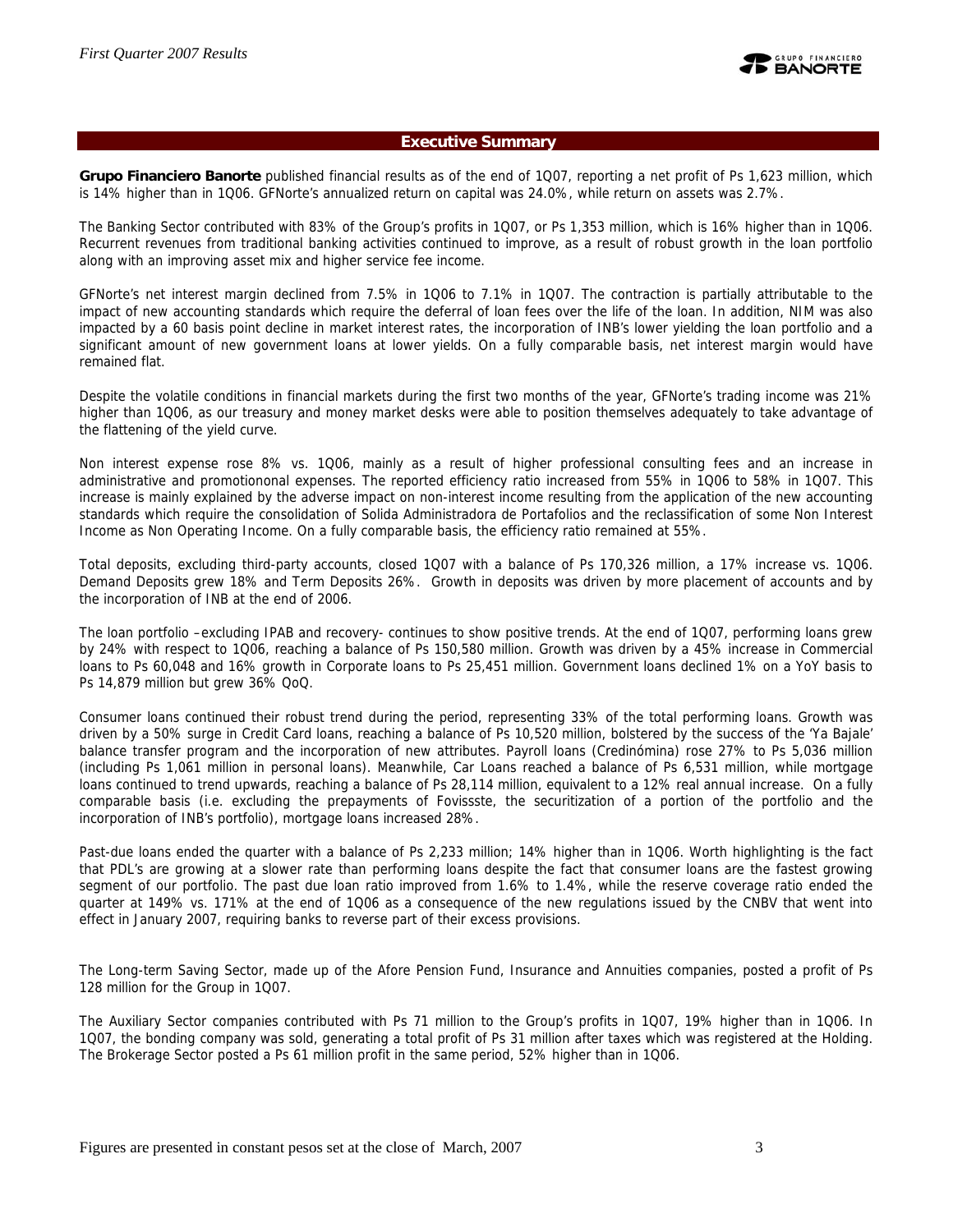## Executive Summary

**Grupo Financiero Banorte** published financial results as of the end of 1Q07, reporting a net profit of Ps 1,623 million, which is 14% higher than in 1Q06. GFNorte's annualized return on capital was 24.0%, while return on assets was 2.7%.

The Banking Sector contributed with 83% of the Group's profits in 1Q07, or Ps 1,353 million, which is 16% higher than in 1Q06. Recurrent revenues from traditional banking activities continued to improve, as a result of robust growth in the loan portfolio along with an improving asset mix and higher service fee income.

GFNorte's net interest margin declined from 7.5% in 1Q06 to 7.1% in 1Q07. The contraction is partially attributable to the impact of new accounting standards which require the deferral of loan fees over the life of the loan. In addition, NIM was also impacted by a 60 basis point decline in market interest rates, the incorporation of INB's lower yielding the loan portfolio and a significant amount of new government loans at lower yields. On a fully comparable basis, net interest margin would have remained flat.

Despite the volatile conditions in financial markets during the first two months of the year, GFNorte's trading income was 21% higher than 1Q06, as our treasury and money market desks were able to position themselves adequately to take advantage of the flattening of the yield curve.

Non interest expense rose 8% vs. 1Q06, mainly as a result of higher professional consulting fees and an increase in administrative and promotiononal expenses. The reported efficiency ratio increased from 55% in 1Q06 to 58% in 1Q07. This increase is mainly explained by the adverse impact on non-interest income resulting from the application of the new accounting standards which require the consolidation of Solida Administradora de Portafolios and the reclassification of some Non Interest Income as Non Operating Income. On a fully comparable basis, the efficiency ratio remained at 55%.

Total deposits, excluding third-party accounts, closed 1Q07 with a balance of Ps 170,326 million, a 17% increase vs. 1Q06. Demand Deposits grew 18% and Term Deposits 26%. Growth in deposits was driven by more placement of accounts and by the incorporation of INB at the end of 2006.

The loan portfolio –excluding IPAB and recovery- continues to show positive trends. At the end of 1Q07, performing loans grew by 24% with respect to 1Q06, reaching a balance of Ps 150,580 million. Growth was driven by a 45% increase in Commercial loans to Ps 60,048 and 16% growth in Corporate loans to Ps 25,451 million. Government loans declined 1% on a YoY basis to Ps 14,879 million but grew 36% QoQ.

Consumer loans continued their robust trend during the period, representing 33% of the total performing loans. Growth was driven by a 50% surge in Credit Card loans, reaching a balance of Ps 10,520 million, bolstered by the success of the 'Ya Bajale' balance transfer program and the incorporation of new attributes. Payroll loans (Credinómina) rose 27% to Ps 5,036 million (including Ps 1,061 million in personal loans). Meanwhile, Car Loans reached a balance of Ps 6,531 million, while mortgage loans continued to trend upwards, reaching a balance of Ps 28,114 million, equivalent to a 12% real annual increase. On a fully comparable basis (i.e. excluding the prepayments of Fovissste, the securitization of a portion of the portfolio and the incorporation of INB's portfolio), mortgage loans increased 28%.

Past-due loans ended the quarter with a balance of Ps 2,233 million; 14% higher than in 1Q06. Worth highlighting is the fact that PDL's are growing at a slower rate than performing loans despite the fact that consumer loans are the fastest growing segment of our portfolio. The past due loan ratio improved from 1.6% to 1.4%, while the reserve coverage ratio ended the quarter at 149% vs. 171% at the end of 1Q06 as a consequence of the new regulations issued by the CNBV that went into effect in January 2007, requiring banks to reverse part of their excess provisions.

The Long-term Saving Sector, made up of the Afore Pension Fund, Insurance and Annuities companies, posted a profit of Ps 128 million for the Group in 1Q07.

The Auxiliary Sector companies contributed with Ps 71 million to the Group's profits in 1Q07, 19% higher than in 1Q06. In 1Q07, the bonding company was sold, generating a total profit of Ps 31 million after taxes which was registered at the Holding. The Brokerage Sector posted a Ps 61 million profit in the same period, 52% higher than in 1Q06.

Figures are presented in constant pesos set at the close of March, 2007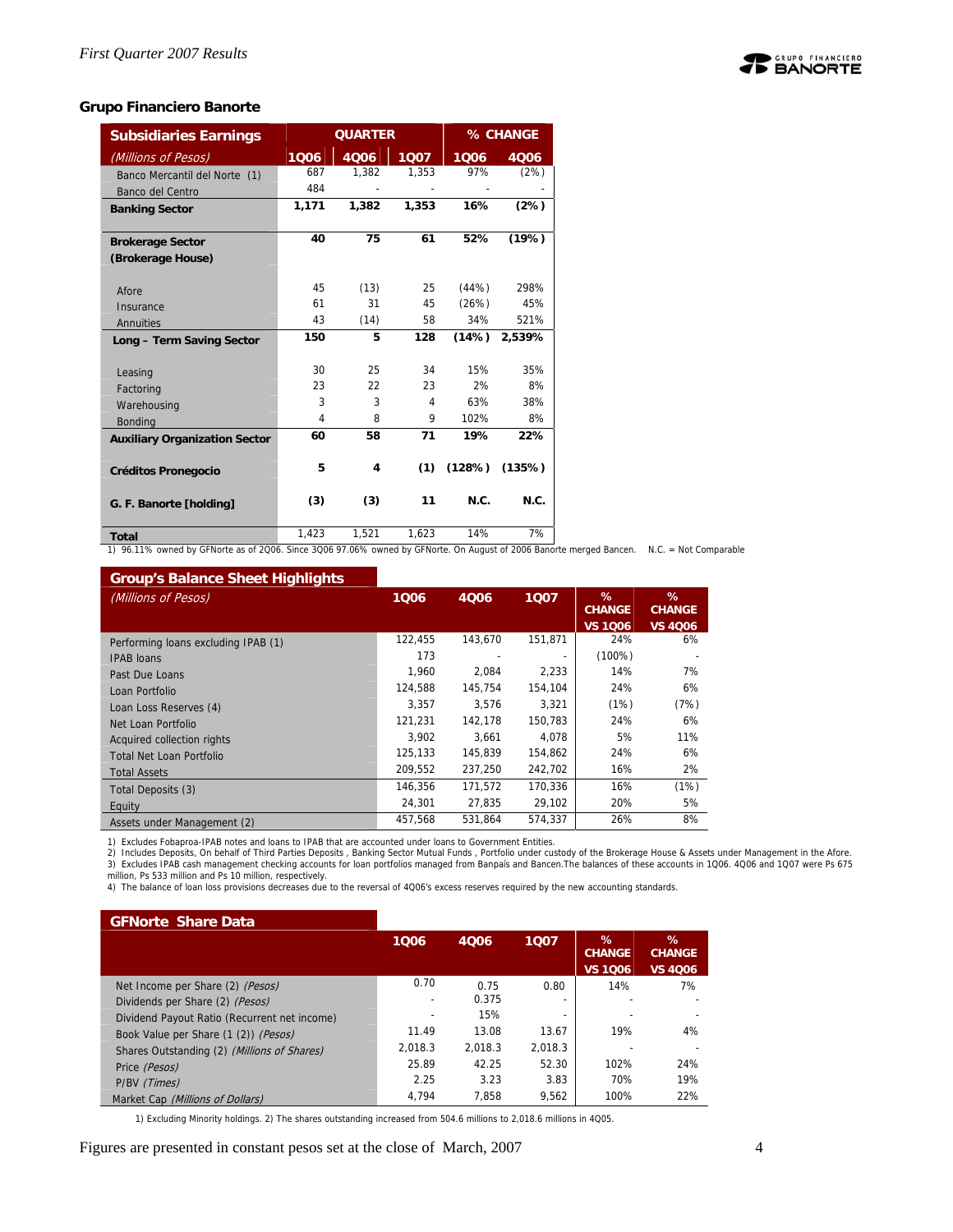## Grupo Financiero Banorte

| Subsidiaries Earnings | QUARTER | | | % CHANGE | |
|---|---|---|---|---|---|
| *(Millions of Pesos)* | 1Q06 | 4Q06 | 1Q07 | 1Q06 | 4Q06 |
| Banco Mercantil del Norte (1) | 687 | 1,382 | 1,353 | 97% | (2%) |
| Banco del Centro | 484 | - | - | - | - |
| **Banking Sector** | **1,171** | **1,382** | **1,353** | **16%** | **(2%)** |
| **Brokerage Sector (Brokerage House)** | **40** | **75** | **61** | **52%** | **(19%)** |
| Afore | 45 | (13) | 25 | (44%) | 298% |
| Insurance | 61 | 31 | 45 | (26%) | 45% |
| Annuities | 43 | (14) | 58 | 34% | 521% |
| **Long – Term Saving Sector** | **150** | **5** | **128** | **(14%)** | **2,539%** |
| Leasing | 30 | 25 | 34 | 15% | 35% |
| Factoring | 23 | 22 | 23 | 2% | 8% |
| Warehousing | 3 | 3 | 4 | 63% | 38% |
| Bonding | 4 | 8 | 9 | 102% | 8% |
| **Auxiliary Organization Sector** | **60** | **58** | **71** | **19%** | **22%** |
| **Créditos Pronegocio** | **5** | **4** | **(1)** | **(128%)** | **(135%)** |
| **G. F. Banorte [holding]** | **(3)** | **(3)** | **11** | **N.C.** | **N.C.** |
| **Total** | 1,423 | 1,521 | 1,623 | 14% | 7% |

1) 96.11% owned by GFNorte as of 2Q06. Since 3Q06 97.06% owned by GFNorte. On August of 2006 Banorte merged Bancen. N.C. = Not Comparable

| Group's Balance Sheet Highlights | | | | | |
|---|---|---|---|---|---|
| *(Millions of Pesos)* | 1Q06 | 4Q06 | 1Q07 | % CHANGE VS 1Q06 | % CHANGE VS 4Q06 |
| Performing loans excluding IPAB (1) | 122,455 | 143,670 | 151,871 | 24% | 6% |
| IPAB loans | 173 | - | - | (100%) | - |
| Past Due Loans | 1,960 | 2,084 | 2,233 | 14% | 7% |
| Loan Portfolio | 124,588 | 145,754 | 154,104 | 24% | 6% |
| Loan Loss Reserves (4) | 3,357 | 3,576 | 3,321 | (1%) | (7%) |
| Net Loan Portfolio | 121,231 | 142,178 | 150,783 | 24% | 6% |
| Acquired collection rights | 3,902 | 3,661 | 4,078 | 5% | 11% |
| Total Net Loan Portfolio | 125,133 | 145,839 | 154,862 | 24% | 6% |
| Total Assets | 209,552 | 237,250 | 242,702 | 16% | 2% |
| Total Deposits (3) | 146,356 | 171,572 | 170,336 | 16% | (1%) |
| Equity | 24,301 | 27,835 | 29,102 | 20% | 5% |
| Assets under Management (2) | 457,568 | 531,864 | 574,337 | 26% | 8% |

1) Excludes Fobaproa-IPAB notes and loans to IPAB that are accounted under loans to Government Entities.
2) Includes Deposits, On behalf of Third Parties Deposits , Banking Sector Mutual Funds , Portfolio under custody of the Brokerage House & Assets under Management in the Afore.
3) Excludes IPAB cash management checking accounts for loan portfolios managed from Banpaís and Bancen.The balances of these accounts in 1Q06. 4Q06 and 1Q07 were Ps 675 million, Ps 533 million and Ps 10 million, respectively.
4) The balance of loan loss provisions decreases due to the reversal of 4Q06's excess reserves required by the new accounting standards.

| GFNorte Share Data | 1Q06 | 4Q06 | 1Q07 | % CHANGE VS 1Q06 | % CHANGE VS 4Q06 |
|---|---|---|---|---|---|
| Net Income per Share (2) *(Pesos)* | 0.70 | 0.75 | 0.80 | 14% | 7% |
| Dividends per Share (2) *(Pesos)* | - | 0.375 | - | - | - |
| Dividend Payout Ratio (Recurrent net income) | - | 15% | - | - | - |
| Book Value per Share (1 (2)) *(Pesos)* | 11.49 | 13.08 | 13.67 | 19% | 4% |
| Shares Outstanding (2) *(Millions of Shares)* | 2,018.3 | 2,018.3 | 2,018.3 | - | - |
| Price *(Pesos)* | 25.89 | 42.25 | 52.30 | 102% | 24% |
| P/BV *(Times)* | 2.25 | 3.23 | 3.83 | 70% | 19% |
| Market Cap *(Millions of Dollars)* | 4,794 | 7,858 | 9,562 | 100% | 22% |

1) Excluding Minority holdings. 2) The shares outstanding increased from 504.6 millions to 2,018.6 millions in 4Q05.

Figures are presented in constant pesos set at the close of March, 2007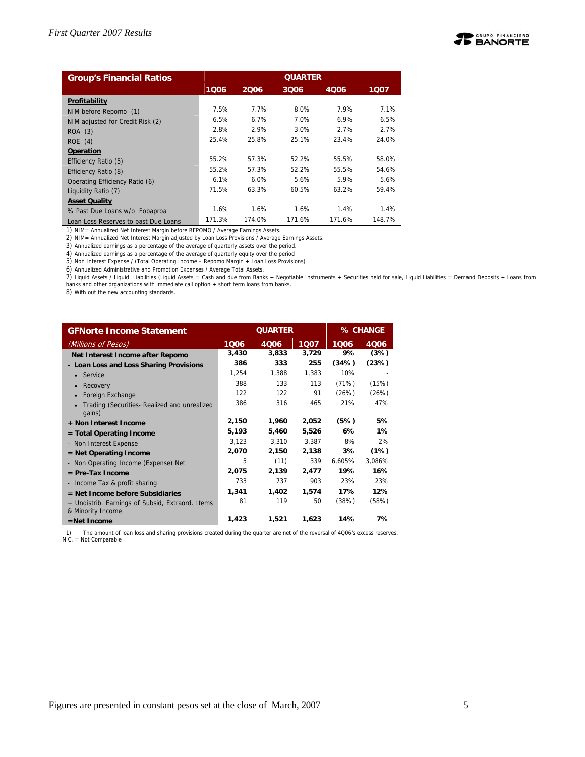| Group's Financial Ratios | QUARTER | | | | |
|---|---|---|---|---|---|
| | 1Q06 | 2Q06 | 3Q06 | 4Q06 | 1Q07 |
| **Profitability** | | | | | |
| NIM before Repomo (1) | 7.5% | 7.7% | 8.0% | 7.9% | 7.1% |
| NIM adjusted for Credit Risk (2) | 6.5% | 6.7% | 7.0% | 6.9% | 6.5% |
| ROA (3) | 2.8% | 2.9% | 3.0% | 2.7% | 2.7% |
| ROE (4) | 25.4% | 25.8% | 25.1% | 23.4% | 24.0% |
| **Operation** | | | | | |
| Efficiency Ratio (5) | 55.2% | 57.3% | 52.2% | 55.5% | 58.0% |
| Efficiency Ratio (8) | 55.2% | 57.3% | 52.2% | 55.5% | 54.6% |
| Operating Efficiency Ratio (6) | 6.1% | 6.0% | 5.6% | 5.9% | 5.6% |
| Liquidity Ratio (7) | 71.5% | 63.3% | 60.5% | 63.2% | 59.4% |
| **Asset Quality** | | | | | |
| % Past Due Loans w/o Fobaproa | 1.6% | 1.6% | 1.6% | 1.4% | 1.4% |
| Loan Loss Reserves to past Due Loans | 171.3% | 174.0% | 171.6% | 171.6% | 148.7% |

1) NIM= Annualized Net Interest Margin before REPOMO / Average Earnings Assets.
2) NIM= Annualized Net Interest Margin adjusted by Loan Loss Provisions / Average Earnings Assets.
3) Annualized earnings as a percentage of the average of quarterly assets over the period.
4) Annualized earnings as a percentage of the average of quarterly equity over the period
5) Non Interest Expense / (Total Operating Income – Repomo Margin + Loan Loss Provisions)
6) Annualized Administrative and Promotion Expenses / Average Total Assets.
7) Liquid Assets / Liquid Liabilities (Liquid Assets = Cash and due from Banks + Negotiable Instruments + Securities held for sale, Liquid Liabilities = Demand Deposits + Loans from banks and other organizations with immediate call option + short term loans from banks.
8) With out the new accounting standards.

| GFNorte Income Statement | QUARTER | | | % CHANGE | |
|---|---|---|---|---|---|
| *(Millions of Pesos)* | 1Q06 | 4Q06 | 1Q07 | 1Q06 | 4Q06 |
| **Net Interest Income after Repomo** | **3,430** | **3,833** | **3,729** | **9%** | **(3%)** |
| **- Loan Loss and Loss Sharing Provisions** | **386** | **333** | **255** | **(34%)** | **(23%)** |
| • Service | 1,254 | 1,388 | 1,383 | 10% | - |
| • Recovery | 388 | 133 | 113 | (71%) | (15%) |
| • Foreign Exchange | 122 | 122 | 91 | (26%) | (26%) |
| • Trading (Securities- Realized and unrealized gains) | 386 | 316 | 465 | 21% | 47% |
| **+ Non Interest Income** | **2,150** | **1,960** | **2,052** | **(5%)** | **5%** |
| **= Total Operating Income** | **5,193** | **5,460** | **5,526** | **6%** | **1%** |
| - Non Interest Expense | 3,123 | 3,310 | 3,387 | 8% | 2% |
| **= Net Operating Income** | **2,070** | **2,150** | **2,138** | **3%** | **(1%)** |
| - Non Operating Income (Expense) Net | 5 | (11) | 339 | 6,605% | 3,086% |
| **= Pre-Tax Income** | **2,075** | **2,139** | **2,477** | **19%** | **16%** |
| - Income Tax & profit sharing | 733 | 737 | 903 | 23% | 23% |
| **= Net Income before Subsidiaries** | **1,341** | **1,402** | **1,574** | **17%** | **12%** |
| + Undistrib. Earnings of Subsid, Extraord. Items & Minority Income | 81 | 119 | 50 | (38%) | (58%) |
| **=Net Income** | **1,423** | **1,521** | **1,623** | **14%** | **7%** |

1) The amount of loan loss and sharing provisions created during the quarter are net of the reversal of 4Q06's excess reserves.
N.C. = Not Comparable

Figures are presented in constant pesos set at the close of March, 2007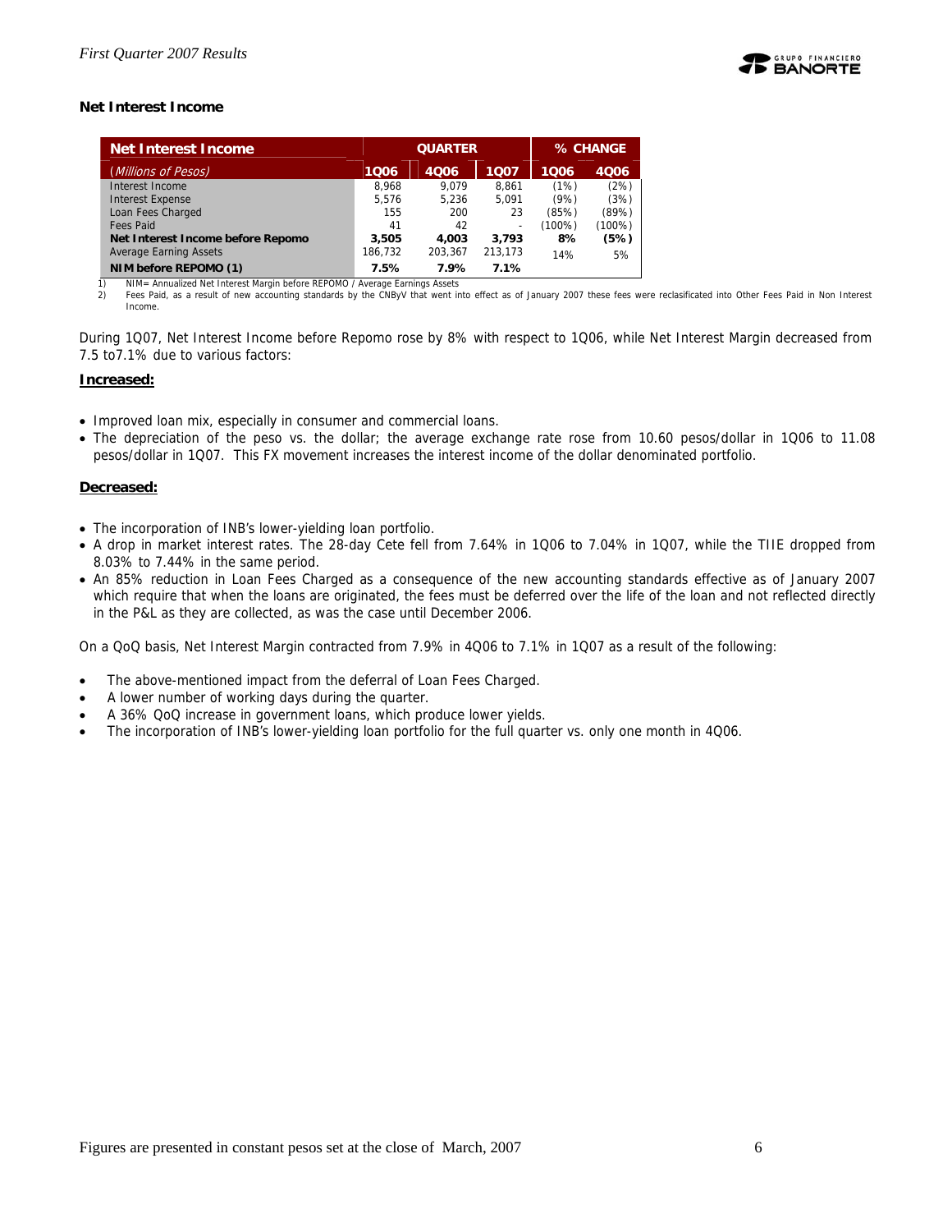## Net Interest Income

| Net Interest Income | QUARTER | | | % CHANGE | |
|---|---|---|---|---|---|
| *(Millions of Pesos)* | 1Q06 | 4Q06 | 1Q07 | 1Q06 | 4Q06 |
| Interest Income | 8,968 | 9,079 | 8,861 | (1%) | (2%) |
| Interest Expense | 5,576 | 5,236 | 5,091 | (9%) | (3%) |
| Loan Fees Charged | 155 | 200 | 23 | (85%) | (89%) |
| Fees Paid | 41 | 42 | - | (100%) | (100%) |
| **Net Interest Income before Repomo** | **3,505** | **4,003** | **3,793** | **8%** | **(5%)** |
| Average Earning Assets | 186,732 | 203,367 | 213,173 | 14% | 5% |
| **NIM before REPOMO (1)** | **7.5%** | **7.9%** | **7.1%** | | |

1) NIM= Annualized Net Interest Margin before REPOMO / Average Earnings Assets
2) Fees Paid, as a result of new accounting standards by the CNByV that went into effect as of January 2007 these fees were reclasificated into Other Fees Paid in Non Interest Income.

During 1Q07, Net Interest Income before Repomo rose by 8% with respect to 1Q06, while Net Interest Margin decreased from 7.5 to7.1% due to various factors:

**Increased:**

- Improved loan mix, especially in consumer and commercial loans.
- The depreciation of the peso vs. the dollar; the average exchange rate rose from 10.60 pesos/dollar in 1Q06 to 11.08 pesos/dollar in 1Q07. This FX movement increases the interest income of the dollar denominated portfolio.

**Decreased:**

- The incorporation of INB's lower-yielding loan portfolio.
- A drop in market interest rates. The 28-day Cete fell from 7.64% in 1Q06 to 7.04% in 1Q07, while the TIIE dropped from 8.03% to 7.44% in the same period.
- An 85% reduction in Loan Fees Charged as a consequence of the new accounting standards effective as of January 2007 which require that when the loans are originated, the fees must be deferred over the life of the loan and not reflected directly in the P&L as they are collected, as was the case until December 2006.

On a QoQ basis, Net Interest Margin contracted from 7.9% in 4Q06 to 7.1% in 1Q07 as a result of the following:

- The above-mentioned impact from the deferral of Loan Fees Charged.
- A lower number of working days during the quarter.
- A 36% QoQ increase in government loans, which produce lower yields.
- The incorporation of INB's lower-yielding loan portfolio for the full quarter vs. only one month in 4Q06.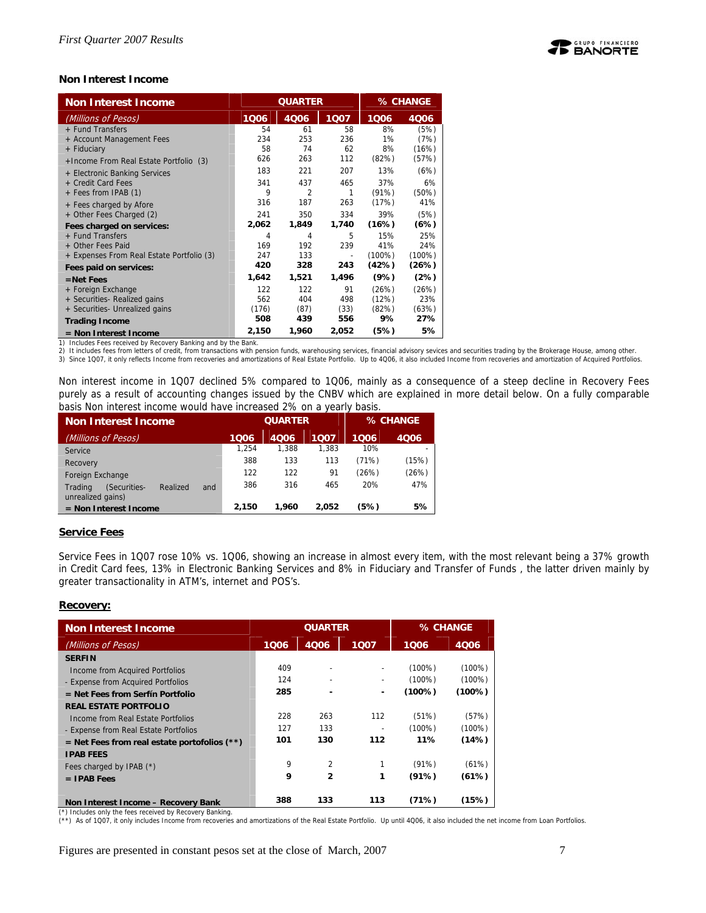## Non Interest Income

| Non Interest Income | QUARTER | | | % CHANGE | |
|---|---|---|---|---|---|
| *(Millions of Pesos)* | 1Q06 | 4Q06 | 1Q07 | 1Q06 | 4Q06 |
| + Fund Transfers | 54 | 61 | 58 | 8% | (5%) |
| + Account Management Fees | 234 | 253 | 236 | 1% | (7%) |
| + Fiduciary | 58 | 74 | 62 | 8% | (16%) |
| +Income From Real Estate Portfolio (3) | 626 | 263 | 112 | (82%) | (57%) |
| + Electronic Banking Services | 183 | 221 | 207 | 13% | (6%) |
| + Credit Card Fees | 341 | 437 | 465 | 37% | 6% |
| + Fees from IPAB (1) | 9 | 2 | 1 | (91%) | (50%) |
| + Fees charged by Afore | 316 | 187 | 263 | (17%) | 41% |
| + Other Fees Charged (2) | 241 | 350 | 334 | 39% | (5%) |
| **Fees charged on services:** | **2,062** | **1,849** | **1,740** | **(16%)** | **(6%)** |
| + Fund Transfers | 4 | 4 | 5 | 15% | 25% |
| + Other Fees Paid | 169 | 192 | 239 | 41% | 24% |
| + Expenses From Real Estate Portfolio (3) | 247 | 133 | - | (100%) | (100%) |
| **Fees paid on services:** | **420** | **328** | **243** | **(42%)** | **(26%)** |
| **=Net Fees** | **1,642** | **1,521** | **1,496** | **(9%)** | **(2%)** |
| + Foreign Exchange | 122 | 122 | 91 | (26%) | (26%) |
| + Securities- Realized gains | 562 | 404 | 498 | (12%) | 23% |
| + Securities- Unrealized gains | (176) | (87) | (33) | (82%) | (63%) |
| **Trading Income** | **508** | **439** | **556** | **9%** | **27%** |
| **= Non Interest Income** | **2,150** | **1,960** | **2,052** | **(5%)** | **5%** |

1) Includes Fees received by Recovery Banking and by the Bank.
2) It includes fees from letters of credit, from transactions with pension funds, warehousing services, financial advisory sevices and securities trading by the Brokerage House, among other.
3) Since 1Q07, it only reflects Income from recoveries and amortizations of Real Estate Portfolio. Up to 4Q06, it also included Income from recoveries and amortization of Acquired Portfolios.

Non interest income in 1Q07 declined 5% compared to 1Q06, mainly as a consequence of a steep decline in Recovery Fees purely as a result of accounting changes issued by the CNBV which are explained in more detail below. On a fully comparable basis Non interest income would have increased 2% on a yearly basis.

| Non Interest Income | QUARTER | | | % CHANGE | |
|---|---|---|---|---|---|
| *(Millions of Pesos)* | 1Q06 | 4Q06 | 1Q07 | 1Q06 | 4Q06 |
| Service | 1,254 | 1,388 | 1,383 | 10% | - |
| Recovery | 388 | 133 | 113 | (71%) | (15%) |
| Foreign Exchange | 122 | 122 | 91 | (26%) | (26%) |
| Trading (Securities- Realized and unrealized gains) | 386 | 316 | 465 | 20% | 47% |
| **= Non Interest Income** | **2,150** | **1,960** | **2,052** | **(5%)** | **5%** |

### Service Fees

Service Fees in 1Q07 rose 10% vs. 1Q06, showing an increase in almost every item, with the most relevant being a 37% growth in Credit Card fees, 13% in Electronic Banking Services and 8% in Fiduciary and Transfer of Funds , the latter driven mainly by greater transactionality in ATM's, internet and POS's.

### Recovery:

| Non Interest Income | QUARTER | | | % CHANGE | |
|---|---|---|---|---|---|
| *(Millions of Pesos)* | 1Q06 | 4Q06 | 1Q07 | 1Q06 | 4Q06 |
| **SERFIN** | | | | | |
| Income from Acquired Portfolios | 409 | - | - | (100%) | (100%) |
| - Expense from Acquired Portfolios | 124 | - | - | (100%) | (100%) |
| **= Net Fees from Serfín Portfolio** | **285** | **-** | **-** | **(100%)** | **(100%)** |
| **REAL ESTATE PORTFOLIO** | | | | | |
| Income from Real Estate Portfolios | 228 | 263 | 112 | (51%) | (57%) |
| - Expense from Real Estate Portfolios | 127 | 133 | - | (100%) | (100%) |
| **= Net Fees from real estate portofolios (\*\*)** | **101** | **130** | **112** | **11%** | **(14%)** |
| **IPAB FEES** | | | | | |
| Fees charged by IPAB (\*) | 9 | 2 | 1 | (91%) | (61%) |
| **= IPAB Fees** | **9** | **2** | **1** | **(91%)** | **(61%)** |
| **Non Interest Income – Recovery Bank** | **388** | **133** | **113** | **(71%)** | **(15%)** |

(*) Includes only the fees received by Recovery Banking.
(**) As of 1Q07, it only includes Income from recoveries and amortizations of the Real Estate Portfolio. Up until 4Q06, it also included the net income from Loan Portfolios.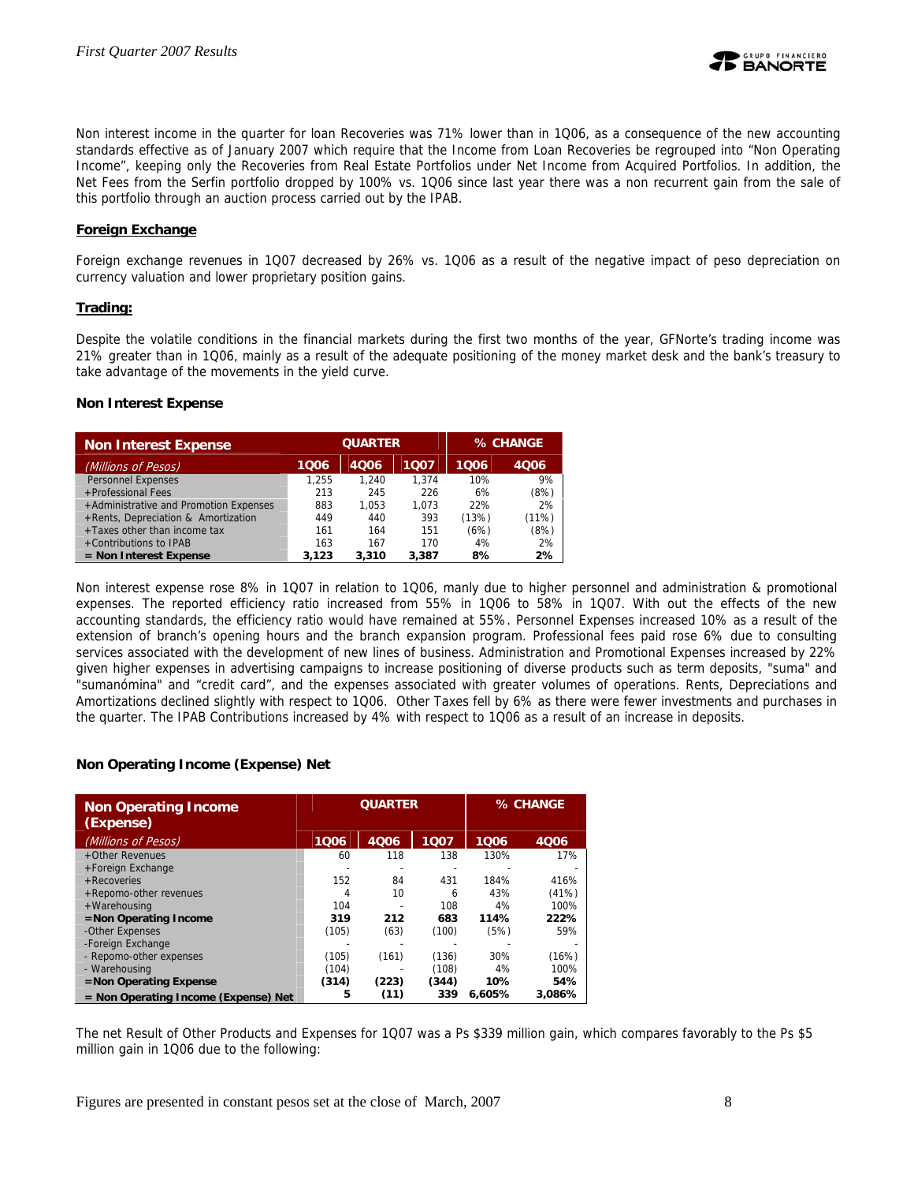Non interest income in the quarter for loan Recoveries was 71% lower than in 1Q06, as a consequence of the new accounting standards effective as of January 2007 which require that the Income from Loan Recoveries be regrouped into "Non Operating Income", keeping only the Recoveries from Real Estate Portfolios under Net Income from Acquired Portfolios. In addition, the Net Fees from the Serfin portfolio dropped by 100% vs. 1Q06 since last year there was a non recurrent gain from the sale of this portfolio through an auction process carried out by the IPAB.

**Foreign Exchange**

Foreign exchange revenues in 1Q07 decreased by 26% vs. 1Q06 as a result of the negative impact of peso depreciation on currency valuation and lower proprietary position gains.

**Trading:**

Despite the volatile conditions in the financial markets during the first two months of the year, GFNorte's trading income was 21% greater than in 1Q06, mainly as a result of the adequate positioning of the money market desk and the bank's treasury to take advantage of the movements in the yield curve.

**Non Interest Expense**

| Non Interest Expense | QUARTER | | | % CHANGE | |
|---|---|---|---|---|---|
| *(Millions of Pesos)* | 1Q06 | 4Q06 | 1Q07 | 1Q06 | 4Q06 |
| Personnel Expenses | 1,255 | 1,240 | 1,374 | 10% | 9% |
| +Professional Fees | 213 | 245 | 226 | 6% | (8%) |
| +Administrative and Promotion Expenses | 883 | 1,053 | 1,073 | 22% | 2% |
| +Rents, Depreciation & Amortization | 449 | 440 | 393 | (13%) | (11%) |
| +Taxes other than income tax | 161 | 164 | 151 | (6%) | (8%) |
| +Contributions to IPAB | 163 | 167 | 170 | 4% | 2% |
| **= Non Interest Expense** | **3,123** | **3,310** | **3,387** | **8%** | **2%** |

Non interest expense rose 8% in 1Q07 in relation to 1Q06, manly due to higher personnel and administration & promotional expenses. The reported efficiency ratio increased from 55% in 1Q06 to 58% in 1Q07. With out the effects of the new accounting standards, the efficiency ratio would have remained at 55%. Personnel Expenses increased 10% as a result of the extension of branch's opening hours and the branch expansion program. Professional fees paid rose 6% due to consulting services associated with the development of new lines of business. Administration and Promotional Expenses increased by 22% given higher expenses in advertising campaigns to increase positioning of diverse products such as term deposits, "suma" and "sumanómina" and "credit card", and the expenses associated with greater volumes of operations. Rents, Depreciations and Amortizations declined slightly with respect to 1Q06. Other Taxes fell by 6% as there were fewer investments and purchases in the quarter. The IPAB Contributions increased by 4% with respect to 1Q06 as a result of an increase in deposits.

**Non Operating Income (Expense) Net**

| Non Operating Income (Expense) | QUARTER | | | % CHANGE | |
|---|---|---|---|---|---|
| *(Millions of Pesos)* | 1Q06 | 4Q06 | 1Q07 | 1Q06 | 4Q06 |
| +Other Revenues | 60 | 118 | 138 | 130% | 17% |
| +Foreign Exchange | - | - | - | - | - |
| +Recoveries | 152 | 84 | 431 | 184% | 416% |
| +Repomo-other revenues | 4 | 10 | 6 | 43% | (41%) |
| +Warehousing | 104 | - | 108 | 4% | 100% |
| **=Non Operating Income** | **319** | **212** | **683** | **114%** | **222%** |
| -Other Expenses | (105) | (63) | (100) | (5%) | 59% |
| -Foreign Exchange | - | - | - | - | - |
| - Repomo-other expenses | (105) | (161) | (136) | 30% | (16%) |
| - Warehousing | (104) | - | (108) | 4% | 100% |
| **=Non Operating Expense** | **(314)** | **(223)** | **(344)** | **10%** | **54%** |
| **= Non Operating Income (Expense) Net** | **5** | **(11)** | **339** | **6,605%** | **3,086%** |

The net Result of Other Products and Expenses for 1Q07 was a Ps $339 million gain, which compares favorably to the Ps $5 million gain in 1Q06 due to the following:

Figures are presented in constant pesos set at the close of March, 2007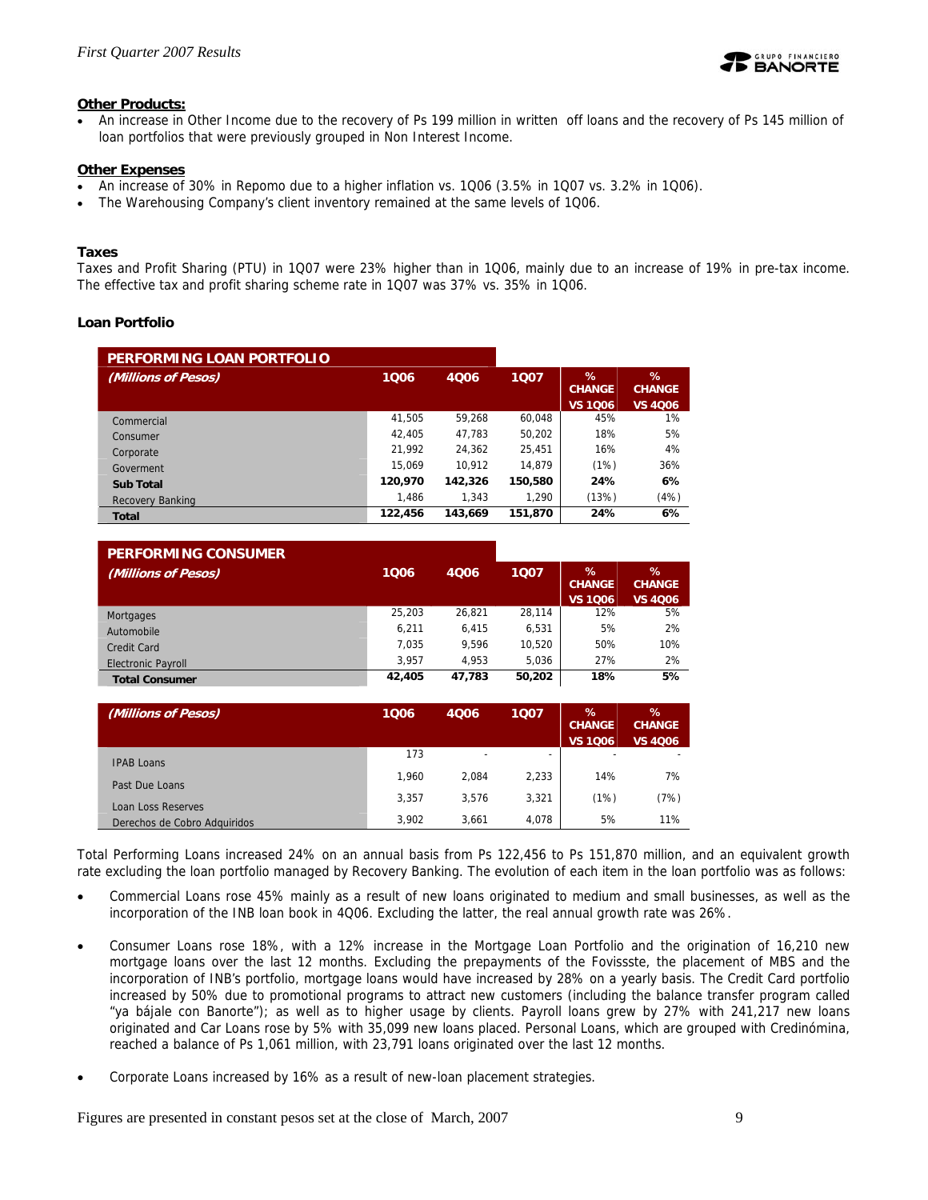**Other Products:**

- An increase in Other Income due to the recovery of Ps 199 million in written off loans and the recovery of Ps 145 million of loan portfolios that were previously grouped in Non Interest Income.

**Other Expenses**

- An increase of 30% in Repomo due to a higher inflation vs. 1Q06 (3.5% in 1Q07 vs. 3.2% in 1Q06).
- The Warehousing Company's client inventory remained at the same levels of 1Q06.

**Taxes**

Taxes and Profit Sharing (PTU) in 1Q07 were 23% higher than in 1Q06, mainly due to an increase of 19% in pre-tax income. The effective tax and profit sharing scheme rate in 1Q07 was 37% vs. 35% in 1Q06.

**Loan Portfolio**

| PERFORMING LOAN PORTFOLIO *(Millions of Pesos)* | 1Q06 | 4Q06 | 1Q07 | % CHANGE VS 1Q06 | % CHANGE VS 4Q06 |
|---|---|---|---|---|---|
| Commercial | 41,505 | 59,268 | 60,048 | 45% | 1% |
| Consumer | 42,405 | 47,783 | 50,202 | 18% | 5% |
| Corporate | 21,992 | 24,362 | 25,451 | 16% | 4% |
| Goverment | 15,069 | 10,912 | 14,879 | (1%) | 36% |
| **Sub Total** | **120,970** | **142,326** | **150,580** | **24%** | **6%** |
| Recovery Banking | 1,486 | 1,343 | 1,290 | (13%) | (4%) |
| **Total** | **122,456** | **143,669** | **151,870** | **24%** | **6%** |

| PERFORMING CONSUMER *(Millions of Pesos)* | 1Q06 | 4Q06 | 1Q07 | % CHANGE VS 1Q06 | % CHANGE VS 4Q06 |
|---|---|---|---|---|---|
| Mortgages | 25,203 | 26,821 | 28,114 | 12% | 5% |
| Automobile | 6,211 | 6,415 | 6,531 | 5% | 2% |
| Credit Card | 7,035 | 9,596 | 10,520 | 50% | 10% |
| Electronic Payroll | 3,957 | 4,953 | 5,036 | 27% | 2% |
| **Total Consumer** | **42,405** | **47,783** | **50,202** | **18%** | **5%** |

| *(Millions of Pesos)* | 1Q06 | 4Q06 | 1Q07 | % CHANGE VS 1Q06 | % CHANGE VS 4Q06 |
|---|---|---|---|---|---|
| IPAB Loans | 173 | - | - | - | - |
| Past Due Loans | 1,960 | 2,084 | 2,233 | 14% | 7% |
| Loan Loss Reserves | 3,357 | 3,576 | 3,321 | (1%) | (7%) |
| Derechos de Cobro Adquiridos | 3,902 | 3,661 | 4,078 | 5% | 11% |

Total Performing Loans increased 24% on an annual basis from Ps 122,456 to Ps 151,870 million, and an equivalent growth rate excluding the loan portfolio managed by Recovery Banking. The evolution of each item in the loan portfolio was as follows:

- Commercial Loans rose 45% mainly as a result of new loans originated to medium and small businesses, as well as the incorporation of the INB loan book in 4Q06. Excluding the latter, the real annual growth rate was 26%.

- Consumer Loans rose 18%, with a 12% increase in the Mortgage Loan Portfolio and the origination of 16,210 new mortgage loans over the last 12 months. Excluding the prepayments of the Fovissste, the placement of MBS and the incorporation of INB's portfolio, mortgage loans would have increased by 28% on a yearly basis. The Credit Card portfolio increased by 50% due to promotional programs to attract new customers (including the balance transfer program called "ya bájale con Banorte"); as well as to higher usage by clients. Payroll loans grew by 27% with 241,217 new loans originated and Car Loans rose by 5% with 35,099 new loans placed. Personal Loans, which are grouped with Credinómina, reached a balance of Ps 1,061 million, with 23,791 loans originated over the last 12 months.

- Corporate Loans increased by 16% as a result of new-loan placement strategies.

Figures are presented in constant pesos set at the close of March, 2007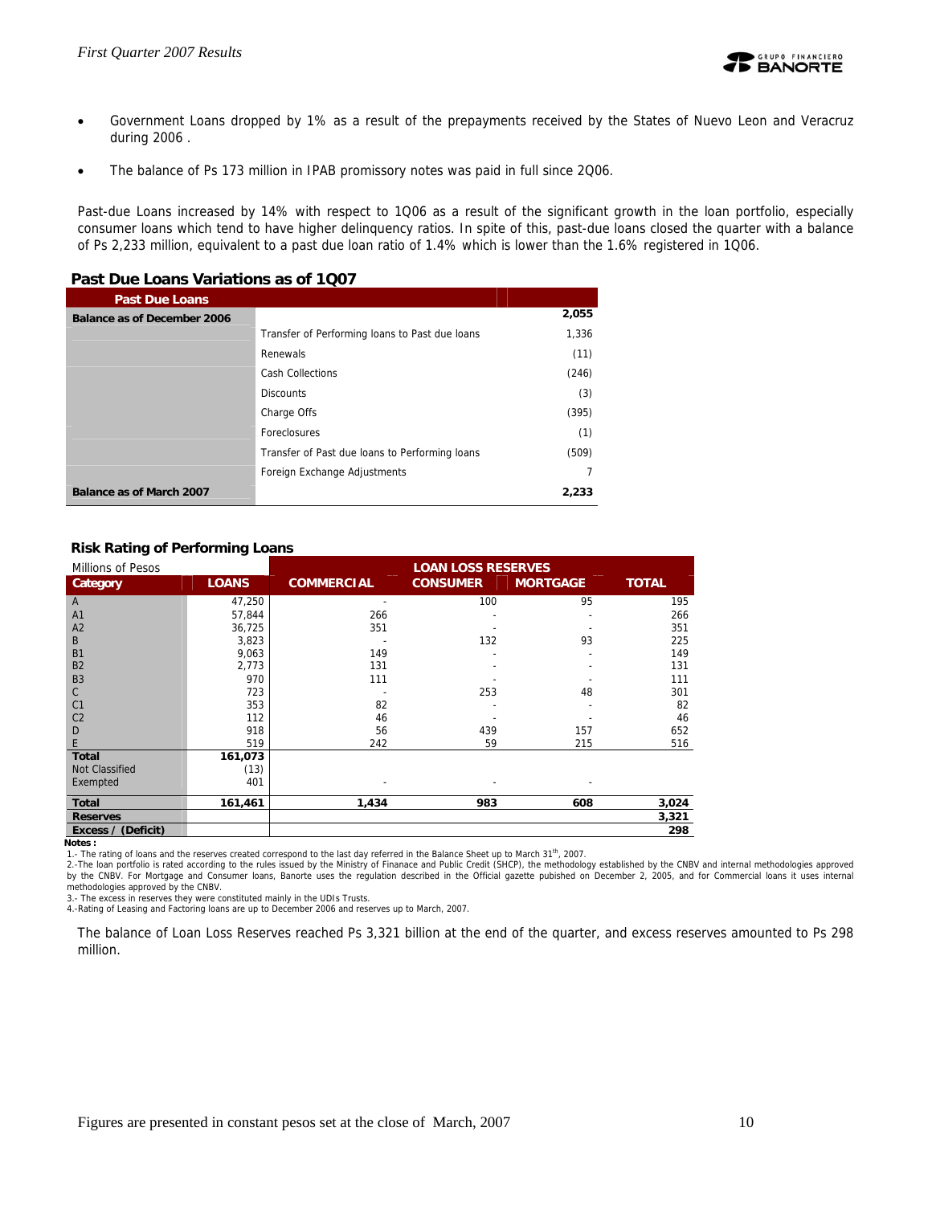- Government Loans dropped by 1% as a result of the prepayments received by the States of Nuevo Leon and Veracruz during 2006 .
- The balance of Ps 173 million in IPAB promissory notes was paid in full since 2Q06.

Past-due Loans increased by 14% with respect to 1Q06 as a result of the significant growth in the loan portfolio, especially consumer loans which tend to have higher delinquency ratios. In spite of this, past-due loans closed the quarter with a balance of Ps 2,233 million, equivalent to a past due loan ratio of 1.4% which is lower than the 1.6% registered in 1Q06.

### Past Due Loans Variations as of 1Q07

| Past Due Loans | | |
|---|---|---|
| **Balance as of December 2006** | | **2,055** |
| | Transfer of Performing loans to Past due loans | 1,336 |
| | Renewals | (11) |
| | Cash Collections | (246) |
| | Discounts | (3) |
| | Charge Offs | (395) |
| | Foreclosures | (1) |
| | Transfer of Past due loans to Performing loans | (509) |
| | Foreign Exchange Adjustments | 7 |
| **Balance as of March 2007** | | **2,233** |

### Risk Rating of Performing Loans

| Millions of Pesos | | LOAN LOSS RESERVES | | | |
|---|---|---|---|---|---|
| **Category** | **LOANS** | **COMMERCIAL** | **CONSUMER** | **MORTGAGE** | **TOTAL** |
| A | 47,250 | - | 100 | 95 | 195 |
| A1 | 57,844 | 266 | - | - | 266 |
| A2 | 36,725 | 351 | - | - | 351 |
| B | 3,823 | - | 132 | 93 | 225 |
| B1 | 9,063 | 149 | - | - | 149 |
| B2 | 2,773 | 131 | - | - | 131 |
| B3 | 970 | 111 | - | - | 111 |
| C | 723 | - | 253 | 48 | 301 |
| C1 | 353 | 82 | - | - | 82 |
| C2 | 112 | 46 | - | - | 46 |
| D | 918 | 56 | 439 | 157 | 652 |
| E | 519 | 242 | 59 | 215 | 516 |
| **Total** | **161,073** | | | | |
| Not Classified | (13) | | | | |
| Exempted | 401 | - | - | - | |
| **Total** | **161,461** | **1,434** | **983** | **608** | **3,024** |
| **Reserves** | | | | | **3,321** |
| **Excess / (Deficit)** | | | | | **298** |

**Notes :**

1.- The rating of loans and the reserves created correspond to the last day referred in the Balance Sheet up to March 31th, 2007.

2.-The loan portfolio is rated according to the rules issued by the Ministry of Finanace and Public Credit (SHCP), the methodology established by the CNBV and internal methodologies approved by the CNBV. For Mortgage and Consumer loans, Banorte uses the regulation described in the Official gazette pubished on December 2, 2005, and for Commercial loans it uses internal methodologies approved by the CNBV.

3.- The excess in reserves they were constituted mainly in the UDIs Trusts.

4.-Rating of Leasing and Factoring loans are up to December 2006 and reserves up to March, 2007.

The balance of Loan Loss Reserves reached Ps 3,321 billion at the end of the quarter, and excess reserves amounted to Ps 298 million.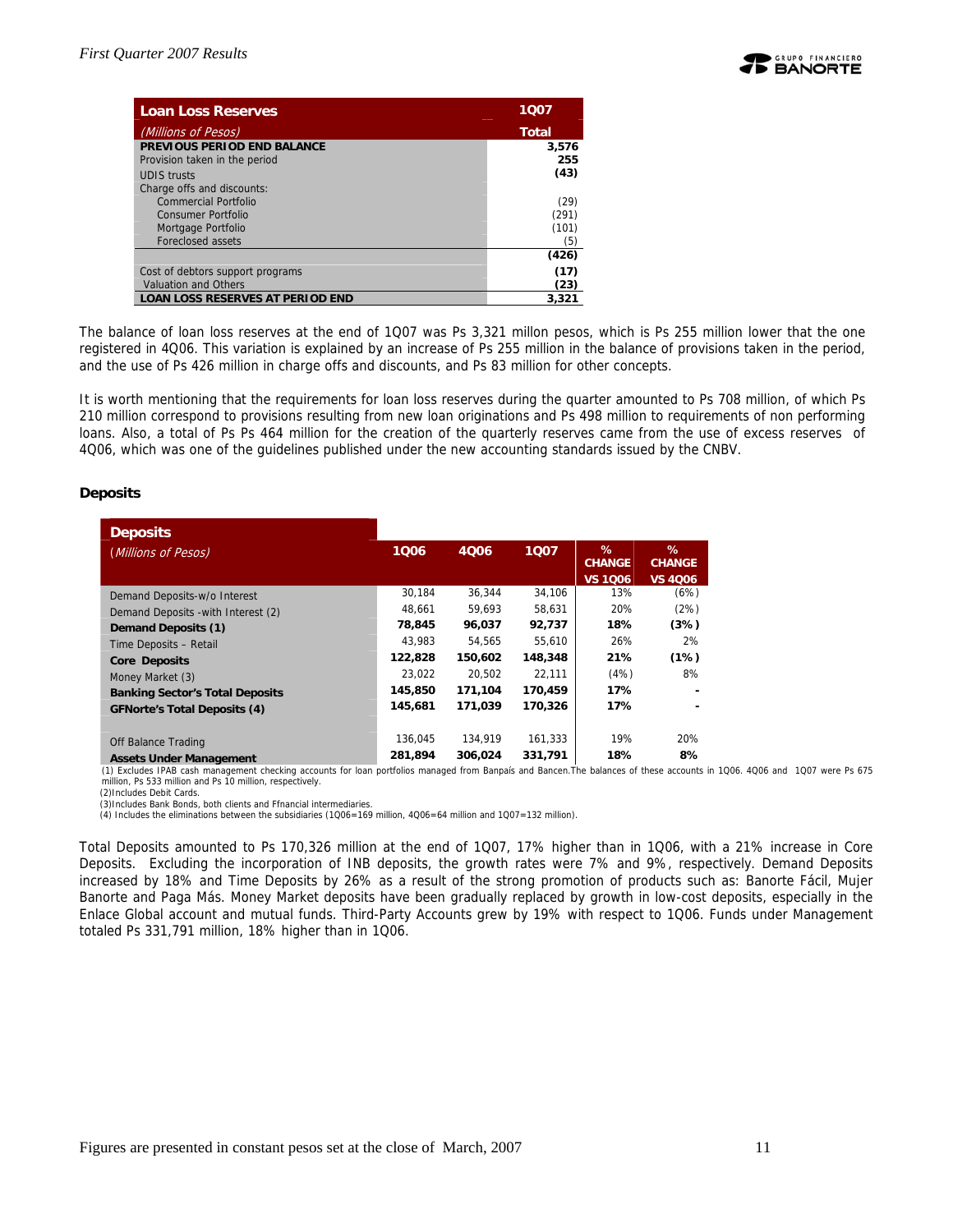| Loan Loss Reserves | 1Q07 |
|---|---|
| *(Millions of Pesos)* | **Total** |
| **PREVIOUS PERIOD END BALANCE** | **3,576** |
| Provision taken in the period | **255** |
| UDIS trusts | **(43)** |
| Charge offs and discounts: | |
| Commercial Portfolio | (29) |
| Consumer Portfolio | (291) |
| Mortgage Portfolio | (101) |
| Foreclosed assets | (5) |
| | **(426)** |
| Cost of debtors support programs | **(17)** |
| Valuation and Others | **(23)** |
| **LOAN LOSS RESERVES AT PERIOD END** | **3,321** |

The balance of loan loss reserves at the end of 1Q07 was Ps 3,321 millon pesos, which is Ps 255 million lower that the one registered in 4Q06. This variation is explained by an increase of Ps 255 million in the balance of provisions taken in the period, and the use of Ps 426 million in charge offs and discounts, and Ps 83 million for other concepts.

It is worth mentioning that the requirements for loan loss reserves during the quarter amounted to Ps 708 million, of which Ps 210 million correspond to provisions resulting from new loan originations and Ps 498 million to requirements of non performing loans. Also, a total of Ps Ps 464 million for the creation of the quarterly reserves came from the use of excess reserves of 4Q06, which was one of the guidelines published under the new accounting standards issued by the CNBV.

### Deposits

| Deposits *(Millions of Pesos)* | 1Q06 | 4Q06 | 1Q07 | % CHANGE VS 1Q06 | % CHANGE VS 4Q06 |
|---|---|---|---|---|---|
| Demand Deposits-w/o Interest | 30,184 | 36,344 | 34,106 | 13% | (6%) |
| Demand Deposits -with Interest (2) | 48,661 | 59,693 | 58,631 | 20% | (2%) |
| **Demand Deposits (1)** | **78,845** | **96,037** | **92,737** | **18%** | **(3%)** |
| Time Deposits – Retail | 43,983 | 54,565 | 55,610 | 26% | 2% |
| **Core Deposits** | **122,828** | **150,602** | **148,348** | **21%** | **(1%)** |
| Money Market (3) | 23,022 | 20,502 | 22,111 | (4%) | 8% |
| **Banking Sector's Total Deposits** | **145,850** | **171,104** | **170,459** | **17%** | **-** |
| **GFNorte's Total Deposits (4)** | **145,681** | **171,039** | **170,326** | **17%** | **-** |
| | | | | | |
| Off Balance Trading | 136,045 | 134,919 | 161,333 | 19% | 20% |
| **Assets Under Management** | **281,894** | **306,024** | **331,791** | **18%** | **8%** |

(1) Excludes IPAB cash management checking accounts for loan portfolios managed from Banpaís and Bancen.The balances of these accounts in 1Q06. 4Q06 and 1Q07 were Ps 675 million, Ps 533 million and Ps 10 million, respectively.
(2)Includes Debit Cards.
(3)Includes Bank Bonds, both clients and Ffnancial intermediaries.
(4) Includes the eliminations between the subsidiaries (1Q06=169 million, 4Q06=64 million and 1Q07=132 million).

Total Deposits amounted to Ps 170,326 million at the end of 1Q07, 17% higher than in 1Q06, with a 21% increase in Core Deposits. Excluding the incorporation of INB deposits, the growth rates were 7% and 9%, respectively. Demand Deposits increased by 18% and Time Deposits by 26% as a result of the strong promotion of products such as: Banorte Fácil, Mujer Banorte and Paga Más. Money Market deposits have been gradually replaced by growth in low-cost deposits, especially in the Enlace Global account and mutual funds. Third-Party Accounts grew by 19% with respect to 1Q06. Funds under Management totaled Ps 331,791 million, 18% higher than in 1Q06.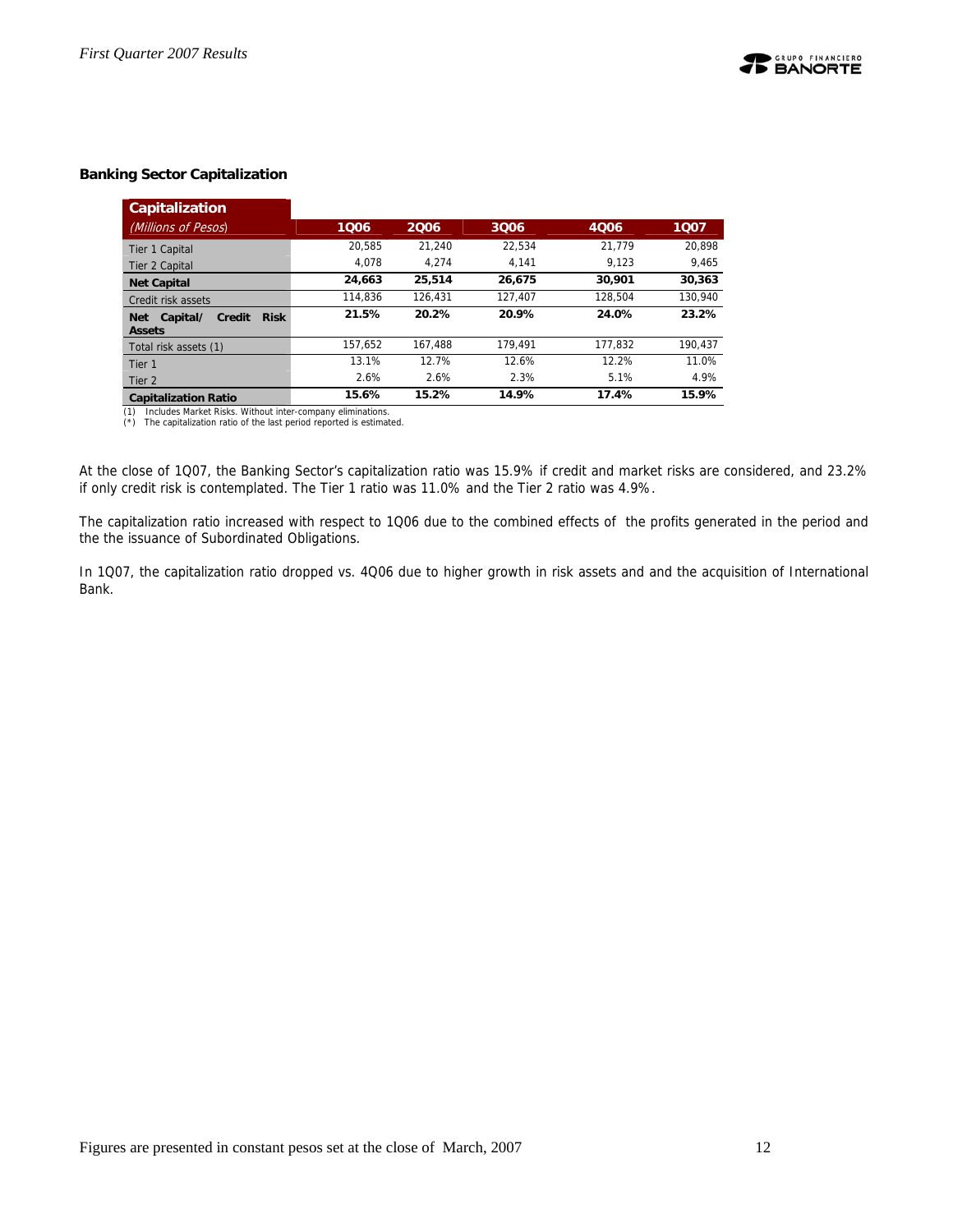### Banking Sector Capitalization

| Capitalization *(Millions of Pesos)* | 1Q06 | 2Q06 | 3Q06 | 4Q06 | 1Q07 |
|---|---|---|---|---|---|
| Tier 1 Capital | 20,585 | 21,240 | 22,534 | 21,779 | 20,898 |
| Tier 2 Capital | 4,078 | 4,274 | 4,141 | 9,123 | 9,465 |
| **Net Capital** | **24,663** | **25,514** | **26,675** | **30,901** | **30,363** |
| Credit risk assets | 114,836 | 126,431 | 127,407 | 128,504 | 130,940 |
| **Net Capital/ Credit Risk Assets** | **21.5%** | **20.2%** | **20.9%** | **24.0%** | **23.2%** |
| Total risk assets (1) | 157,652 | 167,488 | 179,491 | 177,832 | 190,437 |
| Tier 1 | 13.1% | 12.7% | 12.6% | 12.2% | 11.0% |
| Tier 2 | 2.6% | 2.6% | 2.3% | 5.1% | 4.9% |
| **Capitalization Ratio** | **15.6%** | **15.2%** | **14.9%** | **17.4%** | **15.9%** |

(1) Includes Market Risks. Without inter-company eliminations.
(*) The capitalization ratio of the last period reported is estimated.

At the close of 1Q07, the Banking Sector's capitalization ratio was 15.9% if credit and market risks are considered, and 23.2% if only credit risk is contemplated. The Tier 1 ratio was 11.0% and the Tier 2 ratio was 4.9%.

The capitalization ratio increased with respect to 1Q06 due to the combined effects of the profits generated in the period and the the issuance of Subordinated Obligations.

In 1Q07, the capitalization ratio dropped vs. 4Q06 due to higher growth in risk assets and and the acquisition of International Bank.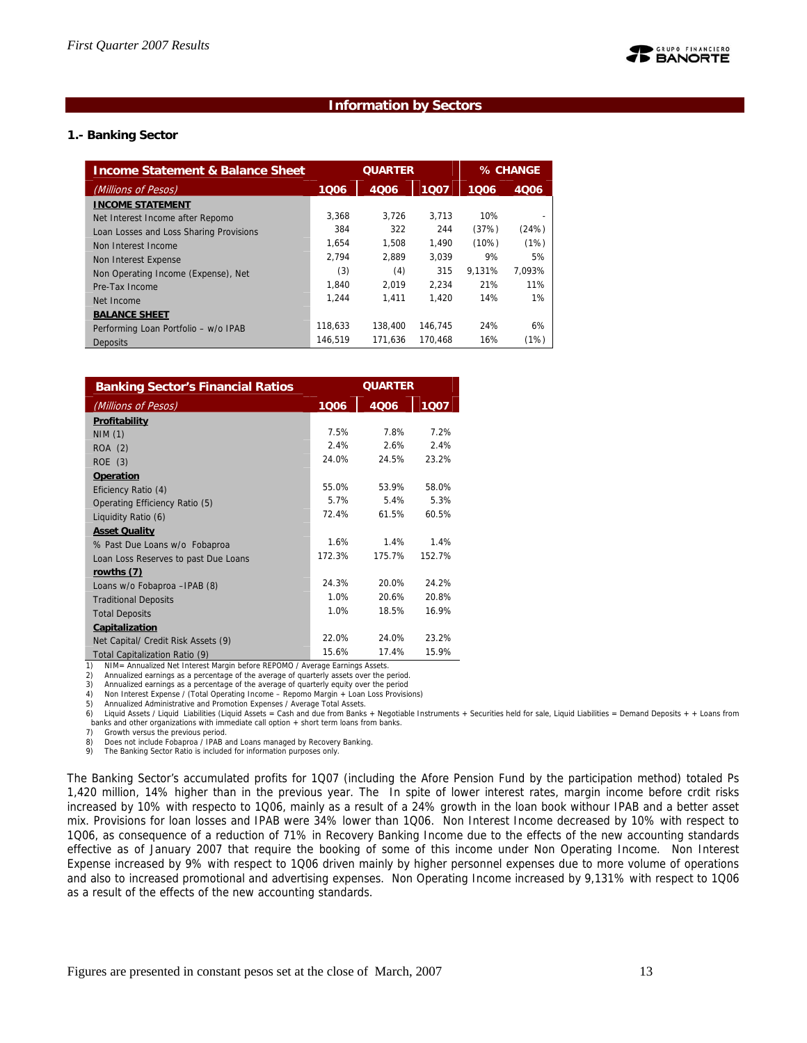## Information by Sectors

### 1.- Banking Sector

| Income Statement & Balance Sheet | QUARTER | | | % CHANGE | |
|---|---|---|---|---|---|
| *(Millions of Pesos)* | 1Q06 | 4Q06 | 1Q07 | 1Q06 | 4Q06 |
| **INCOME STATEMENT** | | | | | |
| Net Interest Income after Repomo | 3,368 | 3,726 | 3,713 | 10% | - |
| Loan Losses and Loss Sharing Provisions | 384 | 322 | 244 | (37%) | (24%) |
| Non Interest Income | 1,654 | 1,508 | 1,490 | (10%) | (1%) |
| Non Interest Expense | 2,794 | 2,889 | 3,039 | 9% | 5% |
| Non Operating Income (Expense), Net | (3) | (4) | 315 | 9,131% | 7,093% |
| Pre-Tax Income | 1,840 | 2,019 | 2,234 | 21% | 11% |
| Net Income | 1,244 | 1,411 | 1,420 | 14% | 1% |
| **BALANCE SHEET** | | | | | |
| Performing Loan Portfolio – w/o IPAB | 118,633 | 138,400 | 146,745 | 24% | 6% |
| Deposits | 146,519 | 171,636 | 170,468 | 16% | (1%) |

| Banking Sector's Financial Ratios | QUARTER | | |
|---|---|---|---|
| *(Millions of Pesos)* | 1Q06 | 4Q06 | 1Q07 |
| **Profitability** | | | |
| NIM (1) | 7.5% | 7.8% | 7.2% |
| ROA (2) | 2.4% | 2.6% | 2.4% |
| ROE (3) | 24.0% | 24.5% | 23.2% |
| **Operation** | | | |
| Eficiency Ratio (4) | 55.0% | 53.9% | 58.0% |
| Operating Efficiency Ratio (5) | 5.7% | 5.4% | 5.3% |
| Liquidity Ratio (6) | 72.4% | 61.5% | 60.5% |
| **Asset Quality** | | | |
| % Past Due Loans w/o Fobaproa | 1.6% | 1.4% | 1.4% |
| Loan Loss Reserves to past Due Loans | 172.3% | 175.7% | 152.7% |
| **rowths (7)** | | | |
| Loans w/o Fobaproa –IPAB (8) | 24.3% | 20.0% | 24.2% |
| Traditional Deposits | 1.0% | 20.6% | 20.8% |
| Total Deposits | 1.0% | 18.5% | 16.9% |
| **Capitalization** | | | |
| Net Capital/ Credit Risk Assets (9) | 22.0% | 24.0% | 23.2% |
| Total Capitalization Ratio (9) | 15.6% | 17.4% | 15.9% |

1) NIM= Annualized Net Interest Margin before REPOMO / Average Earnings Assets.
2) Annualized earnings as a percentage of the average of quarterly assets over the period.
3) Annualized earnings as a percentage of the average of quarterly equity over the period
4) Non Interest Expense / (Total Operating Income – Repomo Margin + Loan Loss Provisions)
5) Annualized Administrative and Promotion Expenses / Average Total Assets.
6) Liquid Assets / Liquid Liabilities (Liquid Assets = Cash and due from Banks + Negotiable Instruments + Securities held for sale, Liquid Liabilities = Demand Deposits + + Loans from banks and other organizations with immediate call option + short term loans from banks.
7) Growth versus the previous period.
8) Does not include Fobaproa / IPAB and Loans managed by Recovery Banking.
9) The Banking Sector Ratio is included for information purposes only.

The Banking Sector's accumulated profits for 1Q07 (including the Afore Pension Fund by the participation method) totaled Ps 1,420 million, 14% higher than in the previous year. The In spite of lower interest rates, margin income before crdit risks increased by 10% with respecto to 1Q06, mainly as a result of a 24% growth in the loan book withour IPAB and a better asset mix. Provisions for loan losses and IPAB were 34% lower than 1Q06. Non Interest Income decreased by 10% with respect to 1Q06, as consequence of a reduction of 71% in Recovery Banking Income due to the effects of the new accounting standards effective as of January 2007 that require the booking of some of this income under Non Operating Income. Non Interest Expense increased by 9% with respect to 1Q06 driven mainly by higher personnel expenses due to more volume of operations and also to increased promotional and advertising expenses. Non Operating Income increased by 9,131% with respect to 1Q06 as a result of the effects of the new accounting standards.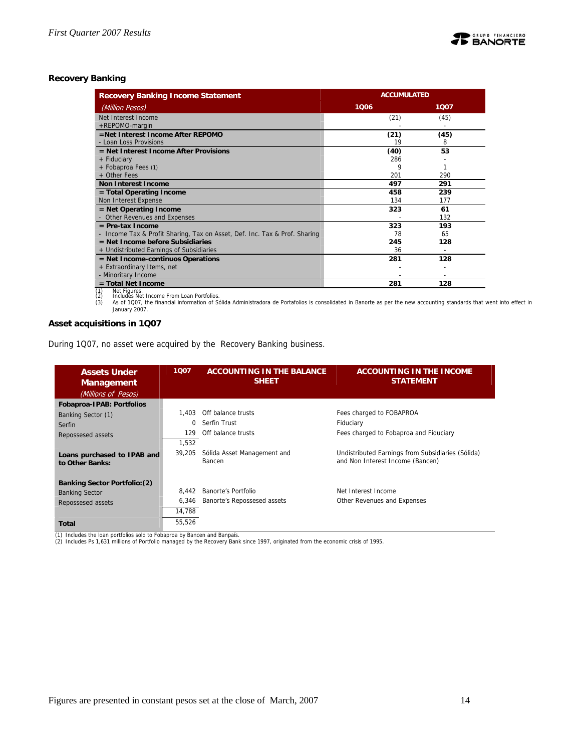## Recovery Banking

| Recovery Banking Income Statement | ACCUMULATED | |
|---|---|---|
| *(Million Pesos)* | 1Q06 | 1Q07 |
| Net Interest Income | (21) | (45) |
| +REPOMO-margin | - | - |
| **=Net Interest Income After REPOMO** | **(21)** | **(45)** |
| - Loan Loss Provisions | 19 | 8 |
| **= Net Interest Income After Provisions** | **(40)** | **53** |
| + Fiduciary | 286 | - |
| + Fobaproa Fees (1) | 9 | 1 |
| + Other Fees | 201 | 290 |
| **Non Interest Income** | **497** | **291** |
| **= Total Operating Income** | **458** | **239** |
| Non Interest Expense | 134 | 177 |
| **= Net Operating Income** | **323** | **61** |
| - Other Revenues and Expenses | - | 132 |
| **= Pre-tax Income** | **323** | **193** |
| - Income Tax & Profit Sharing, Tax on Asset, Def. Inc. Tax & Prof. Sharing | 78 | 65 |
| **= Net Income before Subsidiaries** | **245** | **128** |
| + Undistributed Earnings of Subsidiaries | 36 | - |
| **= Net Income-continuos Operations** | **281** | **128** |
| + Extraordinary Items, net | - | - |
| - Minoritary Income | - | - |
| **= Total Net Income** | **281** | **128** |

(1) Net Figures.
(2) Includes Net Income From Loan Portfolios.
(3) As of 1Q07, the financial information of Sólida Administradora de Portafolios is consolidated in Banorte as per the new accounting standards that went into effect in January 2007.

### Asset acquisitions in 1Q07

During 1Q07, no asset were acquired by the Recovery Banking business.

| Assets Under Management *(Millions of Pesos)* | 1Q07 | ACCOUNTING IN THE BALANCE SHEET | ACCOUNTING IN THE INCOME STATEMENT |
|---|---|---|---|
| **Fobaproa-IPAB: Portfolios** | | | |
| Banking Sector (1) | 1,403 | Off balance trusts | Fees charged to FOBAPROA |
| Serfin | 0 | Serfin Trust | Fiduciary |
| Repossesed assets | 129 | Off balance trusts | Fees charged to Fobaproa and Fiduciary |
| | 1,532 | | |
| **Loans purchased to IPAB and to Other Banks:** | 39,205 | Sólida Asset Management and Bancen | Undistributed Earnings from Subsidiaries (Sólida) and Non Interest Income (Bancen) |
| **Banking Sector Portfolio:(2)** | | | |
| Banking Sector | 8,442 | Banorte's Portfolio | Net Interest Income |
| Repossesed assets | 6,346 | Banorte's Repossesed assets | Other Revenues and Expenses |
| | 14,788 | | |
| **Total** | 55,526 | | |

(1) Includes the loan portfolios sold to Fobaproa by Bancen and Banpaís.
(2) Includes Ps 1,631 millions of Portfolio managed by the Recovery Bank since 1997, originated from the economic crisis of 1995.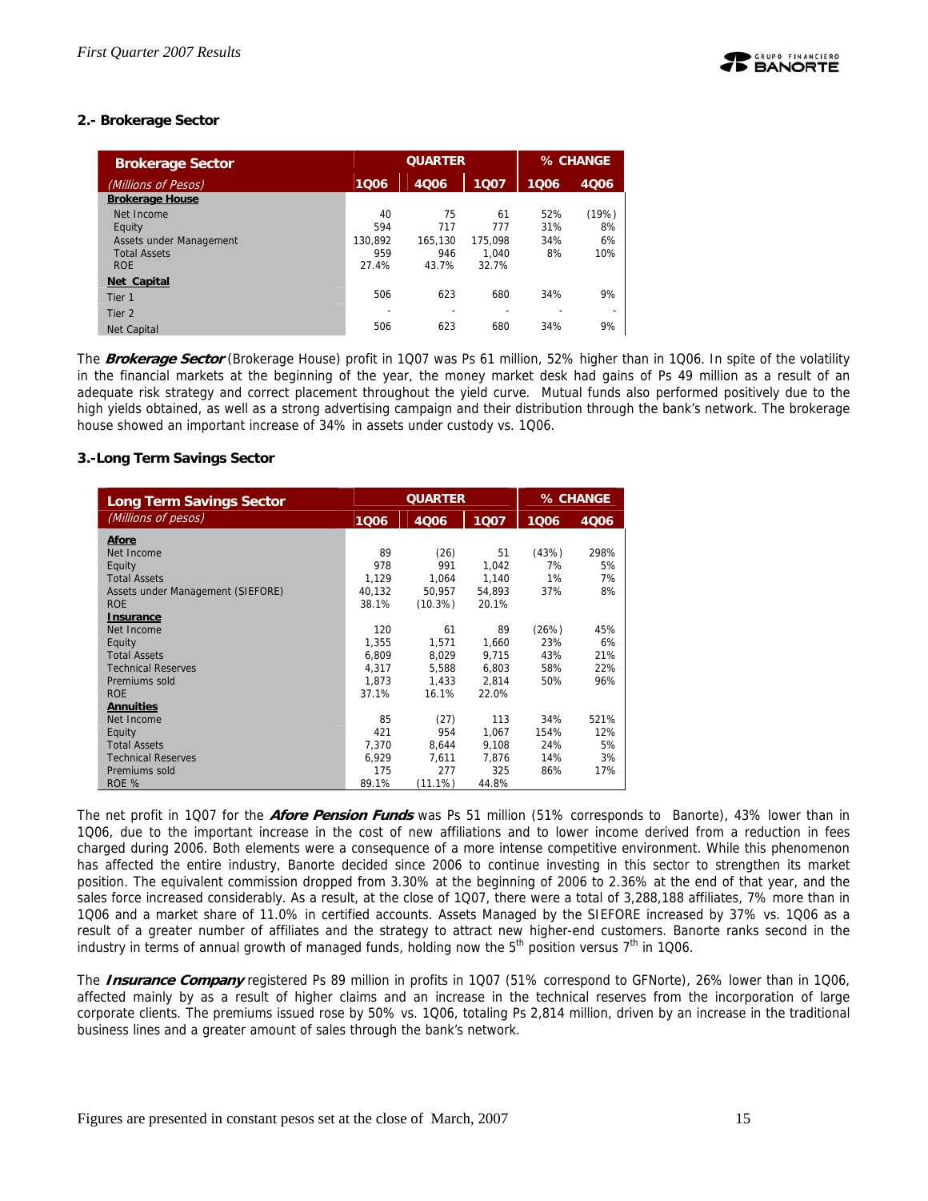### 2.- Brokerage Sector

| Brokerage Sector | QUARTER | | | % CHANGE | |
|---|---|---|---|---|---|
| (Millions of Pesos) | 1Q06 | 4Q06 | 1Q07 | 1Q06 | 4Q06 |
| **Brokerage House** | | | | | |
| Net Income | 40 | 75 | 61 | 52% | (19%) |
| Equity | 594 | 717 | 777 | 31% | 8% |
| Assets under Management | 130,892 | 165,130 | 175,098 | 34% | 6% |
| Total Assets | 959 | 946 | 1,040 | 8% | 10% |
| ROE | 27.4% | 43.7% | 32.7% | | |
| **Net Capital** | | | | | |
| Tier 1 | 506 | 623 | 680 | 34% | 9% |
| Tier 2 | - | - | - | - | - |
| Net Capital | 506 | 623 | 680 | 34% | 9% |

The ***Brokerage Sector*** (Brokerage House) profit in 1Q07 was Ps 61 million, 52% higher than in 1Q06. In spite of the volatility in the financial markets at the beginning of the year, the money market desk had gains of Ps 49 million as a result of an adequate risk strategy and correct placement throughout the yield curve. Mutual funds also performed positively due to the high yields obtained, as well as a strong advertising campaign and their distribution through the bank's network. The brokerage house showed an important increase of 34% in assets under custody vs. 1Q06.

### 3.-Long Term Savings Sector

| Long Term Savings Sector | QUARTER | | | % CHANGE | |
|---|---|---|---|---|---|
| (Millions of pesos) | 1Q06 | 4Q06 | 1Q07 | 1Q06 | 4Q06 |
| **Afore** | | | | | |
| Net Income | 89 | (26) | 51 | (43%) | 298% |
| Equity | 978 | 991 | 1,042 | 7% | 5% |
| Total Assets | 1,129 | 1,064 | 1,140 | 1% | 7% |
| Assets under Management (SIEFORE) | 40,132 | 50,957 | 54,893 | 37% | 8% |
| ROE | 38.1% | (10.3%) | 20.1% | | |
| **Insurance** | | | | | |
| Net Income | 120 | 61 | 89 | (26%) | 45% |
| Equity | 1,355 | 1,571 | 1,660 | 23% | 6% |
| Total Assets | 6,809 | 8,029 | 9,715 | 43% | 21% |
| Technical Reserves | 4,317 | 5,588 | 6,803 | 58% | 22% |
| Premiums sold | 1,873 | 1,433 | 2,814 | 50% | 96% |
| ROE | 37.1% | 16.1% | 22.0% | | |
| **Annuities** | | | | | |
| Net Income | 85 | (27) | 113 | 34% | 521% |
| Equity | 421 | 954 | 1,067 | 154% | 12% |
| Total Assets | 7,370 | 8,644 | 9,108 | 24% | 5% |
| Technical Reserves | 6,929 | 7,611 | 7,876 | 14% | 3% |
| Premiums sold | 175 | 277 | 325 | 86% | 17% |
| ROE % | 89.1% | (11.1%) | 44.8% | | |

The net profit in 1Q07 for the ***Afore Pension Funds*** was Ps 51 million (51% corresponds to Banorte), 43% lower than in 1Q06, due to the important increase in the cost of new affiliations and to lower income derived from a reduction in fees charged during 2006. Both elements were a consequence of a more intense competitive environment. While this phenomenon has affected the entire industry, Banorte decided since 2006 to continue investing in this sector to strengthen its market position. The equivalent commission dropped from 3.30% at the beginning of 2006 to 2.36% at the end of that year, and the sales force increased considerably. As a result, at the close of 1Q07, there were a total of 3,288,188 affiliates, 7% more than in 1Q06 and a market share of 11.0% in certified accounts. Assets Managed by the SIEFORE increased by 37% vs. 1Q06 as a result of a greater number of affiliates and the strategy to attract new higher-end customers. Banorte ranks second in the industry in terms of annual growth of managed funds, holding now the 5th position versus 7th in 1Q06.

The ***Insurance Company*** registered Ps 89 million in profits in 1Q07 (51% correspond to GFNorte), 26% lower than in 1Q06, affected mainly by as a result of higher claims and an increase in the technical reserves from the incorporation of large corporate clients. The premiums issued rose by 50% vs. 1Q06, totaling Ps 2,814 million, driven by an increase in the traditional business lines and a greater amount of sales through the bank's network.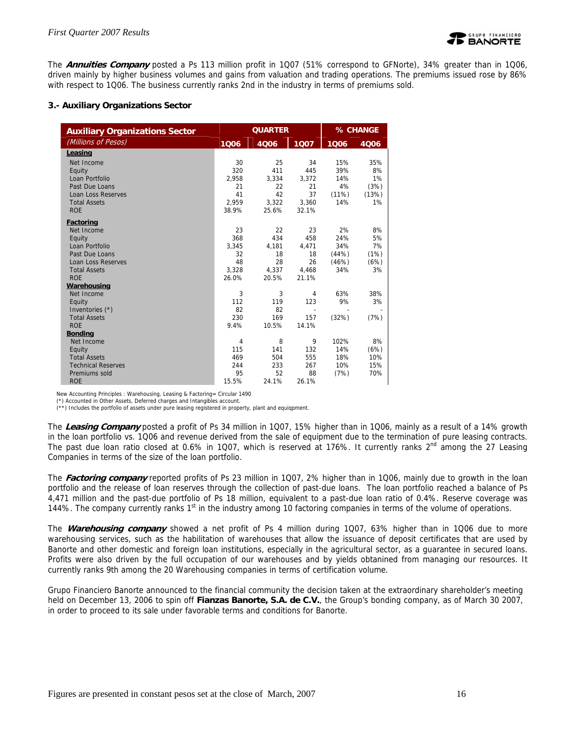The ***Annuities Company*** posted a Ps 113 million profit in 1Q07 (51% correspond to GFNorte), 34% greater than in 1Q06, driven mainly by higher business volumes and gains from valuation and trading operations. The premiums issued rose by 86% with respect to 1Q06. The business currently ranks 2nd in the industry in terms of premiums sold.

### 3.- Auxiliary Organizations Sector

| Auxiliary Organizations Sector | QUARTER | | | % CHANGE | |
|---|---|---|---|---|---|
| *(Millions of Pesos)* | 1Q06 | 4Q06 | 1Q07 | 1Q06 | 4Q06 |
| **Leasing** | | | | | |
| Net Income | 30 | 25 | 34 | 15% | 35% |
| Equity | 320 | 411 | 445 | 39% | 8% |
| Loan Portfolio | 2,958 | 3,334 | 3,372 | 14% | 1% |
| Past Due Loans | 21 | 22 | 21 | 4% | (3%) |
| Loan Loss Reserves | 41 | 42 | 37 | (11%) | (13%) |
| Total Assets | 2,959 | 3,322 | 3,360 | 14% | 1% |
| ROE | 38.9% | 25.6% | 32.1% | | |
| **Factoring** | | | | | |
| Net Income | 23 | 22 | 23 | 2% | 8% |
| Equity | 368 | 434 | 458 | 24% | 5% |
| Loan Portfolio | 3,345 | 4,181 | 4,471 | 34% | 7% |
| Past Due Loans | 32 | 18 | 18 | (44%) | (1%) |
| Loan Loss Reserves | 48 | 28 | 26 | (46%) | (6%) |
| Total Assets | 3,328 | 4,337 | 4,468 | 34% | 3% |
| ROE | 26.0% | 20.5% | 21.1% | | |
| **Warehousing** | | | | | |
| Net Income | 3 | 3 | 4 | 63% | 38% |
| Equity | 112 | 119 | 123 | 9% | 3% |
| Inventories (*) | 82 | 82 | - | - | - |
| Total Assets | 230 | 169 | 157 | (32%) | (7%) |
| ROE | 9.4% | 10.5% | 14.1% | | |
| **Bonding** | | | | | |
| Net Income | 4 | 8 | 9 | 102% | 8% |
| Equity | 115 | 141 | 132 | 14% | (6%) |
| Total Assets | 469 | 504 | 555 | 18% | 10% |
| Technical Reserves | 244 | 233 | 267 | 10% | 15% |
| Premiums sold | 95 | 52 | 88 | (7%) | 70% |
| ROE | 15.5% | 24.1% | 26.1% | | |

New Accounting Principles : Warehousing, Leasing & Factoring= Circular 1490
(*) Accounted in Other Assets, Deferred charges and Intangibles account.
(**) Includes the portfolio of assets under pure leasing registered in property, plant and equiqpment.

The ***Leasing Company*** posted a profit of Ps 34 million in 1Q07, 15% higher than in 1Q06, mainly as a result of a 14% growth in the loan portfolio vs. 1Q06 and revenue derived from the sale of equipment due to the termination of pure leasing contracts. The past due loan ratio closed at 0.6% in 1Q07, which is reserved at 176%. It currently ranks 2nd among the 27 Leasing Companies in terms of the size of the loan portfolio.

The ***Factoring company*** reported profits of Ps 23 million in 1Q07, 2% higher than in 1Q06, mainly due to growth in the loan portfolio and the release of loan reserves through the collection of past-due loans. The loan portfolio reached a balance of Ps 4,471 million and the past-due portfolio of Ps 18 million, equivalent to a past-due loan ratio of 0.4%. Reserve coverage was 144%. The company currently ranks 1st in the industry among 10 factoring companies in terms of the volume of operations.

The ***Warehousing company*** showed a net profit of Ps 4 million during 1Q07, 63% higher than in 1Q06 due to more warehousing services, such as the habilitation of warehouses that allow the issuance of deposit certificates that are used by Banorte and other domestic and foreign loan institutions, especially in the agricultural sector, as a guarantee in secured loans. Profits were also driven by the full occupation of our warehouses and by yields obtained from managing our resources. It currently ranks 9th among the 20 Warehousing companies in terms of certification volume.

Grupo Financiero Banorte announced to the financial community the decision taken at the extraordinary shareholder's meeting held on December 13, 2006 to spin off **Fianzas Banorte, S.A. de C.V.**, the Group's bonding company, as of March 30 2007, in order to proceed to its sale under favorable terms and conditions for Banorte.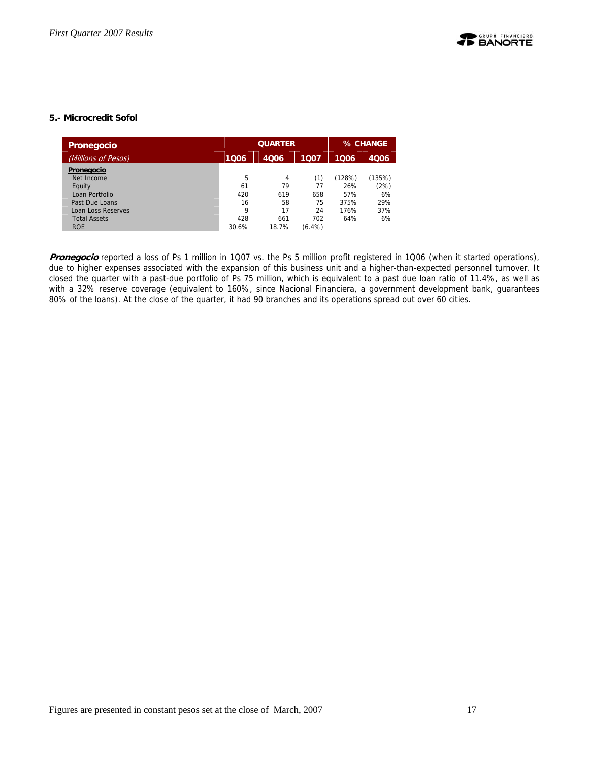### 5.- Microcredit Sofol

| Pronegocio | QUARTER | | | % CHANGE | |
|---|---|---|---|---|---|
| *(Millions of Pesos)* | 1Q06 | 4Q06 | 1Q07 | 1Q06 | 4Q06 |
| **Pronegocio** | | | | | |
| Net Income | 5 | 4 | (1) | (128%) | (135%) |
| Equity | 61 | 79 | 77 | 26% | (2%) |
| Loan Portfolio | 420 | 619 | 658 | 57% | 6% |
| Past Due Loans | 16 | 58 | 75 | 375% | 29% |
| Loan Loss Reserves | 9 | 17 | 24 | 176% | 37% |
| Total Assets | 428 | 661 | 702 | 64% | 6% |
| ROE | 30.6% | 18.7% | (6.4%) | | |

***Pronegocio*** reported a loss of Ps 1 million in 1Q07 vs. the Ps 5 million profit registered in 1Q06 (when it started operations), due to higher expenses associated with the expansion of this business unit and a higher-than-expected personnel turnover. It closed the quarter with a past-due portfolio of Ps 75 million, which is equivalent to a past due loan ratio of 11.4%, as well as with a 32% reserve coverage (equivalent to 160%, since Nacional Financiera, a government development bank, guarantees 80% of the loans). At the close of the quarter, it had 90 branches and its operations spread out over 60 cities.

Figures are presented in constant pesos set at the close of March, 2007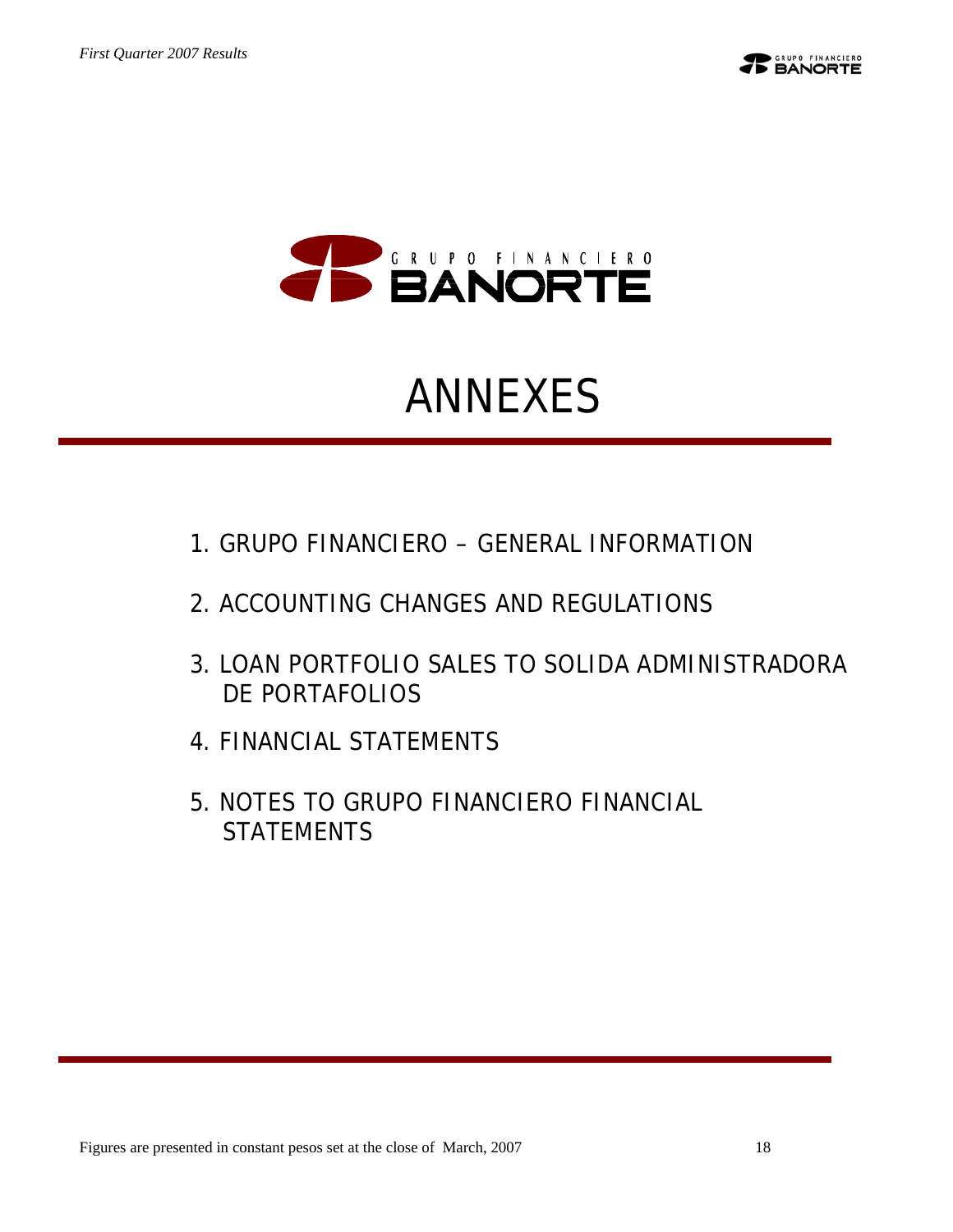# ANNEXES

1. GRUPO FINANCIERO – GENERAL INFORMATION
2. ACCOUNTING CHANGES AND REGULATIONS
3. LOAN PORTFOLIO SALES TO SOLIDA ADMINISTRADORA DE PORTAFOLIOS
4. FINANCIAL STATEMENTS
5. NOTES TO GRUPO FINANCIERO FINANCIAL STATEMENTS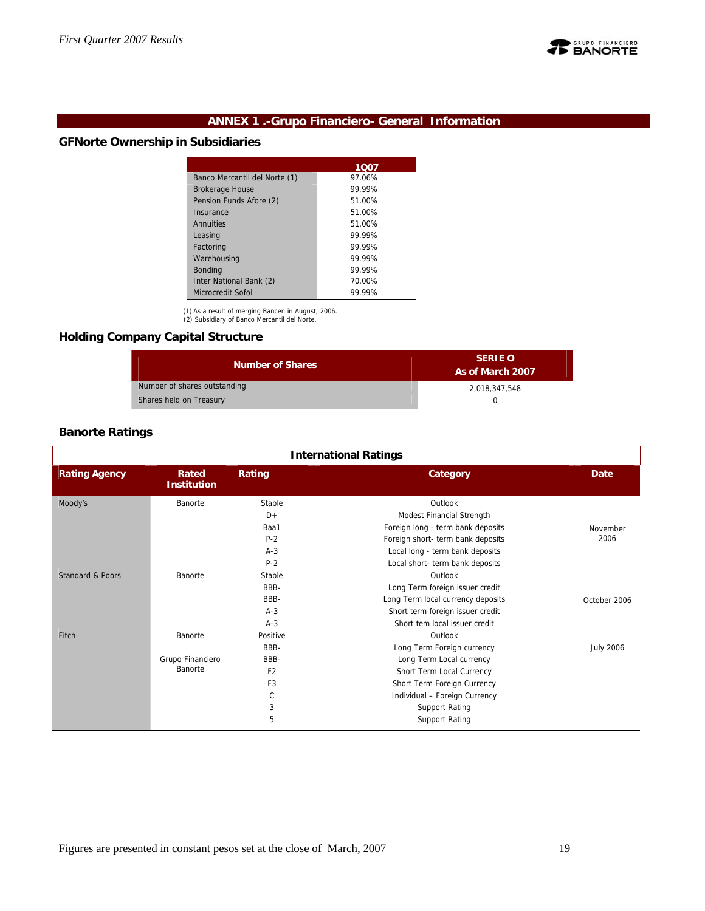## ANNEX 1 .-Grupo Financiero- General Information

### GFNorte Ownership in Subsidiaries

| | 1Q07 |
|---|---|
| Banco Mercantil del Norte (1) | 97.06% |
| Brokerage House | 99.99% |
| Pension Funds Afore (2) | 51.00% |
| Insurance | 51.00% |
| Annuities | 51.00% |
| Leasing | 99.99% |
| Factoring | 99.99% |
| Warehousing | 99.99% |
| Bonding | 99.99% |
| Inter National Bank (2) | 70.00% |
| Microcredit Sofol | 99.99% |

(1) As a result of merging Bancen in August, 2006.
(2) Subsidiary of Banco Mercantil del Norte.

### Holding Company Capital Structure

| Number of Shares | SERIE O As of March 2007 |
|---|---|
| Number of shares outstanding | 2,018,347,548 |
| Shares held on Treasury | 0 |

### Banorte Ratings

**International Ratings**

| Rating Agency | Rated Institution | Rating | Category | Date |
|---|---|---|---|---|
| Moody's | Banorte | Stable | Outlook | |
| | | D+ | Modest Financial Strength | |
| | | Baa1 | Foreign long - term bank deposits | November 2006 |
| | | P-2 | Foreign short- term bank deposits | |
| | | A-3 | Local long - term bank deposits | |
| | | P-2 | Local short- term bank deposits | |
| Standard & Poors | Banorte | Stable | Outlook | |
| | | BBB- | Long Term foreign issuer credit | |
| | | BBB- | Long Term local currency deposits | October 2006 |
| | | A-3 | Short term foreign issuer credit | |
| | | A-3 | Short tem local issuer credit | |
| Fitch | Banorte | Positive | Outlook | |
| | | BBB- | Long Term Foreign currency | July 2006 |
| | Grupo Financiero Banorte | BBB- | Long Term Local currency | |
| | | F2 | Short Term Local Currency | |
| | | F3 | Short Term Foreign Currency | |
| | | C | Individual – Foreign Currency | |
| | | 3 | Support Rating | |
| | | 5 | Support Rating | |

Figures are presented in constant pesos set at the close of March, 2007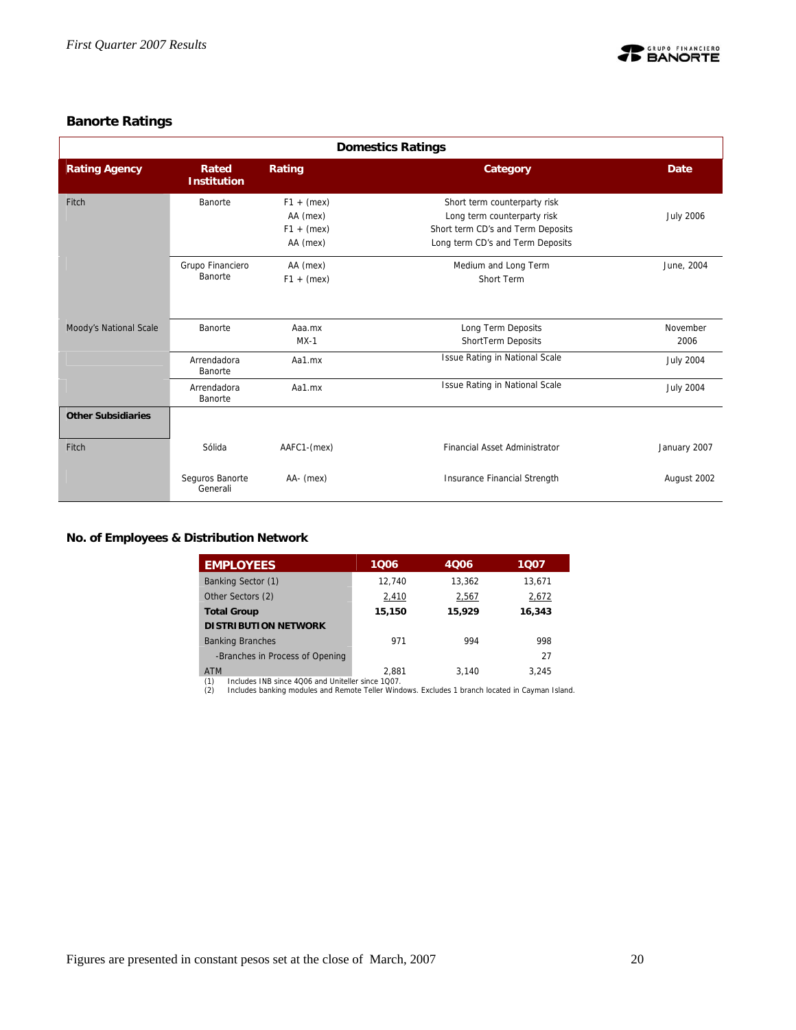## Banorte Ratings

| Domestics Ratings | | | | |
|---|---|---|---|---|
| **Rating Agency** | **Rated Institution** | **Rating** | **Category** | **Date** |
| Fitch | Banorte | F1 + (mex)<br>AA (mex)<br>F1 + (mex)<br>AA (mex) | Short term counterparty risk<br>Long term counterparty risk<br>Short term CD's and Term Deposits<br>Long term CD's and Term Deposits | July 2006 |
| | Grupo Financiero Banorte | AA (mex)<br>F1 + (mex) | Medium and Long Term<br>Short Term | June, 2004 |
| Moody's National Scale | Banorte | Aaa.mx<br>MX-1 | Long Term Deposits<br>ShortTerm Deposits | November 2006 |
| | Arrendadora Banorte | Aa1.mx | Issue Rating in National Scale | July 2004 |
| | Arrendadora Banorte | Aa1.mx | Issue Rating in National Scale | July 2004 |
| **Other Subsidiaries** | | | | |
| Fitch | Sólida | AAFC1-(mex) | Financial Asset Administrator | January 2007 |
| | Seguros Banorte Generali | AA- (mex) | Insurance Financial Strength | August 2002 |

## No. of Employees & Distribution Network

| EMPLOYEES | 1Q06 | 4Q06 | 1Q07 |
|---|---|---|---|
| Banking Sector (1) | 12,740 | 13,362 | 13,671 |
| Other Sectors (2) | 2,410 | 2,567 | 2,672 |
| **Total Group** | **15,150** | **15,929** | **16,343** |
| **DISTRIBUTION NETWORK** | | | |
| Banking Branches | 971 | 994 | 998 |
| -Branches in Process of Opening | | | 27 |
| ATM | 2,881 | 3,140 | 3,245 |

(1) Includes INB since 4Q06 and Uniteller since 1Q07.
(2) Includes banking modules and Remote Teller Windows. Excludes 1 branch located in Cayman Island.

Figures are presented in constant pesos set at the close of March, 2007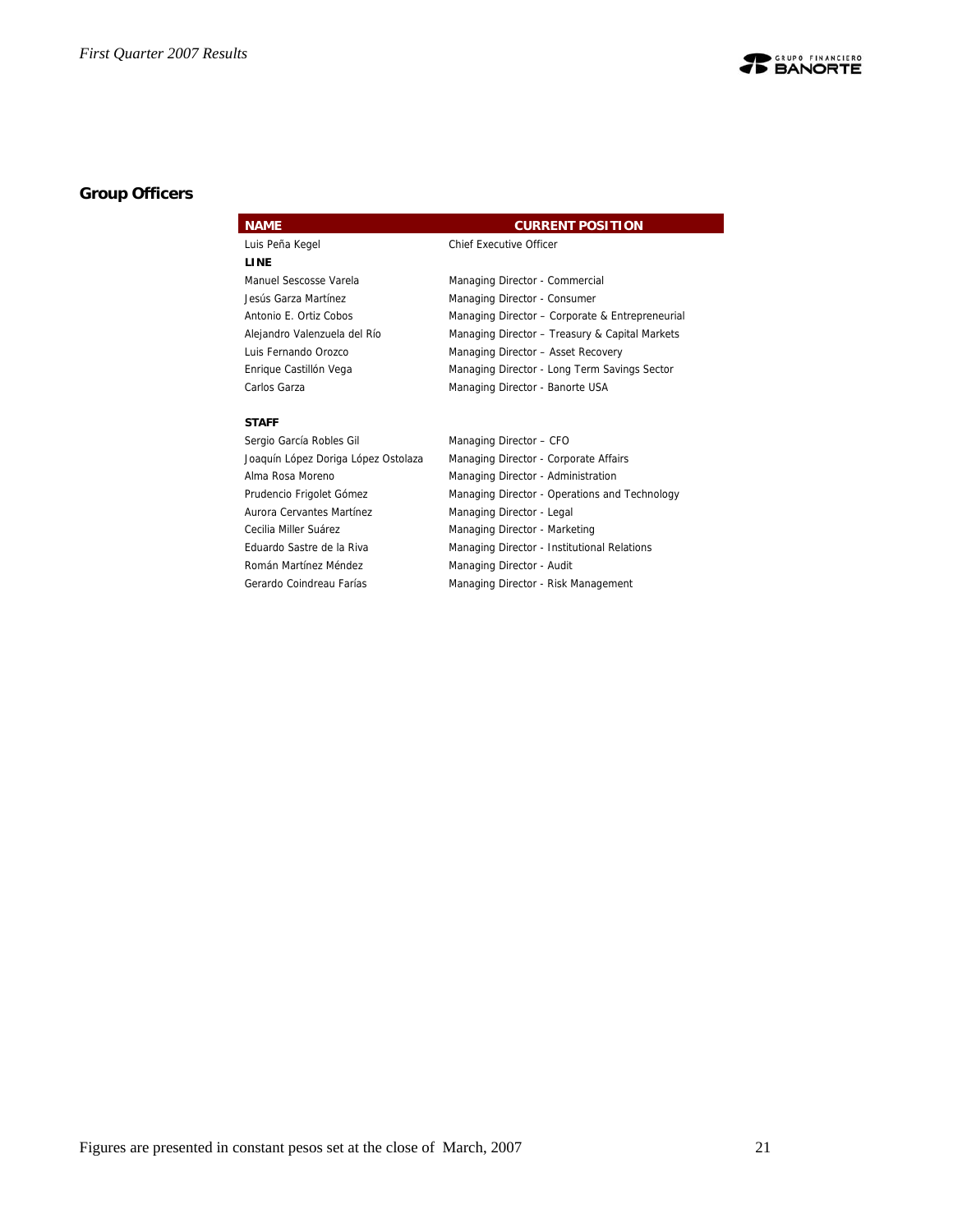## Group Officers

| NAME | CURRENT POSITION |
|---|---|
| Luis Peña Kegel | Chief Executive Officer |
| **LINE** | |
| Manuel Sescosse Varela | Managing Director - Commercial |
| Jesús Garza Martínez | Managing Director - Consumer |
| Antonio E. Ortiz Cobos | Managing Director – Corporate & Entrepreneurial |
| Alejandro Valenzuela del Río | Managing Director – Treasury & Capital Markets |
| Luis Fernando Orozco | Managing Director – Asset Recovery |
| Enrique Castillón Vega | Managing Director - Long Term Savings Sector |
| Carlos Garza | Managing Director - Banorte USA |
| **STAFF** | |
| Sergio García Robles Gil | Managing Director – CFO |
| Joaquín López Doriga López Ostolaza | Managing Director - Corporate Affairs |
| Alma Rosa Moreno | Managing Director - Administration |
| Prudencio Frigolet Gómez | Managing Director - Operations and Technology |
| Aurora Cervantes Martínez | Managing Director - Legal |
| Cecilia Miller Suárez | Managing Director - Marketing |
| Eduardo Sastre de la Riva | Managing Director - Institutional Relations |
| Román Martínez Méndez | Managing Director - Audit |
| Gerardo Coindreau Farías | Managing Director - Risk Management |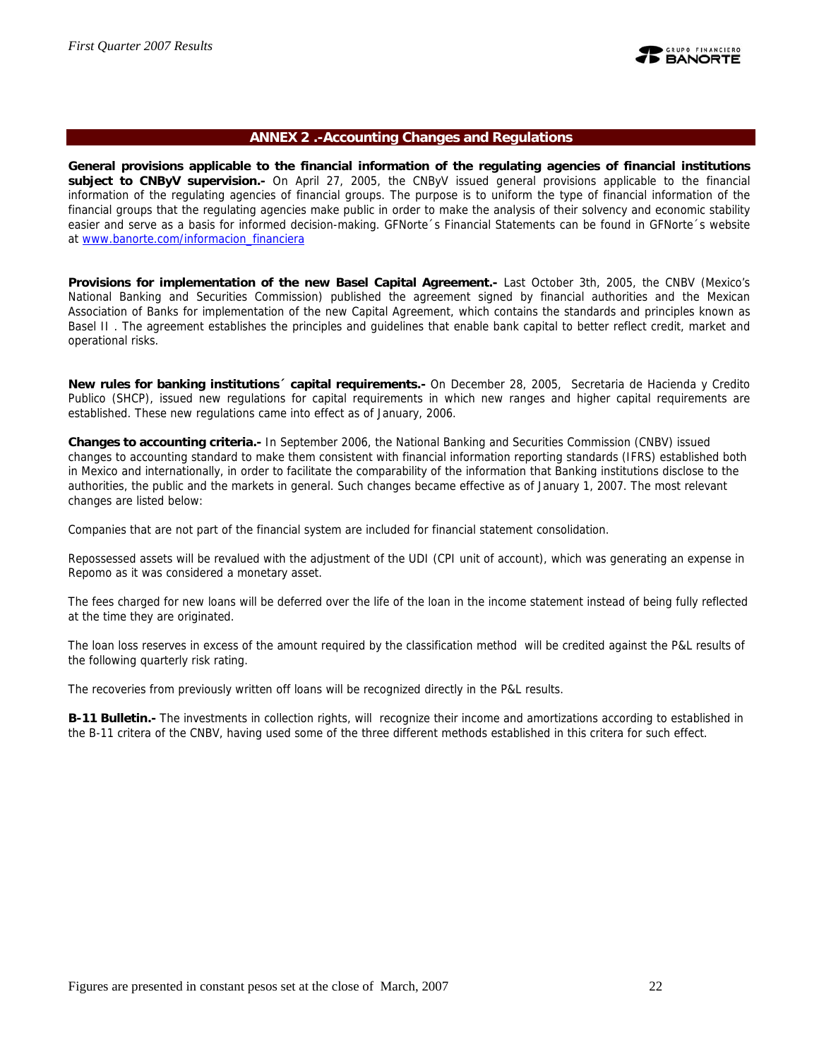## ANNEX 2 .-Accounting Changes and Regulations

**General provisions applicable to the financial information of the regulating agencies of financial institutions subject to CNByV supervision.-** On April 27, 2005, the CNByV issued general provisions applicable to the financial information of the regulating agencies of financial groups. The purpose is to uniform the type of financial information of the financial groups that the regulating agencies make public in order to make the analysis of their solvency and economic stability easier and serve as a basis for informed decision-making. GFNorte´s Financial Statements can be found in GFNorte´s website at www.banorte.com/informacion_financiera

**Provisions for implementation of the new Basel Capital Agreement.-** Last October 3th, 2005, the CNBV (Mexico's National Banking and Securities Commission) published the agreement signed by financial authorities and the Mexican Association of Banks for implementation of the new Capital Agreement, which contains the standards and principles known as Basel II . The agreement establishes the principles and guidelines that enable bank capital to better reflect credit, market and operational risks.

**New rules for banking institutions´ capital requirements.-** On December 28, 2005, Secretaria de Hacienda y Credito Publico (SHCP), issued new regulations for capital requirements in which new ranges and higher capital requirements are established. These new regulations came into effect as of January, 2006.

**Changes to accounting criteria.-** In September 2006, the National Banking and Securities Commission (CNBV) issued changes to accounting standard to make them consistent with financial information reporting standards (IFRS) established both in Mexico and internationally, in order to facilitate the comparability of the information that Banking institutions disclose to the authorities, the public and the markets in general. Such changes became effective as of January 1, 2007. The most relevant changes are listed below:

Companies that are not part of the financial system are included for financial statement consolidation.

Repossessed assets will be revalued with the adjustment of the UDI (CPI unit of account), which was generating an expense in Repomo as it was considered a monetary asset.

The fees charged for new loans will be deferred over the life of the loan in the income statement instead of being fully reflected at the time they are originated.

The loan loss reserves in excess of the amount required by the classification method will be credited against the P&L results of the following quarterly risk rating.

The recoveries from previously written off loans will be recognized directly in the P&L results.

**B-11 Bulletin.-** The investments in collection rights, will recognize their income and amortizations according to established in the B-11 critera of the CNBV, having used some of the three different methods established in this critera for such effect.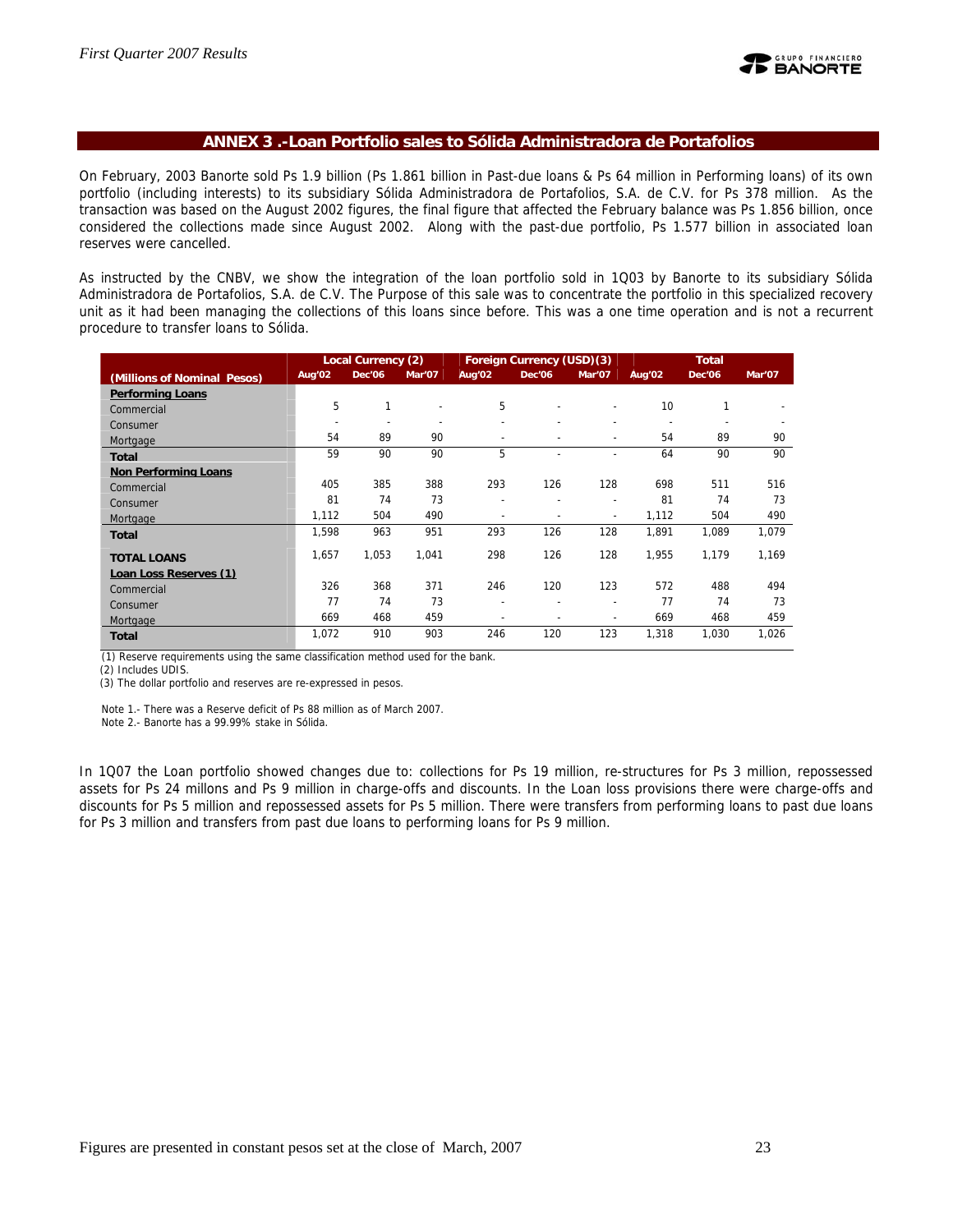## ANNEX 3 .-Loan Portfolio sales to Sólida Administradora de Portafolios

On February, 2003 Banorte sold Ps 1.9 billion (Ps 1.861 billion in Past-due loans & Ps 64 million in Performing loans) of its own portfolio (including interests) to its subsidiary Sólida Administradora de Portafolios, S.A. de C.V. for Ps 378 million. As the transaction was based on the August 2002 figures, the final figure that affected the February balance was Ps 1.856 billion, once considered the collections made since August 2002. Along with the past-due portfolio, Ps 1.577 billion in associated loan reserves were cancelled.

As instructed by the CNBV, we show the integration of the loan portfolio sold in 1Q03 by Banorte to its subsidiary Sólida Administradora de Portafolios, S.A. de C.V. The Purpose of this sale was to concentrate the portfolio in this specialized recovery unit as it had been managing the collections of this loans since before. This was a one time operation and is not a recurrent procedure to transfer loans to Sólida.

| (Millions of Nominal Pesos) | Local Currency (2) | | | Foreign Currency (USD)(3) | | | Total | | |
|---|---|---|---|---|---|---|---|---|---|
| | Aug'02 | Dec'06 | Mar'07 | Aug'02 | Dec'06 | Mar'07 | Aug'02 | Dec'06 | Mar'07 |
| **Performing Loans** | | | | | | | | | |
| Commercial | 5 | 1 | - | 5 | - | - | 10 | 1 | - |
| Consumer | - | - | - | - | - | - | - | - | - |
| Mortgage | 54 | 89 | 90 | - | - | - | 54 | 89 | 90 |
| **Total** | 59 | 90 | 90 | 5 | - | - | 64 | 90 | 90 |
| **Non Performing Loans** | | | | | | | | | |
| Commercial | 405 | 385 | 388 | 293 | 126 | 128 | 698 | 511 | 516 |
| Consumer | 81 | 74 | 73 | - | - | - | 81 | 74 | 73 |
| Mortgage | 1,112 | 504 | 490 | - | - | - | 1,112 | 504 | 490 |
| **Total** | 1,598 | 963 | 951 | 293 | 126 | 128 | 1,891 | 1,089 | 1,079 |
| **TOTAL LOANS** | 1,657 | 1,053 | 1,041 | 298 | 126 | 128 | 1,955 | 1,179 | 1,169 |
| **Loan Loss Reserves (1)** | | | | | | | | | |
| Commercial | 326 | 368 | 371 | 246 | 120 | 123 | 572 | 488 | 494 |
| Consumer | 77 | 74 | 73 | - | - | - | 77 | 74 | 73 |
| Mortgage | 669 | 468 | 459 | - | - | - | 669 | 468 | 459 |
| **Total** | 1,072 | 910 | 903 | 246 | 120 | 123 | 1,318 | 1,030 | 1,026 |

(1) Reserve requirements using the same classification method used for the bank.
(2) Includes UDIS.
(3) The dollar portfolio and reserves are re-expressed in pesos.

Note 1.- There was a Reserve deficit of Ps 88 million as of March 2007.
Note 2.- Banorte has a 99.99% stake in Sólida.

In 1Q07 the Loan portfolio showed changes due to: collections for Ps 19 million, re-structures for Ps 3 million, repossessed assets for Ps 24 millons and Ps 9 million in charge-offs and discounts. In the Loan loss provisions there were charge-offs and discounts for Ps 5 million and repossessed assets for Ps 5 million. There were transfers from performing loans to past due loans for Ps 3 million and transfers from past due loans to performing loans for Ps 9 million.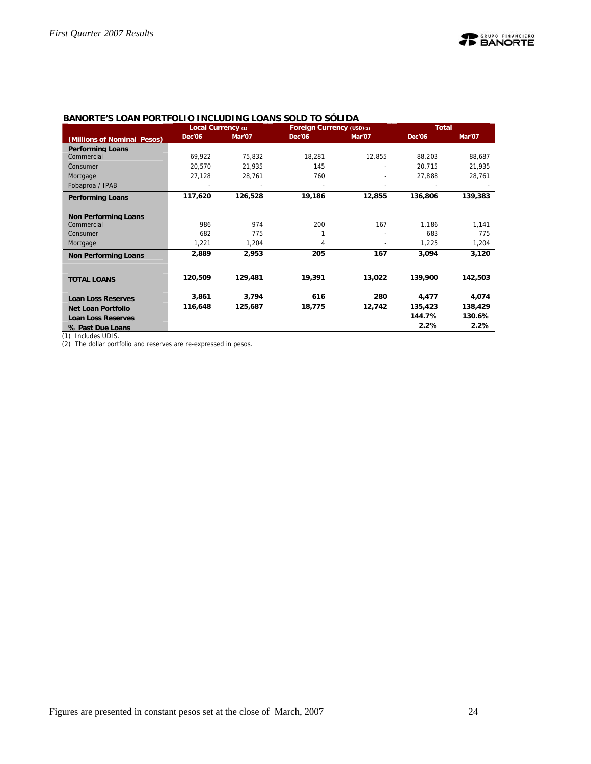## BANORTE'S LOAN PORTFOLIO INCLUDING LOANS SOLD TO SÓLIDA

| (Millions of Nominal Pesos) | Local Currency (1) | | Foreign Currency (USD)(2) | | Total | |
|---|---|---|---|---|---|---|
| | Dec'06 | Mar'07 | Dec'06 | Mar'07 | Dec'06 | Mar'07 |
| **Performing Loans** | | | | | | |
| Commercial | 69,922 | 75,832 | 18,281 | 12,855 | 88,203 | 88,687 |
| Consumer | 20,570 | 21,935 | 145 | - | 20,715 | 21,935 |
| Mortgage | 27,128 | 28,761 | 760 | - | 27,888 | 28,761 |
| Fobaproa / IPAB | - | - | - | - | - | - |
| **Performing Loans** | **117,620** | **126,528** | **19,186** | **12,855** | **136,806** | **139,383** |
| **Non Performing Loans** | | | | | | |
| Commercial | 986 | 974 | 200 | 167 | 1,186 | 1,141 |
| Consumer | 682 | 775 | 1 | - | 683 | 775 |
| Mortgage | 1,221 | 1,204 | 4 | - | 1,225 | 1,204 |
| **Non Performing Loans** | **2,889** | **2,953** | **205** | **167** | **3,094** | **3,120** |
| **TOTAL LOANS** | **120,509** | **129,481** | **19,391** | **13,022** | **139,900** | **142,503** |
| **Loan Loss Reserves** | **3,861** | **3,794** | **616** | **280** | **4,477** | **4,074** |
| **Net Loan Portfolio** | **116,648** | **125,687** | **18,775** | **12,742** | **135,423** | **138,429** |
| **Loan Loss Reserves** | | | | | **144.7%** | **130.6%** |
| **% Past Due Loans** | | | | | **2.2%** | **2.2%** |

(1) Includes UDIS.
(2) The dollar portfolio and reserves are re-expressed in pesos.

Figures are presented in constant pesos set at the close of March, 2007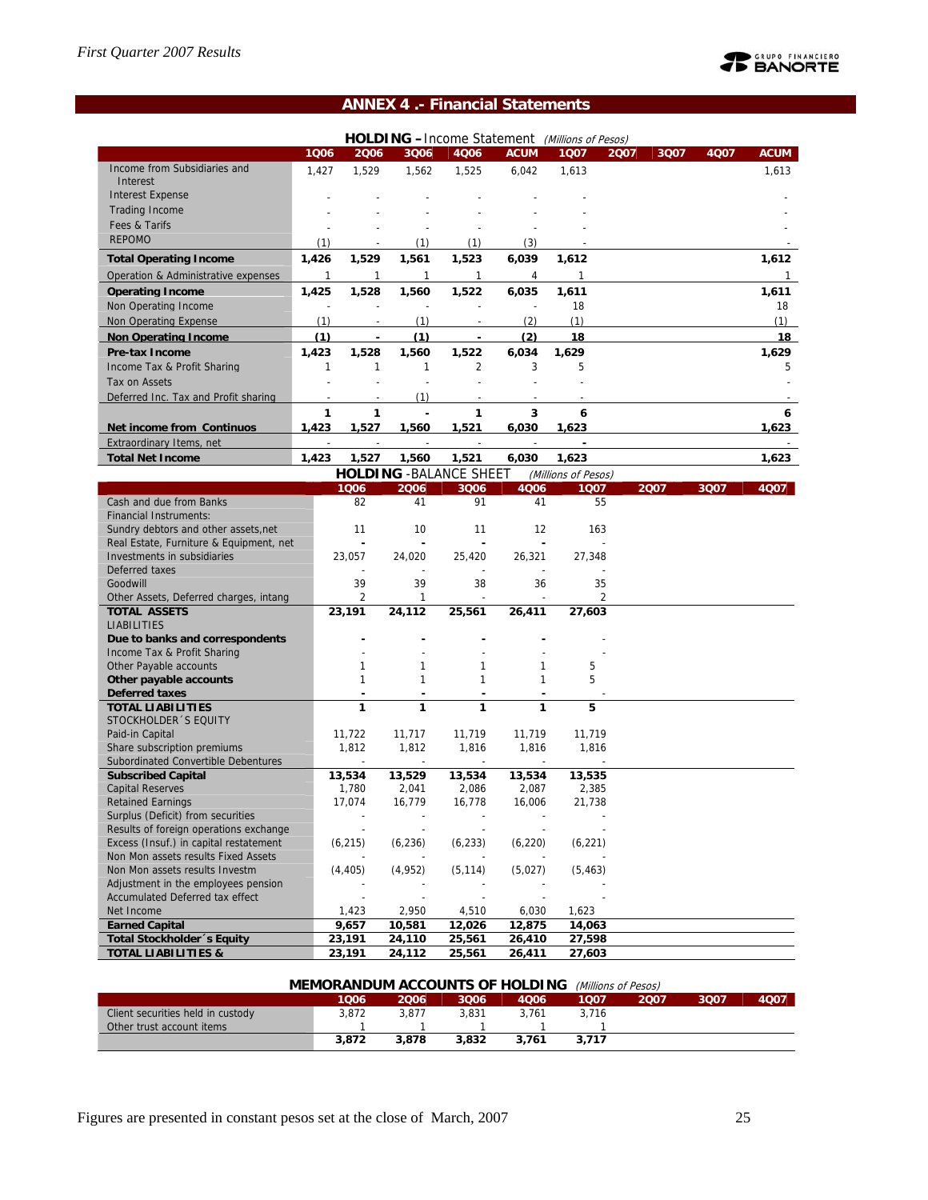## ANNEX 4 .- Financial Statements

**HOLDING – Income Statement** *(Millions of Pesos)*

| | 1Q06 | 2Q06 | 3Q06 | 4Q06 | ACUM | 1Q07 | 2Q07 | 3Q07 | 4Q07 | ACUM |
|---|---|---|---|---|---|---|---|---|---|---|
| Income from Subsidiaries and Interest | 1,427 | 1,529 | 1,562 | 1,525 | 6,042 | 1,613 | | | | 1,613 |
| Interest Expense | - | - | - | - | - | - | | | | - |
| Trading Income | - | - | - | - | - | - | | | | - |
| Fees & Tarifs | - | - | - | - | - | - | | | | - |
| REPOMO | (1) | - | (1) | (1) | (3) | - | | | | - |
| **Total Operating Income** | **1,426** | **1,529** | **1,561** | **1,523** | **6,039** | **1,612** | | | | **1,612** |
| Operation & Administrative expenses | 1 | 1 | 1 | 1 | 4 | 1 | | | | 1 |
| **Operating Income** | **1,425** | **1,528** | **1,560** | **1,522** | **6,035** | **1,611** | | | | **1,611** |
| Non Operating Income | - | - | - | - | - | 18 | | | | 18 |
| Non Operating Expense | (1) | - | (1) | - | (2) | (1) | | | | (1) |
| **Non Operating Income** | **(1)** | **-** | **(1)** | **-** | **(2)** | **18** | | | | **18** |
| **Pre-tax Income** | **1,423** | **1,528** | **1,560** | **1,522** | **6,034** | **1,629** | | | | **1,629** |
| Income Tax & Profit Sharing | 1 | 1 | 1 | 2 | 3 | 5 | | | | 5 |
| Tax on Assets | - | - | - | - | - | - | | | | - |
| Deferred Inc. Tax and Profit sharing | - | - | (1) | - | - | - | | | | - |
| | **1** | **1** | **-** | **1** | **3** | **6** | | | | **6** |
| **Net income from Continuos** | **1,423** | **1,527** | **1,560** | **1,521** | **6,030** | **1,623** | | | | **1,623** |
| Extraordinary Items, net | - | - | - | - | - | - | | | | - |
| **Total Net Income** | **1,423** | **1,527** | **1,560** | **1,521** | **6,030** | **1,623** | | | | **1,623** |

**HOLDING -BALANCE SHEET** *(Millions of Pesos)*

| | 1Q06 | 2Q06 | 3Q06 | 4Q06 | 1Q07 | 2Q07 | 3Q07 | 4Q07 |
|---|---|---|---|---|---|---|---|---|
| Cash and due from Banks | 82 | 41 | 91 | 41 | 55 | | | |
| Financial Instruments: | | | | | | | | |
| Sundry debtors and other assets,net | 11 | 10 | 11 | 12 | 163 | | | |
| Real Estate, Furniture & Equipment, net | - | - | - | - | - | | | |
| Investments in subsidiaries | 23,057 | 24,020 | 25,420 | 26,321 | 27,348 | | | |
| Deferred taxes | - | - | - | - | - | | | |
| Goodwill | 39 | 39 | 38 | 36 | 35 | | | |
| Other Assets, Deferred charges, intang | 2 | 1 | - | - | 2 | | | |
| **TOTAL ASSETS** | **23,191** | **24,112** | **25,561** | **26,411** | **27,603** | | | |
| LIABILITIES | | | | | | | | |
| **Due to banks and correspondents** | - | - | - | - | - | | | |
| Income Tax & Profit Sharing | - | - | - | - | - | | | |
| Other Payable accounts | 1 | 1 | 1 | 1 | 5 | | | |
| **Other payable accounts** | 1 | 1 | 1 | 1 | 5 | | | |
| **Deferred taxes** | - | - | - | - | - | | | |
| **TOTAL LIABILITIES** | **1** | **1** | **1** | **1** | **5** | | | |
| STOCKHOLDER´S EQUITY | | | | | | | | |
| Paid-in Capital | 11,722 | 11,717 | 11,719 | 11,719 | 11,719 | | | |
| Share subscription premiums | 1,812 | 1,812 | 1,816 | 1,816 | 1,816 | | | |
| Subordinated Convertible Debentures | - | - | - | - | - | | | |
| **Subscribed Capital** | **13,534** | **13,529** | **13,534** | **13,534** | **13,535** | | | |
| Capital Reserves | 1,780 | 2,041 | 2,086 | 2,087 | 2,385 | | | |
| Retained Earnings | 17,074 | 16,779 | 16,778 | 16,006 | 21,738 | | | |
| Surplus (Deficit) from securities | - | - | - | - | - | | | |
| Results of foreign operations exchange | - | - | - | - | - | | | |
| Excess (Insuf.) in capital restatement | (6,215) | (6,236) | (6,233) | (6,220) | (6,221) | | | |
| Non Mon assets results Fixed Assets | - | - | - | - | - | | | |
| Non Mon assets results Investm | (4,405) | (4,952) | (5,114) | (5,027) | (5,463) | | | |
| Adjustment in the employees pension | - | - | - | - | - | | | |
| Accumulated Deferred tax effect | - | - | - | - | - | | | |
| Net Income | 1,423 | 2,950 | 4,510 | 6,030 | 1,623 | | | |
| **Earned Capital** | **9,657** | **10,581** | **12,026** | **12,875** | **14,063** | | | |
| **Total Stockholder´s Equity** | **23,191** | **24,110** | **25,561** | **26,410** | **27,598** | | | |
| **TOTAL LIABILITIES &** | **23,191** | **24,112** | **25,561** | **26,411** | **27,603** | | | |

**MEMORANDUM ACCOUNTS OF HOLDING** *(Millions of Pesos)*

| | 1Q06 | 2Q06 | 3Q06 | 4Q06 | 1Q07 | 2Q07 | 3Q07 | 4Q07 |
|---|---|---|---|---|---|---|---|---|
| Client securities held in custody | 3,872 | 3,877 | 3,831 | 3,761 | 3,716 | | | |
| Other trust account items | 1 | 1 | 1 | 1 | 1 | | | |
| | **3,872** | **3,878** | **3,832** | **3,761** | **3,717** | | | |

Figures are presented in constant pesos set at the close of March, 2007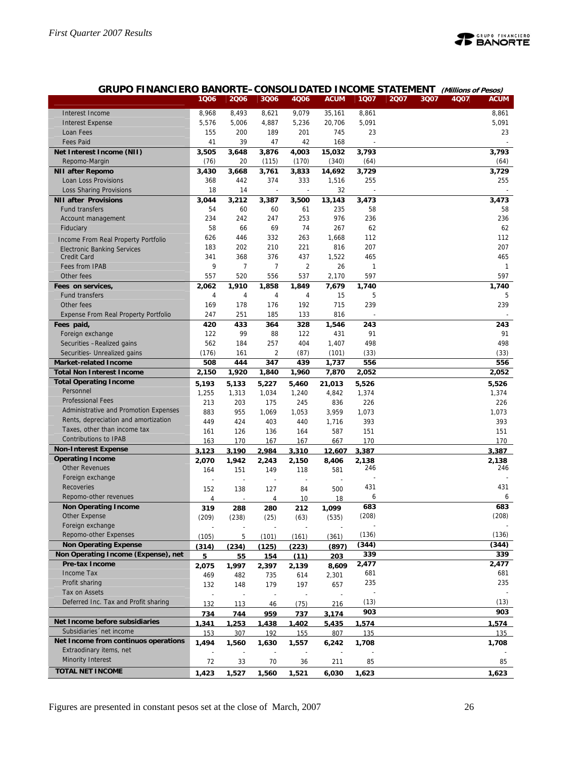## GRUPO FINANCIERO BANORTE–CONSOLIDATED INCOME STATEMENT *(Millions of Pesos)*

| | 1Q06 | 2Q06 | 3Q06 | 4Q06 | ACUM | 1Q07 | 2Q07 | 3Q07 | 4Q07 | ACUM |
|---|---|---|---|---|---|---|---|---|---|---|
| Interest Income | 8,968 | 8,493 | 8,621 | 9,079 | 35,161 | 8,861 | | | | 8,861 |
| Interest Expense | 5,576 | 5,006 | 4,887 | 5,236 | 20,706 | 5,091 | | | | 5,091 |
| Loan Fees | 155 | 200 | 189 | 201 | 745 | 23 | | | | 23 |
| Fees Paid | 41 | 39 | 47 | 42 | 168 | - | | | | - |
| **Net Interest Income (NII)** | **3,505** | **3,648** | **3,876** | **4,003** | **15,032** | **3,793** | | | | **3,793** |
| Repomo-Margin | (76) | 20 | (115) | (170) | (340) | (64) | | | | (64) |
| **NII after Repomo** | **3,430** | **3,668** | **3,761** | **3,833** | **14,692** | **3,729** | | | | **3,729** |
| Loan Loss Provisions | 368 | 442 | 374 | 333 | 1,516 | 255 | | | | 255 |
| Loss Sharing Provisions | 18 | 14 | - | - | 32 | - | | | | - |
| **NII after Provisions** | **3,044** | **3,212** | **3,387** | **3,500** | **13,143** | **3,473** | | | | **3,473** |
| Fund transfers | 54 | 60 | 60 | 61 | 235 | 58 | | | | 58 |
| Account management | 234 | 242 | 247 | 253 | 976 | 236 | | | | 236 |
| Fiduciary | 58 | 66 | 69 | 74 | 267 | 62 | | | | 62 |
| Income From Real Property Portfolio | 626 | 446 | 332 | 263 | 1,668 | 112 | | | | 112 |
| Electronic Banking Services | 183 | 202 | 210 | 221 | 816 | 207 | | | | 207 |
| Credit Card | 341 | 368 | 376 | 437 | 1,522 | 465 | | | | 465 |
| Fees from IPAB | 9 | 7 | 7 | 2 | 26 | 1 | | | | 1 |
| Other fees | 557 | 520 | 556 | 537 | 2,170 | 597 | | | | 597 |
| **Fees on services,** | **2,062** | **1,910** | **1,858** | **1,849** | **7,679** | **1,740** | | | | **1,740** |
| Fund transfers | 4 | 4 | 4 | 4 | 15 | 5 | | | | 5 |
| Other fees | 169 | 178 | 176 | 192 | 715 | 239 | | | | 239 |
| Expense From Real Property Portfolio | 247 | 251 | 185 | 133 | 816 | - | | | | - |
| **Fees paid,** | **420** | **433** | **364** | **328** | **1,546** | **243** | | | | **243** |
| Foreign exchange | 122 | 99 | 88 | 122 | 431 | 91 | | | | 91 |
| Securities –Realized gains | 562 | 184 | 257 | 404 | 1,407 | 498 | | | | 498 |
| Securities- Unrealized gains | (176) | 161 | 2 | (87) | (101) | (33) | | | | (33) |
| **Market-related Income** | **508** | **444** | **347** | **439** | **1,737** | **556** | | | | **556** |
| **Total Non Interest Income** | **2,150** | **1,920** | **1,840** | **1,960** | **7,870** | **2,052** | | | | **2,052** |
| **Total Operating Income** | **5,193** | **5,133** | **5,227** | **5,460** | **21,013** | **5,526** | | | | **5,526** |
| Personnel | 1,255 | 1,313 | 1,034 | 1,240 | 4,842 | 1,374 | | | | 1,374 |
| Professional Fees | 213 | 203 | 175 | 245 | 836 | 226 | | | | 226 |
| Administrative and Promotion Expenses | 883 | 955 | 1,069 | 1,053 | 3,959 | 1,073 | | | | 1,073 |
| Rents, depreciation and amortization | 449 | 424 | 403 | 440 | 1,716 | 393 | | | | 393 |
| Taxes, other than income tax | 161 | 126 | 136 | 164 | 587 | 151 | | | | 151 |
| Contributions to IPAB | 163 | 170 | 167 | 167 | 667 | 170 | | | | 170 |
| **Non-Interest Expense** | **3,123** | **3,190** | **2,984** | **3,310** | **12,607** | **3,387** | | | | **3,387** |
| **Operating Income** | **2,070** | **1,942** | **2,243** | **2,150** | **8,406** | **2,138** | | | | **2,138** |
| Other Revenues | 164 | 151 | 149 | 118 | 581 | 246 | | | | 246 |
| Foreign exchange | - | - | - | - | - | - | | | | - |
| Recoveries | 152 | 138 | 127 | 84 | 500 | 431 | | | | 431 |
| Repomo-other revenues | 4 | - | 4 | 10 | 18 | 6 | | | | 6 |
| **Non Operating Income** | **319** | **288** | **280** | **212** | **1,099** | **683** | | | | **683** |
| Other Expense | (209) | (238) | (25) | (63) | (535) | (208) | | | | (208) |
| Foreign exchange | - | - | - | - | - | - | | | | - |
| Repomo-other Expenses | (105) | 5 | (101) | (161) | (361) | (136) | | | | (136) |
| **Non Operating Expense** | **(314)** | **(234)** | **(125)** | **(223)** | **(897)** | **(344)** | | | | **(344)** |
| **Non Operating Income (Expense), net** | **5** | **55** | **154** | **(11)** | **203** | **339** | | | | **339** |
| **Pre-tax Income** | **2,075** | **1,997** | **2,397** | **2,139** | **8,609** | **2,477** | | | | **2,477** |
| Income Tax | 469 | 482 | 735 | 614 | 2,301 | 681 | | | | 681 |
| Profit sharing | 132 | 148 | 179 | 197 | 657 | 235 | | | | 235 |
| Tax on Assets | - | - | - | - | - | - | | | | - |
| Deferred Inc. Tax and Profit sharing | 132 | 113 | 46 | (75) | 216 | (13) | | | | (13) |
| | **734** | **744** | **959** | **737** | **3,174** | **903** | | | | **903** |
| **Net Income before subsidiaries** | **1,341** | **1,253** | **1,438** | **1,402** | **5,435** | **1,574** | | | | **1,574** |
| Subsidiaries´ net income | 153 | 307 | 192 | 155 | 807 | 135 | | | | 135 |
| **Net Income from continuos operations** | **1,494** | **1,560** | **1,630** | **1,557** | **6,242** | **1,708** | | | | **1,708** |
| Extraordinary items, net | - | - | - | - | - | - | | | | - |
| Minority Interest | 72 | 33 | 70 | 36 | 211 | 85 | | | | 85 |
| **TOTAL NET INCOME** | **1,423** | **1,527** | **1,560** | **1,521** | **6,030** | **1,623** | | | | **1,623** |

Figures are presented in constant pesos set at the close of March, 2007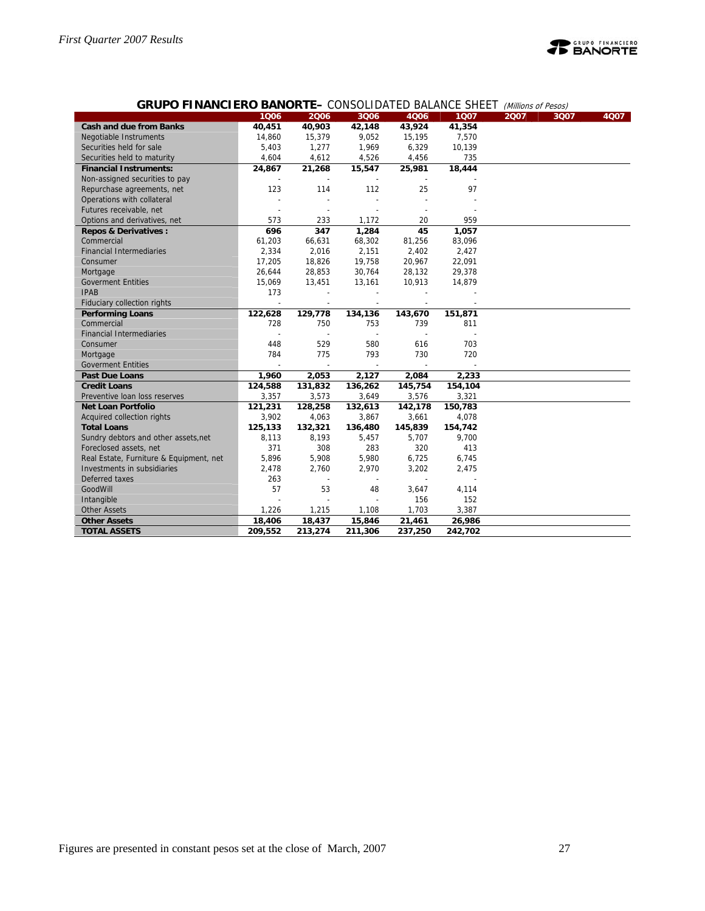## GRUPO FINANCIERO BANORTE– CONSOLIDATED BALANCE SHEET *(Millions of Pesos)*

| | 1Q06 | 2Q06 | 3Q06 | 4Q06 | 1Q07 | 2Q07 | 3Q07 | 4Q07 |
|---|---|---|---|---|---|---|---|---|
| **Cash and due from Banks** | **40,451** | **40,903** | **42,148** | **43,924** | **41,354** | | | |
| Negotiable Instruments | 14,860 | 15,379 | 9,052 | 15,195 | 7,570 | | | |
| Securities held for sale | 5,403 | 1,277 | 1,969 | 6,329 | 10,139 | | | |
| Securities held to maturity | 4,604 | 4,612 | 4,526 | 4,456 | 735 | | | |
| **Financial Instruments:** | **24,867** | **21,268** | **15,547** | **25,981** | **18,444** | | | |
| Non-assigned securities to pay | - | - | - | - | - | | | |
| Repurchase agreements, net | 123 | 114 | 112 | 25 | 97 | | | |
| Operations with collateral | - | - | - | - | - | | | |
| Futures receivable, net | - | - | - | - | - | | | |
| Options and derivatives, net | 573 | 233 | 1,172 | 20 | 959 | | | |
| **Repos & Derivatives :** | **696** | **347** | **1,284** | **45** | **1,057** | | | |
| Commercial | 61,203 | 66,631 | 68,302 | 81,256 | 83,096 | | | |
| Financial Intermediaries | 2,334 | 2,016 | 2,151 | 2,402 | 2,427 | | | |
| Consumer | 17,205 | 18,826 | 19,758 | 20,967 | 22,091 | | | |
| Mortgage | 26,644 | 28,853 | 30,764 | 28,132 | 29,378 | | | |
| Goverment Entities | 15,069 | 13,451 | 13,161 | 10,913 | 14,879 | | | |
| IPAB | 173 | - | - | - | - | | | |
| Fiduciary collection rights | - | - | - | - | - | | | |
| **Performing Loans** | **122,628** | **129,778** | **134,136** | **143,670** | **151,871** | | | |
| Commercial | 728 | 750 | 753 | 739 | 811 | | | |
| Financial Intermediaries | - | - | - | - | - | | | |
| Consumer | 448 | 529 | 580 | 616 | 703 | | | |
| Mortgage | 784 | 775 | 793 | 730 | 720 | | | |
| Goverment Entities | - | - | - | - | - | | | |
| **Past Due Loans** | **1,960** | **2,053** | **2,127** | **2,084** | **2,233** | | | |
| **Credit Loans** | **124,588** | **131,832** | **136,262** | **145,754** | **154,104** | | | |
| Preventive loan loss reserves | 3,357 | 3,573 | 3,649 | 3,576 | 3,321 | | | |
| **Net Loan Portfolio** | **121,231** | **128,258** | **132,613** | **142,178** | **150,783** | | | |
| Acquired collection rights | 3,902 | 4,063 | 3,867 | 3,661 | 4,078 | | | |
| **Total Loans** | **125,133** | **132,321** | **136,480** | **145,839** | **154,742** | | | |
| Sundry debtors and other assets,net | 8,113 | 8,193 | 5,457 | 5,707 | 9,700 | | | |
| Foreclosed assets, net | 371 | 308 | 283 | 320 | 413 | | | |
| Real Estate, Furniture & Equipment, net | 5,896 | 5,908 | 5,980 | 6,725 | 6,745 | | | |
| Investments in subsidiaries | 2,478 | 2,760 | 2,970 | 3,202 | 2,475 | | | |
| Deferred taxes | 263 | - | - | - | - | | | |
| GoodWill | 57 | 53 | 48 | 3,647 | 4,114 | | | |
| Intangible | - | - | - | 156 | 152 | | | |
| Other Assets | 1,226 | 1,215 | 1,108 | 1,703 | 3,387 | | | |
| **Other Assets** | **18,406** | **18,437** | **15,846** | **21,461** | **26,986** | | | |
| **TOTAL ASSETS** | **209,552** | **213,274** | **211,306** | **237,250** | **242,702** | | | |

Figures are presented in constant pesos set at the close of March, 2007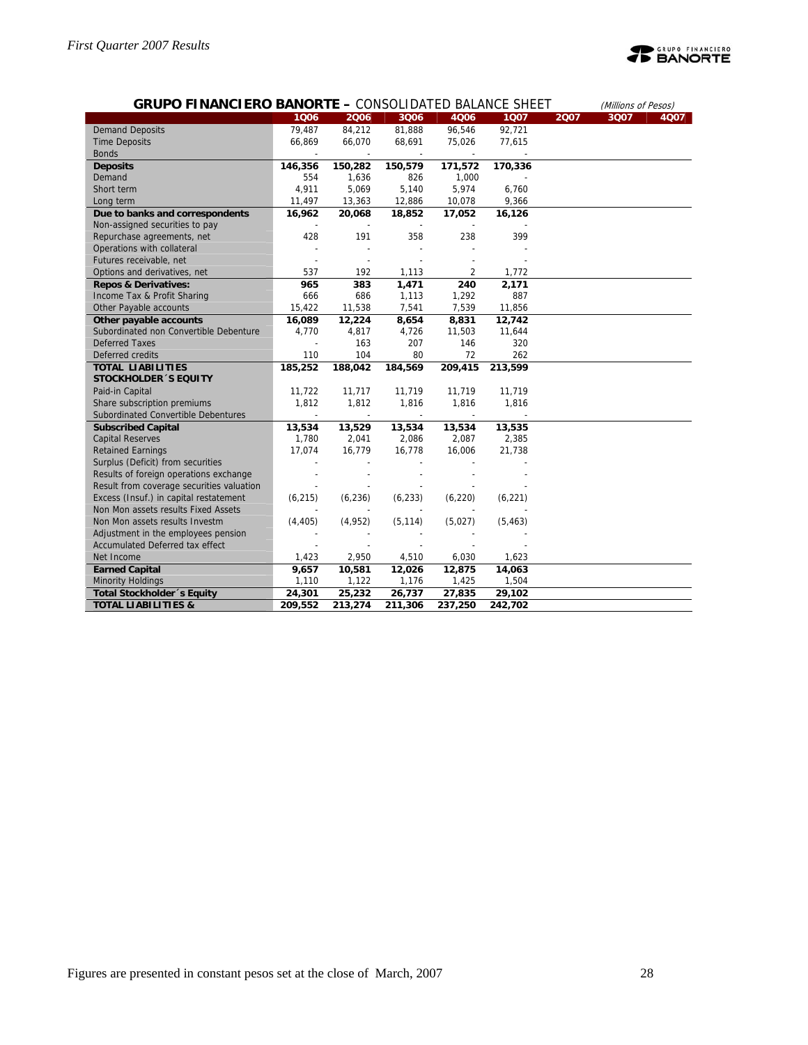**GRUPO FINANCIERO BANORTE –** CONSOLIDATED BALANCE SHEET *(Millions of Pesos)*

| | 1Q06 | 2Q06 | 3Q06 | 4Q06 | 1Q07 | 2Q07 | 3Q07 | 4Q07 |
|---|---|---|---|---|---|---|---|---|
| Demand Deposits | 79,487 | 84,212 | 81,888 | 96,546 | 92,721 | | | |
| Time Deposits | 66,869 | 66,070 | 68,691 | 75,026 | 77,615 | | | |
| Bonds | - | - | - | - | - | | | |
| **Deposits** | **146,356** | **150,282** | **150,579** | **171,572** | **170,336** | | | |
| Demand | 554 | 1,636 | 826 | 1,000 | - | | | |
| Short term | 4,911 | 5,069 | 5,140 | 5,974 | 6,760 | | | |
| Long term | 11,497 | 13,363 | 12,886 | 10,078 | 9,366 | | | |
| **Due to banks and correspondents** | **16,962** | **20,068** | **18,852** | **17,052** | **16,126** | | | |
| Non-assigned securities to pay | - | - | - | - | - | | | |
| Repurchase agreements, net | 428 | 191 | 358 | 238 | 399 | | | |
| Operations with collateral | - | - | - | - | - | | | |
| Futures receivable, net | - | - | - | - | - | | | |
| Options and derivatives, net | 537 | 192 | 1,113 | 2 | 1,772 | | | |
| **Repos & Derivatives:** | **965** | **383** | **1,471** | **240** | **2,171** | | | |
| Income Tax & Profit Sharing | 666 | 686 | 1,113 | 1,292 | 887 | | | |
| Other Payable accounts | 15,422 | 11,538 | 7,541 | 7,539 | 11,856 | | | |
| **Other payable accounts** | **16,089** | **12,224** | **8,654** | **8,831** | **12,742** | | | |
| Subordinated non Convertible Debenture | 4,770 | 4,817 | 4,726 | 11,503 | 11,644 | | | |
| Deferred Taxes | - | 163 | 207 | 146 | 320 | | | |
| Deferred credits | 110 | 104 | 80 | 72 | 262 | | | |
| **TOTAL LIABILITIES** | **185,252** | **188,042** | **184,569** | **209,415** | **213,599** | | | |
| **STOCKHOLDER´S EQUITY** | | | | | | | | |
| Paid-in Capital | 11,722 | 11,717 | 11,719 | 11,719 | 11,719 | | | |
| Share subscription premiums | 1,812 | 1,812 | 1,816 | 1,816 | 1,816 | | | |
| Subordinated Convertible Debentures | - | - | - | - | - | | | |
| **Subscribed Capital** | **13,534** | **13,529** | **13,534** | **13,534** | **13,535** | | | |
| Capital Reserves | 1,780 | 2,041 | 2,086 | 2,087 | 2,385 | | | |
| Retained Earnings | 17,074 | 16,779 | 16,778 | 16,006 | 21,738 | | | |
| Surplus (Deficit) from securities | - | - | - | - | - | | | |
| Results of foreign operations exchange | - | - | - | - | - | | | |
| Result from coverage securities valuation | - | - | - | - | - | | | |
| Excess (Insuf.) in capital restatement | (6,215) | (6,236) | (6,233) | (6,220) | (6,221) | | | |
| Non Mon assets results Fixed Assets | - | - | - | - | - | | | |
| Non Mon assets results Investm | (4,405) | (4,952) | (5,114) | (5,027) | (5,463) | | | |
| Adjustment in the employees pension | - | - | - | - | - | | | |
| Accumulated Deferred tax effect | - | - | - | - | - | | | |
| Net Income | 1,423 | 2,950 | 4,510 | 6,030 | 1,623 | | | |
| **Earned Capital** | **9,657** | **10,581** | **12,026** | **12,875** | **14,063** | | | |
| Minority Holdings | 1,110 | 1,122 | 1,176 | 1,425 | 1,504 | | | |
| **Total Stockholder´s Equity** | **24,301** | **25,232** | **26,737** | **27,835** | **29,102** | | | |
| **TOTAL LIABILITIES &** | **209,552** | **213,274** | **211,306** | **237,250** | **242,702** | | | |

Figures are presented in constant pesos set at the close of March, 2007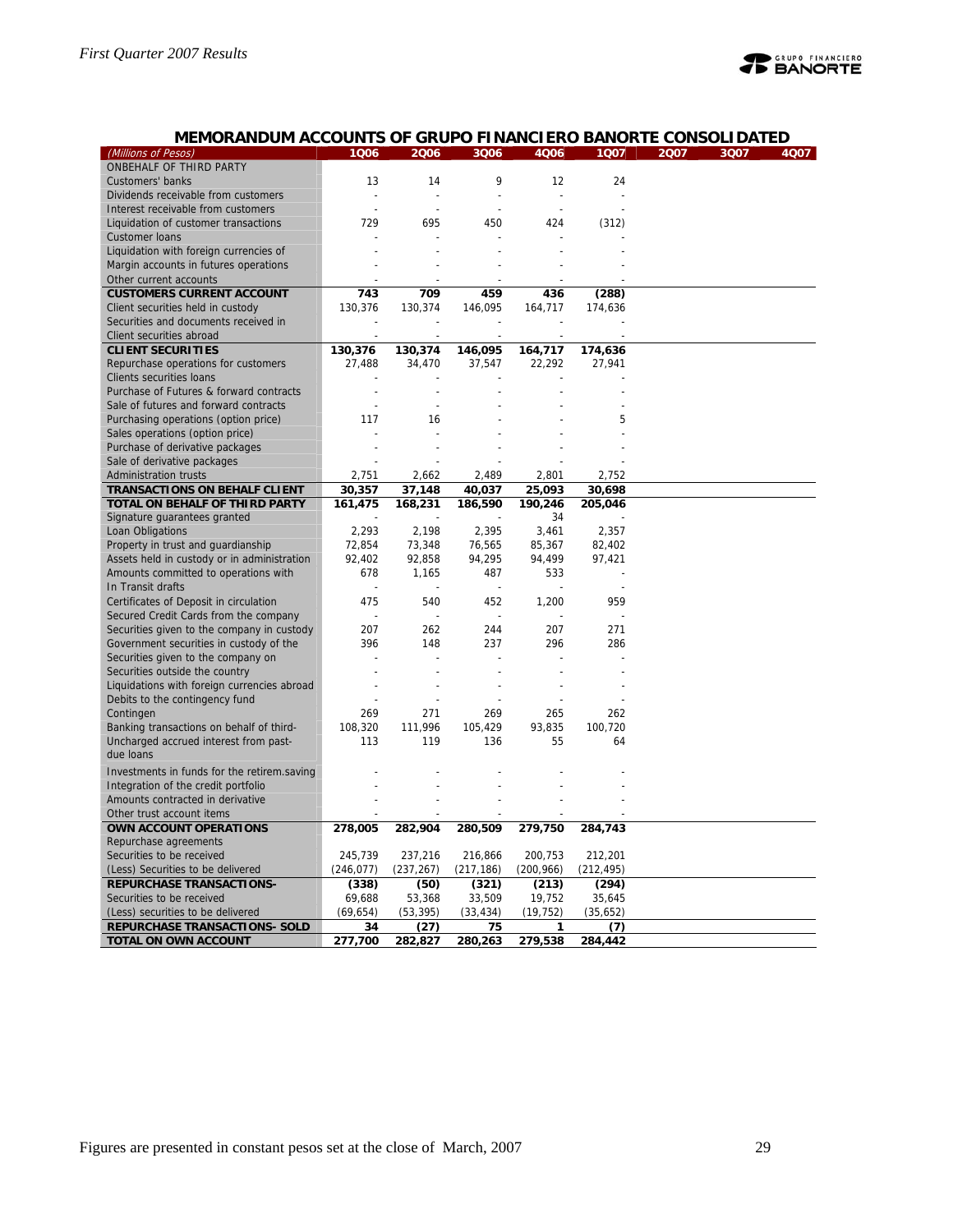## MEMORANDUM ACCOUNTS OF GRUPO FINANCIERO BANORTE CONSOLIDATED

| *(Millions of Pesos)* | 1Q06 | 2Q06 | 3Q06 | 4Q06 | 1Q07 | 2Q07 | 3Q07 | 4Q07 |
|---|---|---|---|---|---|---|---|---|
| ONBEHALF OF THIRD PARTY | | | | | | | | |
| Customers' banks | 13 | 14 | 9 | 12 | 24 | | | |
| Dividends receivable from customers | - | - | - | - | - | | | |
| Interest receivable from customers | - | - | - | - | - | | | |
| Liquidation of customer transactions | 729 | 695 | 450 | 424 | (312) | | | |
| Customer loans | - | - | - | - | - | | | |
| Liquidation with foreign currencies of | - | - | - | - | - | | | |
| Margin accounts in futures operations | - | - | - | - | - | | | |
| Other current accounts | - | - | - | - | - | | | |
| **CUSTOMERS CURRENT ACCOUNT** | **743** | **709** | **459** | **436** | **(288)** | | | |
| Client securities held in custody | 130,376 | 130,374 | 146,095 | 164,717 | 174,636 | | | |
| Securities and documents received in | - | - | - | - | - | | | |
| Client securities abroad | - | - | - | - | - | | | |
| **CLIENT SECURITIES** | **130,376** | **130,374** | **146,095** | **164,717** | **174,636** | | | |
| Repurchase operations for customers | 27,488 | 34,470 | 37,547 | 22,292 | 27,941 | | | |
| Clients securities loans | - | - | - | - | - | | | |
| Purchase of Futures & forward contracts | - | - | - | - | - | | | |
| Sale of futures and forward contracts | - | - | - | - | - | | | |
| Purchasing operations (option price) | 117 | 16 | - | - | 5 | | | |
| Sales operations (option price) | - | - | - | - | - | | | |
| Purchase of derivative packages | - | - | - | - | - | | | |
| Sale of derivative packages | - | - | - | - | - | | | |
| Administration trusts | 2,751 | 2,662 | 2,489 | 2,801 | 2,752 | | | |
| **TRANSACTIONS ON BEHALF CLIENT** | **30,357** | **37,148** | **40,037** | **25,093** | **30,698** | | | |
| **TOTAL ON BEHALF OF THIRD PARTY** | **161,475** | **168,231** | **186,590** | **190,246** | **205,046** | | | |
| Signature guarantees granted | - | - | - | 34 | - | | | |
| Loan Obligations | 2,293 | 2,198 | 2,395 | 3,461 | 2,357 | | | |
| Property in trust and guardianship | 72,854 | 73,348 | 76,565 | 85,367 | 82,402 | | | |
| Assets held in custody or in administration | 92,402 | 92,858 | 94,295 | 94,499 | 97,421 | | | |
| Amounts committed to operations with | 678 | 1,165 | 487 | 533 | - | | | |
| In Transit drafts | - | - | - | - | - | | | |
| Certificates of Deposit in circulation | 475 | 540 | 452 | 1,200 | 959 | | | |
| Secured Credit Cards from the company | - | - | - | - | - | | | |
| Securities given to the company in custody | 207 | 262 | 244 | 207 | 271 | | | |
| Government securities in custody of the | 396 | 148 | 237 | 296 | 286 | | | |
| Securities given to the company on | - | - | - | - | - | | | |
| Securities outside the country | - | - | - | - | - | | | |
| Liquidations with foreign currencies abroad | - | - | - | - | - | | | |
| Debits to the contingency fund | - | - | - | - | - | | | |
| Contingen | 269 | 271 | 269 | 265 | 262 | | | |
| Banking transactions on behalf of third- | 108,320 | 111,996 | 105,429 | 93,835 | 100,720 | | | |
| Uncharged accrued interest from past-due loans | 113 | 119 | 136 | 55 | 64 | | | |
| Investments in funds for the retirem.saving | - | - | - | - | - | | | |
| Integration of the credit portfolio | - | - | - | - | - | | | |
| Amounts contracted in derivative | - | - | - | - | - | | | |
| Other trust account items | - | - | - | - | - | | | |
| **OWN ACCOUNT OPERATIONS** | **278,005** | **282,904** | **280,509** | **279,750** | **284,743** | | | |
| Repurchase agreements | | | | | | | | |
| Securities to be received | 245,739 | 237,216 | 216,866 | 200,753 | 212,201 | | | |
| (Less) Securities to be delivered | (246,077) | (237,267) | (217,186) | (200,966) | (212,495) | | | |
| **REPURCHASE TRANSACTIONS-** | **(338)** | **(50)** | **(321)** | **(213)** | **(294)** | | | |
| Securities to be received | 69,688 | 53,368 | 33,509 | 19,752 | 35,645 | | | |
| (Less) securities to be delivered | (69,654) | (53,395) | (33,434) | (19,752) | (35,652) | | | |
| **REPURCHASE TRANSACTIONS- SOLD** | **34** | **(27)** | **75** | **1** | **(7)** | | | |
| **TOTAL ON OWN ACCOUNT** | **277,700** | **282,827** | **280,263** | **279,538** | **284,442** | | | |

Figures are presented in constant pesos set at the close of March, 2007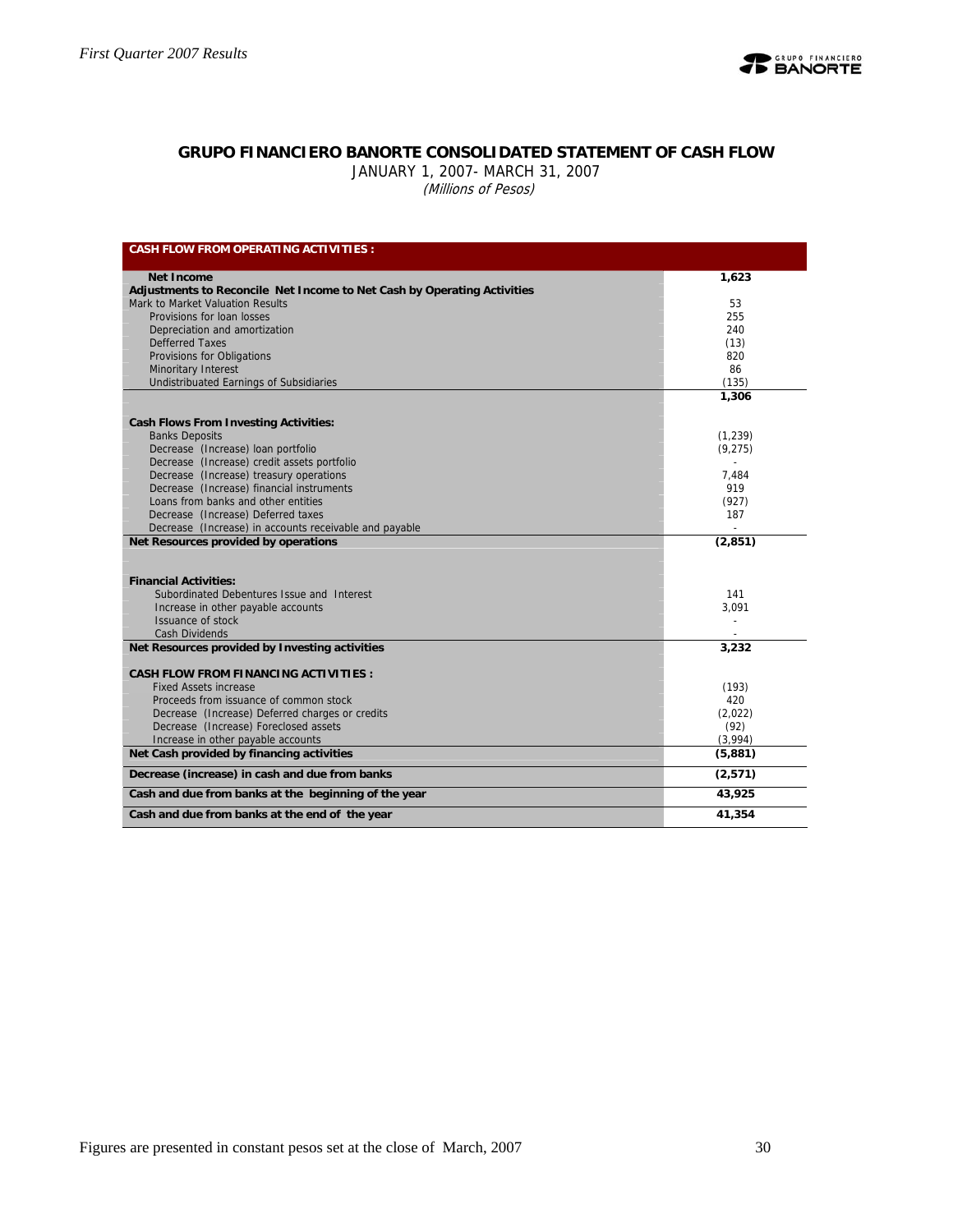## GRUPO FINANCIERO BANORTE CONSOLIDATED STATEMENT OF CASH FLOW

JANUARY 1, 2007- MARCH 31, 2007

*(Millions of Pesos)*

| CASH FLOW FROM OPERATING ACTIVITIES : | |
|---|---|
| **Net Income** | **1,623** |
| **Adjustments to Reconcile Net Income to Net Cash by Operating Activities** | |
| Mark to Market Valuation Results | 53 |
| Provisions for loan losses | 255 |
| Depreciation and amortization | 240 |
| Defferred Taxes | (13) |
| Provisions for Obligations | 820 |
| Minoritary Interest | 86 |
| Undistribuated Earnings of Subsidiaries | (135) |
| | **1,306** |
| **Cash Flows From Investing Activities:** | |
| Banks Deposits | (1,239) |
| Decrease (Increase) loan portfolio | (9,275) |
| Decrease (Increase) credit assets portfolio | - |
| Decrease (Increase) treasury operations | 7,484 |
| Decrease (Increase) financial instruments | 919 |
| Loans from banks and other entities | (927) |
| Decrease (Increase) Deferred taxes | 187 |
| Decrease (Increase) in accounts receivable and payable | - |
| **Net Resources provided by operations** | **(2,851)** |
| **Financial Activities:** | |
| Subordinated Debentures Issue and Interest | 141 |
| Increase in other payable accounts | 3,091 |
| Issuance of stock | - |
| Cash Dividends | - |
| **Net Resources provided by Investing activities** | **3,232** |
| **CASH FLOW FROM FINANCING ACTIVITIES :** | |
| Fixed Assets increase | (193) |
| Proceeds from issuance of common stock | 420 |
| Decrease (Increase) Deferred charges or credits | (2,022) |
| Decrease (Increase) Foreclosed assets | (92) |
| Increase in other payable accounts | (3,994) |
| **Net Cash provided by financing activities** | **(5,881)** |
| **Decrease (increase) in cash and due from banks** | **(2,571)** |
| **Cash and due from banks at the beginning of the year** | **43,925** |
| **Cash and due from banks at the end of the year** | **41,354** |

Figures are presented in constant pesos set at the close of March, 2007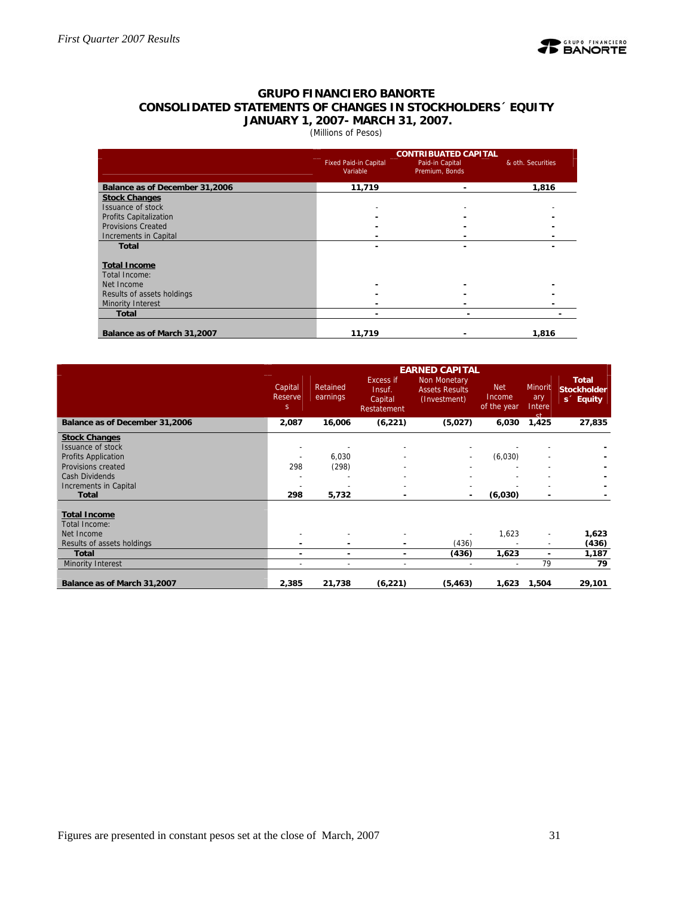## GRUPO FINANCIERO BANORTE
## CONSOLIDATED STATEMENTS OF CHANGES IN STOCKHOLDERS´ EQUITY
## JANUARY 1, 2007- MARCH 31, 2007.

(Millions of Pesos)

| | CONTRIBUATED CAPITAL | | |
|---|---|---|---|
| | Fixed Paid-in Capital Variable | Paid-in Capital Premium, Bonds | & oth. Securities |
| **Balance as of December 31,2006** | **11,719** | **-** | **1,816** |
| **Stock Changes** | | | |
| Issuance of stock | - | - | - |
| Profits Capitalization | - | - | - |
| Provisions Created | - | - | - |
| Increments in Capital | - | - | - |
| **Total** | **-** | **-** | **-** |
| **Total Income** | | | |
| Total Income: | | | |
| Net Income | - | - | - |
| Results of assets holdings | - | - | - |
| Minority Interest | - | - | - |
| **Total** | **-** | **-** | **-** |
| **Balance as of March 31,2007** | **11,719** | **-** | **1,816** |

| | EARNED CAPITAL | | | | | | |
|---|---|---|---|---|---|---|---|
| | Capital Reserves | Retained earnings | Excess if Insuf. Capital Restatement | Non Monetary Assets Results (Investment) | Net Income of the year | Minoritary Interest | Total Stockholders´ Equity |
| **Balance as of December 31,2006** | **2,087** | **16,006** | **(6,221)** | **(5,027)** | **6,030** | **1,425** | **27,835** |
| **Stock Changes** | | | | | | | |
| Issuance of stock | - | - | - | - | - | - | - |
| Profits Application | - | 6,030 | - | - | (6,030) | - | - |
| Provisions created | 298 | (298) | - | - | - | - | - |
| Cash Dividends | - | - | - | - | - | - | - |
| Increments in Capital | - | - | - | - | - | - | - |
| **Total** | **298** | **5,732** | **-** | **-** | **(6,030)** | **-** | **-** |
| **Total Income** | | | | | | | |
| Total Income: | | | | | | | |
| Net Income | - | - | - | - | 1,623 | - | **1,623** |
| Results of assets holdings | - | - | - | (436) | - | - | **(436)** |
| **Total** | **-** | **-** | **-** | **(436)** | **1,623** | **-** | **1,187** |
| Minority Interest | - | - | - | - | - | 79 | **79** |
| **Balance as of March 31,2007** | **2,385** | **21,738** | **(6,221)** | **(5,463)** | **1,623** | **1,504** | **29,101** |

Figures are presented in constant pesos set at the close of March, 2007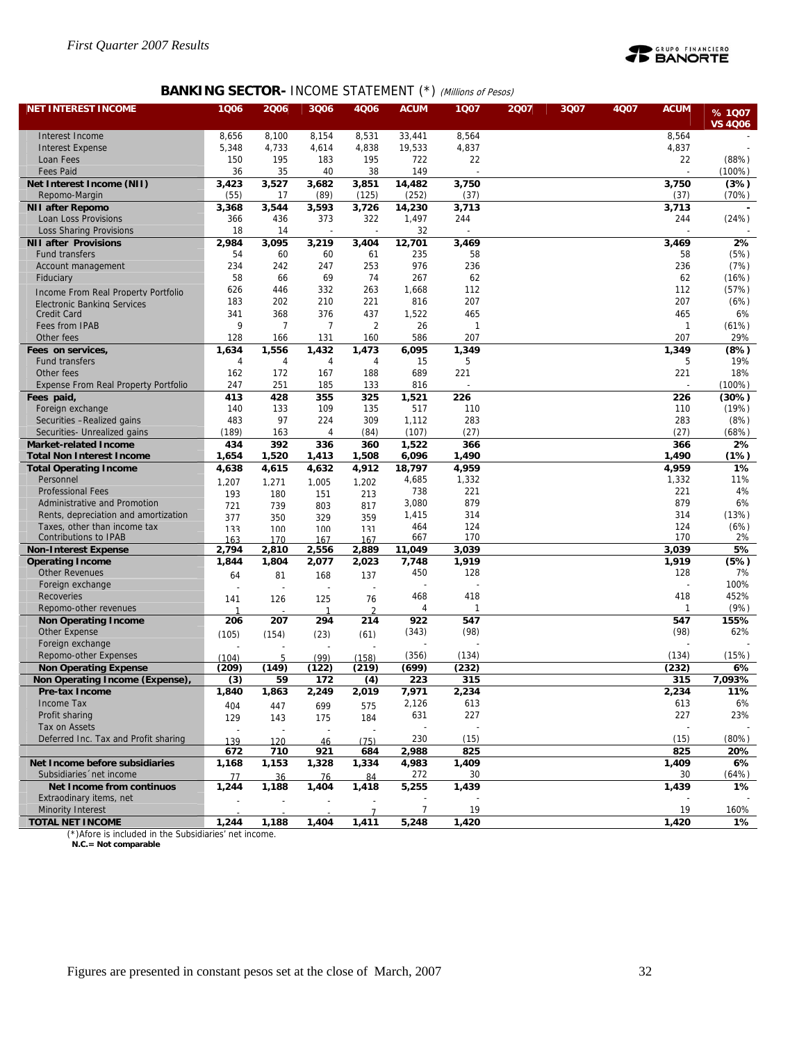## BANKING SECTOR- INCOME STATEMENT (*) *(Millions of Pesos)*

| NET INTEREST INCOME | 1Q06 | 2Q06 | 3Q06 | 4Q06 | ACUM | 1Q07 | 2Q07 | 3Q07 | 4Q07 | ACUM | % 1Q07 VS 4Q06 |
|---|---|---|---|---|---|---|---|---|---|---|---|
| Interest Income | 8,656 | 8,100 | 8,154 | 8,531 | 33,441 | 8,564 | | | | 8,564 | - |
| Interest Expense | 5,348 | 4,733 | 4,614 | 4,838 | 19,533 | 4,837 | | | | 4,837 | - |
| Loan Fees | 150 | 195 | 183 | 195 | 722 | 22 | | | | 22 | (88%) |
| Fees Paid | 36 | 35 | 40 | 38 | 149 | - | | | | - | (100%) |
| **Net Interest Income (NII)** | **3,423** | **3,527** | **3,682** | **3,851** | **14,482** | **3,750** | | | | **3,750** | **(3%)** |
| Repomo-Margin | (55) | 17 | (89) | (125) | (252) | (37) | | | | (37) | (70%) |
| **NII after Repomo** | **3,368** | **3,544** | **3,593** | **3,726** | **14,230** | **3,713** | | | | **3,713** | **-** |
| Loan Loss Provisions | 366 | 436 | 373 | 322 | 1,497 | 244 | | | | 244 | (24%) |
| Loss Sharing Provisions | 18 | 14 | - | - | 32 | - | | | | - | - |
| **NII after Provisions** | **2,984** | **3,095** | **3,219** | **3,404** | **12,701** | **3,469** | | | | **3,469** | **2%** |
| Fund transfers | 54 | 60 | 60 | 61 | 235 | 58 | | | | 58 | (5%) |
| Account management | 234 | 242 | 247 | 253 | 976 | 236 | | | | 236 | (7%) |
| Fiduciary | 58 | 66 | 69 | 74 | 267 | 62 | | | | 62 | (16%) |
| Income From Real Property Portfolio | 626 | 446 | 332 | 263 | 1,668 | 112 | | | | 112 | (57%) |
| Electronic Banking Services | 183 | 202 | 210 | 221 | 816 | 207 | | | | 207 | (6%) |
| Credit Card | 341 | 368 | 376 | 437 | 1,522 | 465 | | | | 465 | 6% |
| Fees from IPAB | 9 | 7 | 7 | 2 | 26 | 1 | | | | 1 | (61%) |
| Other fees | 128 | 166 | 131 | 160 | 586 | 207 | | | | 207 | 29% |
| **Fees on services,** | **1,634** | **1,556** | **1,432** | **1,473** | **6,095** | **1,349** | | | | **1,349** | **(8%)** |
| Fund transfers | 4 | 4 | 4 | 4 | 15 | 5 | | | | 5 | 19% |
| Other fees | 162 | 172 | 167 | 188 | 689 | 221 | | | | 221 | 18% |
| Expense From Real Property Portfolio | 247 | 251 | 185 | 133 | 816 | - | | | | - | (100%) |
| **Fees paid,** | **413** | **428** | **355** | **325** | **1,521** | **226** | | | | **226** | **(30%)** |
| Foreign exchange | 140 | 133 | 109 | 135 | 517 | 110 | | | | 110 | (19%) |
| Securities –Realized gains | 483 | 97 | 224 | 309 | 1,112 | 283 | | | | 283 | (8%) |
| Securities- Unrealized gains | (189) | 163 | 4 | (84) | (107) | (27) | | | | (27) | (68%) |
| **Market-related Income** | **434** | **392** | **336** | **360** | **1,522** | **366** | | | | **366** | **2%** |
| **Total Non Interest Income** | **1,654** | **1,520** | **1,413** | **1,508** | **6,096** | **1,490** | | | | **1,490** | **(1%)** |
| **Total Operating Income** | **4,638** | **4,615** | **4,632** | **4,912** | **18,797** | **4,959** | | | | **4,959** | **1%** |
| Personnel | 1,207 | 1,271 | 1,005 | 1,202 | 4,685 | 1,332 | | | | 1,332 | 11% |
| Professional Fees | 193 | 180 | 151 | 213 | 738 | 221 | | | | 221 | 4% |
| Administrative and Promotion | 721 | 739 | 803 | 817 | 3,080 | 879 | | | | 879 | 6% |
| Rents, depreciation and amortization | 377 | 350 | 329 | 359 | 1,415 | 314 | | | | 314 | (13%) |
| Taxes, other than income tax | 133 | 100 | 100 | 131 | 464 | 124 | | | | 124 | (6%) |
| Contributions to IPAB | 163 | 170 | 167 | 167 | 667 | 170 | | | | 170 | 2% |
| **Non-Interest Expense** | **2,794** | **2,810** | **2,556** | **2,889** | **11,049** | **3,039** | | | | **3,039** | **5%** |
| **Operating Income** | **1,844** | **1,804** | **2,077** | **2,023** | **7,748** | **1,919** | | | | **1,919** | **(5%)** |
| Other Revenues | 64 | 81 | 168 | 137 | 450 | 128 | | | | 128 | 7% |
| Foreign exchange | - | - | - | - | - | - | | | | - | 100% |
| Recoveries | 141 | 126 | 125 | 76 | 468 | 418 | | | | 418 | 452% |
| Repomo-other revenues | 1 | - | 1 | 2 | 4 | 1 | | | | 1 | (9%) |
| **Non Operating Income** | **206** | **207** | **294** | **214** | **922** | **547** | | | | **547** | **155%** |
| Other Expense | (105) | (154) | (23) | (61) | (343) | (98) | | | | (98) | 62% |
| Foreign exchange | - | - | - | - | - | - | | | | - | - |
| Repomo-other Expenses | (104) | 5 | (99) | (158) | (356) | (134) | | | | (134) | (15%) |
| **Non Operating Expense** | **(209)** | **(149)** | **(122)** | **(219)** | **(699)** | **(232)** | | | | **(232)** | **6%** |
| **Non Operating Income (Expense),** | **(3)** | **59** | **172** | **(4)** | **223** | **315** | | | | **315** | **7,093%** |
| **Pre-tax Income** | **1,840** | **1,863** | **2,249** | **2,019** | **7,971** | **2,234** | | | | **2,234** | **11%** |
| Income Tax | 404 | 447 | 699 | 575 | 2,126 | 613 | | | | 613 | 6% |
| Profit sharing | 129 | 143 | 175 | 184 | 631 | 227 | | | | 227 | 23% |
| Tax on Assets | - | - | - | - | - | - | | | | - | - |
| Deferred Inc. Tax and Profit sharing | 139 | 120 | 46 | (75) | 230 | (15) | | | | (15) | (80%) |
| | **672** | **710** | **921** | **684** | **2,988** | **825** | | | | **825** | **20%** |
| **Net Income before subsidiaries** | **1,168** | **1,153** | **1,328** | **1,334** | **4,983** | **1,409** | | | | **1,409** | **6%** |
| Subsidiaries´net income | 77 | 36 | 76 | 84 | 272 | 30 | | | | 30 | (64%) |
| **Net Income from continuos** | **1,244** | **1,188** | **1,404** | **1,418** | **5,255** | **1,439** | | | | **1,439** | **1%** |
| Extraordinary items, net | - | - | - | - | - | - | | | | - | - |
| Minority Interest | - | - | - | 7 | 7 | 19 | | | | 19 | 160% |
| **TOTAL NET INCOME** | **1,244** | **1,188** | **1,404** | **1,411** | **5,248** | **1,420** | | | | **1,420** | **1%** |

(*)Afore is included in the Subsidiaries' net income.
**N.C.= Not comparable**

Figures are presented in constant pesos set at the close of March, 2007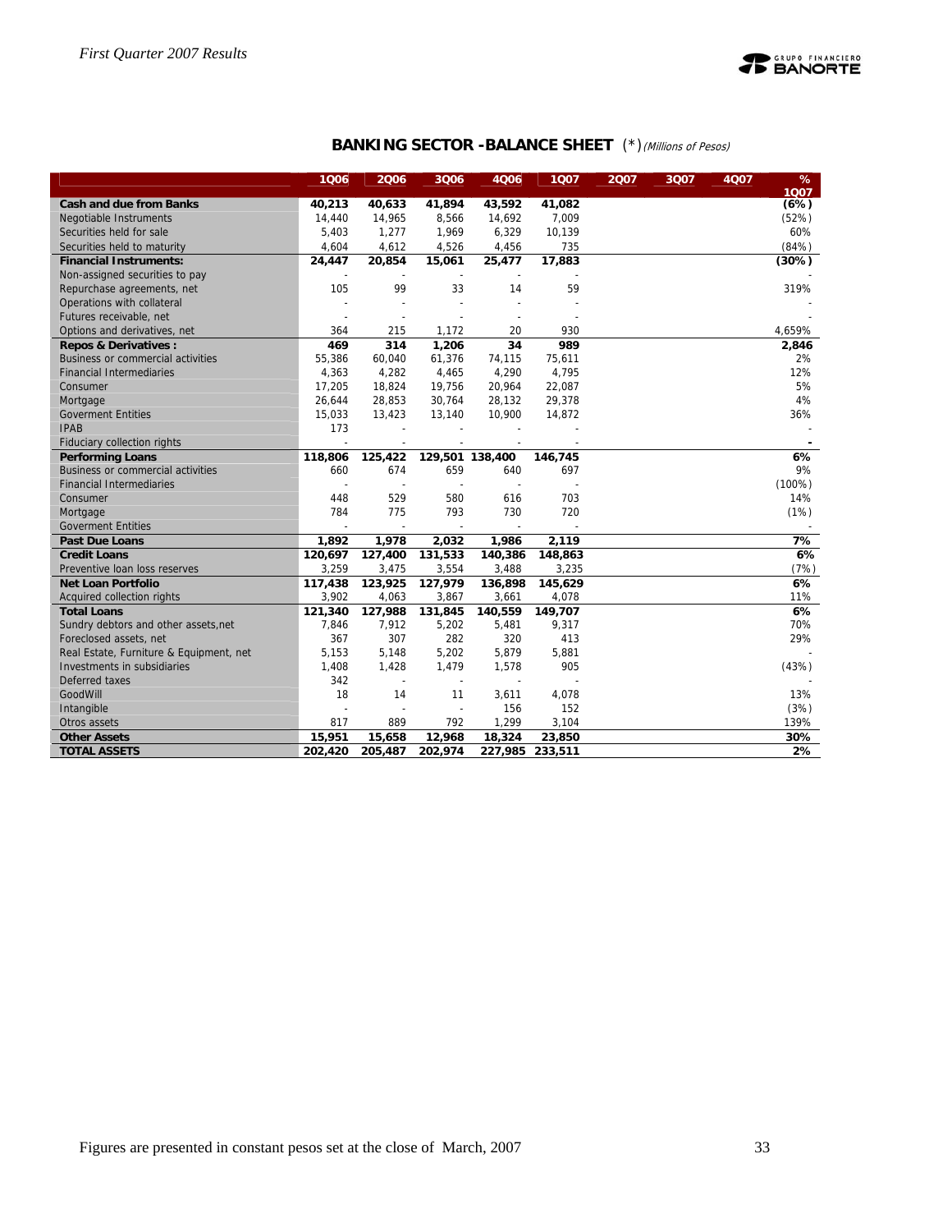## BANKING SECTOR -BALANCE SHEET (*) *(Millions of Pesos)*

| | 1Q06 | 2Q06 | 3Q06 | 4Q06 | 1Q07 | 2Q07 | 3Q07 | 4Q07 | % 1Q07 |
|---|---|---|---|---|---|---|---|---|---|
| **Cash and due from Banks** | **40,213** | **40,633** | **41,894** | **43,592** | **41,082** | | | | **(6%)** |
| Negotiable Instruments | 14,440 | 14,965 | 8,566 | 14,692 | 7,009 | | | | (52%) |
| Securities held for sale | 5,403 | 1,277 | 1,969 | 6,329 | 10,139 | | | | 60% |
| Securities held to maturity | 4,604 | 4,612 | 4,526 | 4,456 | 735 | | | | (84%) |
| **Financial Instruments:** | **24,447** | **20,854** | **15,061** | **25,477** | **17,883** | | | | **(30%)** |
| Non-assigned securities to pay | - | - | - | - | - | | | | - |
| Repurchase agreements, net | 105 | 99 | 33 | 14 | 59 | | | | 319% |
| Operations with collateral | - | - | - | - | - | | | | - |
| Futures receivable, net | - | - | - | - | - | | | | - |
| Options and derivatives, net | 364 | 215 | 1,172 | 20 | 930 | | | | 4,659% |
| **Repos & Derivatives :** | **469** | **314** | **1,206** | **34** | **989** | | | | **2,846** |
| Business or commercial activities | 55,386 | 60,040 | 61,376 | 74,115 | 75,611 | | | | 2% |
| Financial Intermediaries | 4,363 | 4,282 | 4,465 | 4,290 | 4,795 | | | | 12% |
| Consumer | 17,205 | 18,824 | 19,756 | 20,964 | 22,087 | | | | 5% |
| Mortgage | 26,644 | 28,853 | 30,764 | 28,132 | 29,378 | | | | 4% |
| Goverment Entities | 15,033 | 13,423 | 13,140 | 10,900 | 14,872 | | | | 36% |
| IPAB | 173 | - | - | - | - | | | | - |
| Fiduciary collection rights | - | - | - | - | - | | | | - |
| **Performing Loans** | **118,806** | **125,422** | **129,501** | **138,400** | **146,745** | | | | **6%** |
| Business or commercial activities | 660 | 674 | 659 | 640 | 697 | | | | 9% |
| Financial Intermediaries | - | - | - | - | - | | | | (100%) |
| Consumer | 448 | 529 | 580 | 616 | 703 | | | | 14% |
| Mortgage | 784 | 775 | 793 | 730 | 720 | | | | (1%) |
| Goverment Entities | - | - | - | - | - | | | | - |
| **Past Due Loans** | **1,892** | **1,978** | **2,032** | **1,986** | **2,119** | | | | **7%** |
| **Credit Loans** | **120,697** | **127,400** | **131,533** | **140,386** | **148,863** | | | | **6%** |
| Preventive loan loss reserves | 3,259 | 3,475 | 3,554 | 3,488 | 3,235 | | | | (7%) |
| **Net Loan Portfolio** | **117,438** | **123,925** | **127,979** | **136,898** | **145,629** | | | | **6%** |
| Acquired collection rights | 3,902 | 4,063 | 3,867 | 3,661 | 4,078 | | | | 11% |
| **Total Loans** | **121,340** | **127,988** | **131,845** | **140,559** | **149,707** | | | | **6%** |
| Sundry debtors and other assets,net | 7,846 | 7,912 | 5,202 | 5,481 | 9,317 | | | | 70% |
| Foreclosed assets, net | 367 | 307 | 282 | 320 | 413 | | | | 29% |
| Real Estate, Furniture & Equipment, net | 5,153 | 5,148 | 5,202 | 5,879 | 5,881 | | | | - |
| Investments in subsidiaries | 1,408 | 1,428 | 1,479 | 1,578 | 905 | | | | (43%) |
| Deferred taxes | 342 | - | - | - | - | | | | - |
| GoodWill | 18 | 14 | 11 | 3,611 | 4,078 | | | | 13% |
| Intangible | - | - | - | 156 | 152 | | | | (3%) |
| Otros assets | 817 | 889 | 792 | 1,299 | 3,104 | | | | 139% |
| **Other Assets** | **15,951** | **15,658** | **12,968** | **18,324** | **23,850** | | | | **30%** |
| **TOTAL ASSETS** | **202,420** | **205,487** | **202,974** | **227,985** | **233,511** | | | | **2%** |

Figures are presented in constant pesos set at the close of March, 2007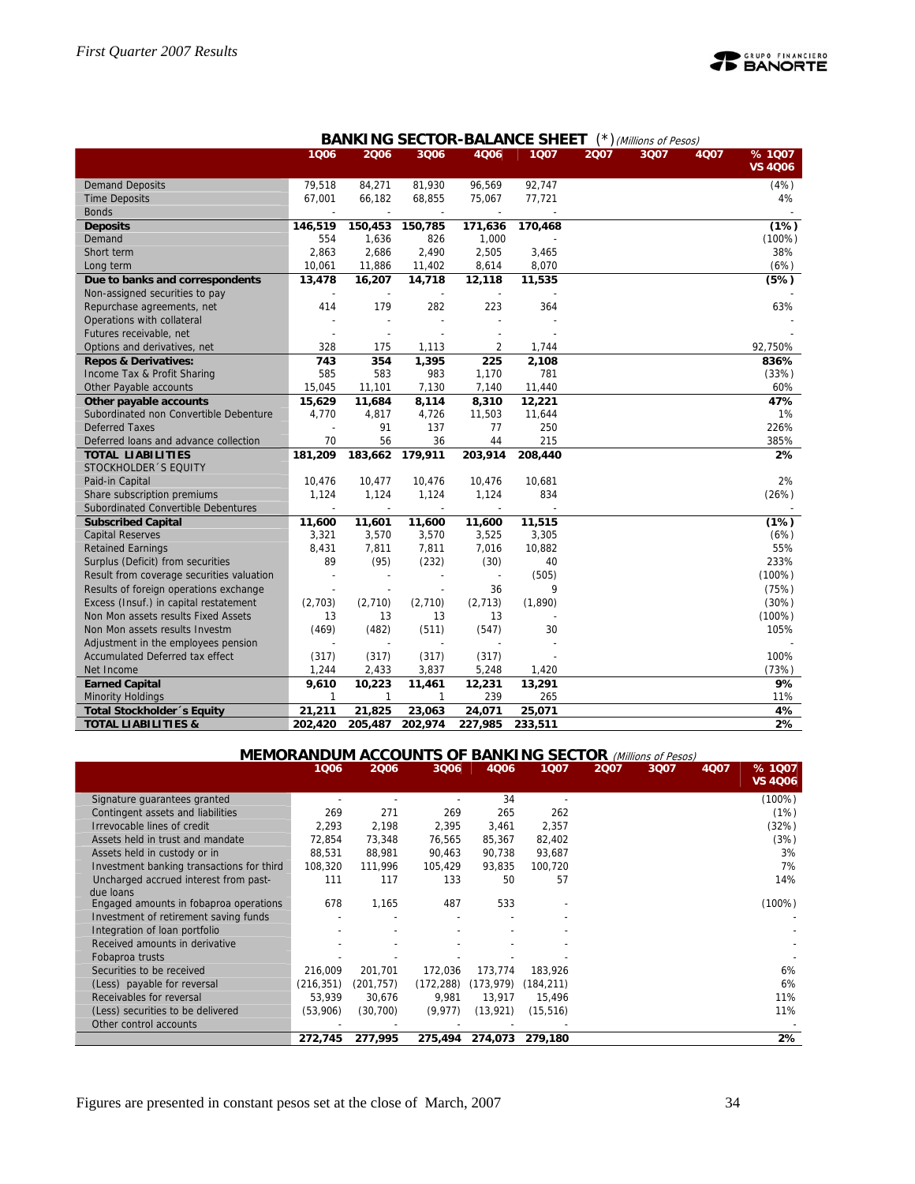## BANKING SECTOR-BALANCE SHEET (*) *(Millions of Pesos)*

| | 1Q06 | 2Q06 | 3Q06 | 4Q06 | 1Q07 | 2Q07 | 3Q07 | 4Q07 | % 1Q07 VS 4Q06 |
|---|---|---|---|---|---|---|---|---|---|
| Demand Deposits | 79,518 | 84,271 | 81,930 | 96,569 | 92,747 | | | | (4%) |
| Time Deposits | 67,001 | 66,182 | 68,855 | 75,067 | 77,721 | | | | 4% |
| Bonds | - | - | - | - | - | | | | - |
| **Deposits** | **146,519** | **150,453** | **150,785** | **171,636** | **170,468** | | | | **(1%)** |
| Demand | 554 | 1,636 | 826 | 1,000 | - | | | | (100%) |
| Short term | 2,863 | 2,686 | 2,490 | 2,505 | 3,465 | | | | 38% |
| Long term | 10,061 | 11,886 | 11,402 | 8,614 | 8,070 | | | | (6%) |
| **Due to banks and correspondents** | **13,478** | **16,207** | **14,718** | **12,118** | **11,535** | | | | **(5%)** |
| Non-assigned securities to pay | - | - | - | - | - | | | | - |
| Repurchase agreements, net | 414 | 179 | 282 | 223 | 364 | | | | 63% |
| Operations with collateral | - | - | - | - | - | | | | - |
| Futures receivable, net | - | - | - | - | - | | | | - |
| Options and derivatives, net | 328 | 175 | 1,113 | 2 | 1,744 | | | | 92,750% |
| **Repos & Derivatives:** | **743** | **354** | **1,395** | **225** | **2,108** | | | | **836%** |
| Income Tax & Profit Sharing | 585 | 583 | 983 | 1,170 | 781 | | | | (33%) |
| Other Payable accounts | 15,045 | 11,101 | 7,130 | 7,140 | 11,440 | | | | 60% |
| **Other payable accounts** | **15,629** | **11,684** | **8,114** | **8,310** | **12,221** | | | | **47%** |
| Subordinated non Convertible Debenture | 4,770 | 4,817 | 4,726 | 11,503 | 11,644 | | | | 1% |
| Deferred Taxes | - | 91 | 137 | 77 | 250 | | | | 226% |
| Deferred loans and advance collection | 70 | 56 | 36 | 44 | 215 | | | | 385% |
| **TOTAL LIABILITIES** | **181,209** | **183,662** | **179,911** | **203,914** | **208,440** | | | | **2%** |
| STOCKHOLDER´S EQUITY | | | | | | | | | |
| Paid-in Capital | 10,476 | 10,477 | 10,476 | 10,476 | 10,681 | | | | 2% |
| Share subscription premiums | 1,124 | 1,124 | 1,124 | 1,124 | 834 | | | | (26%) |
| Subordinated Convertible Debentures | - | - | - | - | - | | | | - |
| **Subscribed Capital** | **11,600** | **11,601** | **11,600** | **11,600** | **11,515** | | | | **(1%)** |
| Capital Reserves | 3,321 | 3,570 | 3,570 | 3,525 | 3,305 | | | | (6%) |
| Retained Earnings | 8,431 | 7,811 | 7,811 | 7,016 | 10,882 | | | | 55% |
| Surplus (Deficit) from securities | 89 | (95) | (232) | (30) | 40 | | | | 233% |
| Result from coverage securities valuation | - | - | - | - | (505) | | | | (100%) |
| Results of foreign operations exchange | - | - | - | 36 | 9 | | | | (75%) |
| Excess (Insuf.) in capital restatement | (2,703) | (2,710) | (2,710) | (2,713) | (1,890) | | | | (30%) |
| Non Mon assets results Fixed Assets | 13 | 13 | 13 | 13 | - | | | | (100%) |
| Non Mon assets results Investm | (469) | (482) | (511) | (547) | 30 | | | | 105% |
| Adjustment in the employees pension | - | - | - | - | - | | | | - |
| Accumulated Deferred tax effect | (317) | (317) | (317) | (317) | - | | | | 100% |
| Net Income | 1,244 | 2,433 | 3,837 | 5,248 | 1,420 | | | | (73%) |
| **Earned Capital** | **9,610** | **10,223** | **11,461** | **12,231** | **13,291** | | | | **9%** |
| Minority Holdings | 1 | 1 | 1 | 239 | 265 | | | | 11% |
| **Total Stockholder´s Equity** | **21,211** | **21,825** | **23,063** | **24,071** | **25,071** | | | | **4%** |
| **TOTAL LIABILITIES &** | **202,420** | **205,487** | **202,974** | **227,985** | **233,511** | | | | **2%** |

## MEMORANDUM ACCOUNTS OF BANKING SECTOR *(Millions of Pesos)*

| | 1Q06 | 2Q06 | 3Q06 | 4Q06 | 1Q07 | 2Q07 | 3Q07 | 4Q07 | % 1Q07 VS 4Q06 |
|---|---|---|---|---|---|---|---|---|---|
| Signature guarantees granted | - | - | - | 34 | - | | | | (100%) |
| Contingent assets and liabilities | 269 | 271 | 269 | 265 | 262 | | | | (1%) |
| Irrevocable lines of credit | 2,293 | 2,198 | 2,395 | 3,461 | 2,357 | | | | (32%) |
| Assets held in trust and mandate | 72,854 | 73,348 | 76,565 | 85,367 | 82,402 | | | | (3%) |
| Assets held in custody or in | 88,531 | 88,981 | 90,463 | 90,738 | 93,687 | | | | 3% |
| Investment banking transactions for third | 108,320 | 111,996 | 105,429 | 93,835 | 100,720 | | | | 7% |
| Uncharged accrued interest from past-due loans | 111 | 117 | 133 | 50 | 57 | | | | 14% |
| Engaged amounts in fobaproa operations | 678 | 1,165 | 487 | 533 | - | | | | (100%) |
| Investment of retirement saving funds | - | - | - | - | - | | | | - |
| Integration of loan portfolio | - | - | - | - | - | | | | - |
| Received amounts in derivative | - | - | - | - | - | | | | - |
| Fobaproa trusts | - | - | - | - | - | | | | - |
| Securities to be received | 216,009 | 201,701 | 172,036 | 173,774 | 183,926 | | | | 6% |
| (Less) payable for reversal | (216,351) | (201,757) | (172,288) | (173,979) | (184,211) | | | | 6% |
| Receivables for reversal | 53,939 | 30,676 | 9,981 | 13,917 | 15,496 | | | | 11% |
| (Less) securities to be delivered | (53,906) | (30,700) | (9,977) | (13,921) | (15,516) | | | | 11% |
| Other control accounts | - | - | - | - | - | | | | - |
| | **272,745** | **277,995** | **275,494** | **274,073** | **279,180** | | | | **2%** |

Figures are presented in constant pesos set at the close of March, 2007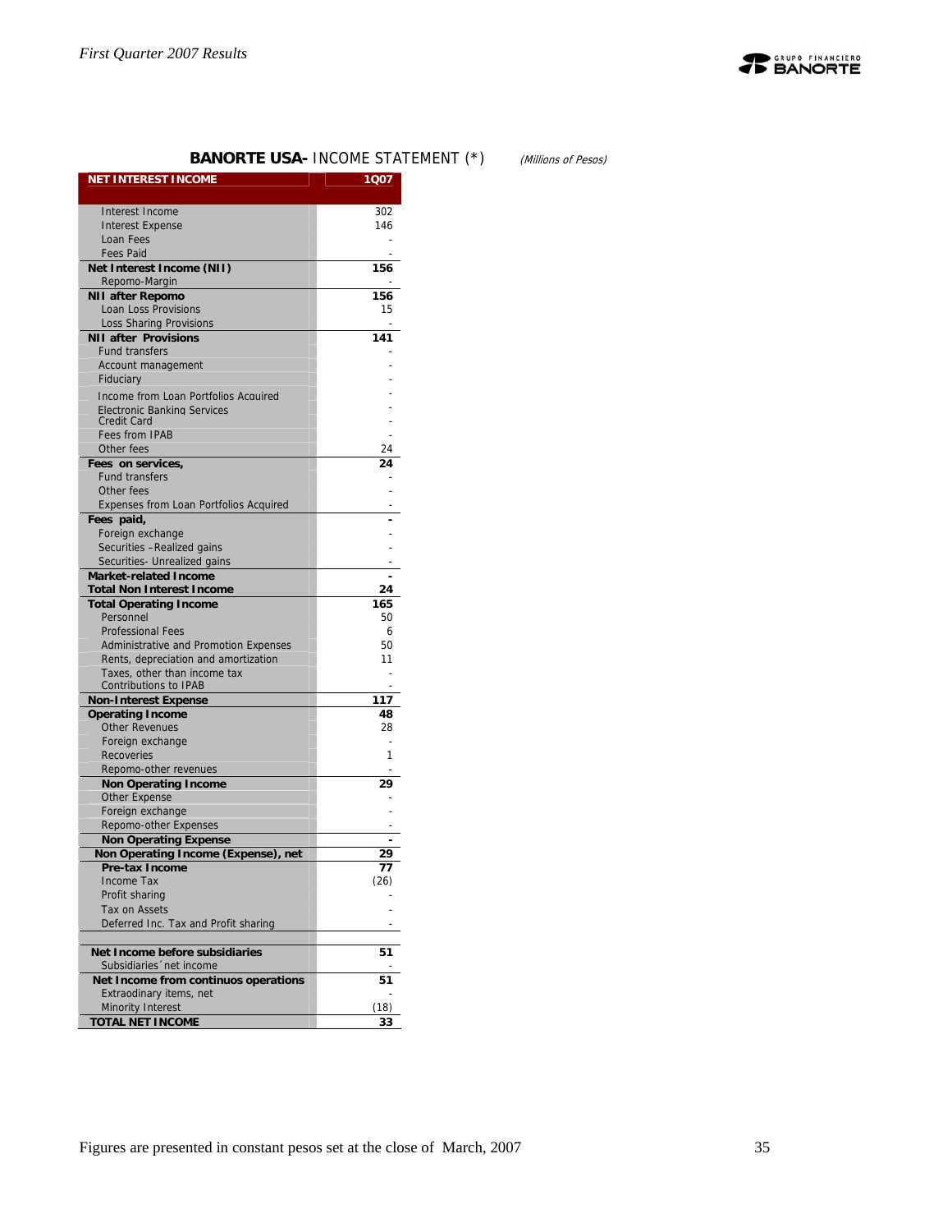## BANORTE USA- INCOME STATEMENT (*)

*(Millions of Pesos)*

| NET INTEREST INCOME | 1Q07 |
|---|---|
| Interest Income | 302 |
| Interest Expense | 146 |
| Loan Fees | - |
| Fees Paid | - |
| **Net Interest Income (NII)** | **156** |
| Repomo-Margin | - |
| **NII after Repomo** | **156** |
| Loan Loss Provisions | 15 |
| Loss Sharing Provisions | - |
| **NII after Provisions** | **141** |
| Fund transfers | - |
| Account management | - |
| Fiduciary | - |
| Income from Loan Portfolios Acquired | - |
| Electronic Banking Services | - |
| Credit Card | - |
| Fees from IPAB | - |
| Other fees | 24 |
| **Fees on services,** | **24** |
| Fund transfers | - |
| Other fees | - |
| Expenses from Loan Portfolios Acquired | - |
| **Fees paid,** | **-** |
| Foreign exchange | - |
| Securities –Realized gains | - |
| Securities- Unrealized gains | - |
| **Market-related Income** | **-** |
| **Total Non Interest Income** | **24** |
| **Total Operating Income** | **165** |
| Personnel | 50 |
| Professional Fees | 6 |
| Administrative and Promotion Expenses | 50 |
| Rents, depreciation and amortization | 11 |
| Taxes, other than income tax | - |
| Contributions to IPAB | - |
| **Non-Interest Expense** | **117** |
| **Operating Income** | **48** |
| Other Revenues | 28 |
| Foreign exchange | - |
| Recoveries | 1 |
| Repomo-other revenues | - |
| **Non Operating Income** | **29** |
| Other Expense | - |
| Foreign exchange | - |
| Repomo-other Expenses | - |
| **Non Operating Expense** | **-** |
| **Non Operating Income (Expense), net** | **29** |
| **Pre-tax Income** | **77** |
| Income Tax | (26) |
| Profit sharing | - |
| Tax on Assets | - |
| Deferred Inc. Tax and Profit sharing | - |
| **Net Income before subsidiaries** | **51** |
| Subsidiaries´ net income | - |
| **Net Income from continuos operations** | **51** |
| Extraodinary items, net | - |
| Minority Interest | (18) |
| **TOTAL NET INCOME** | **33** |

Figures are presented in constant pesos set at the close of March, 2007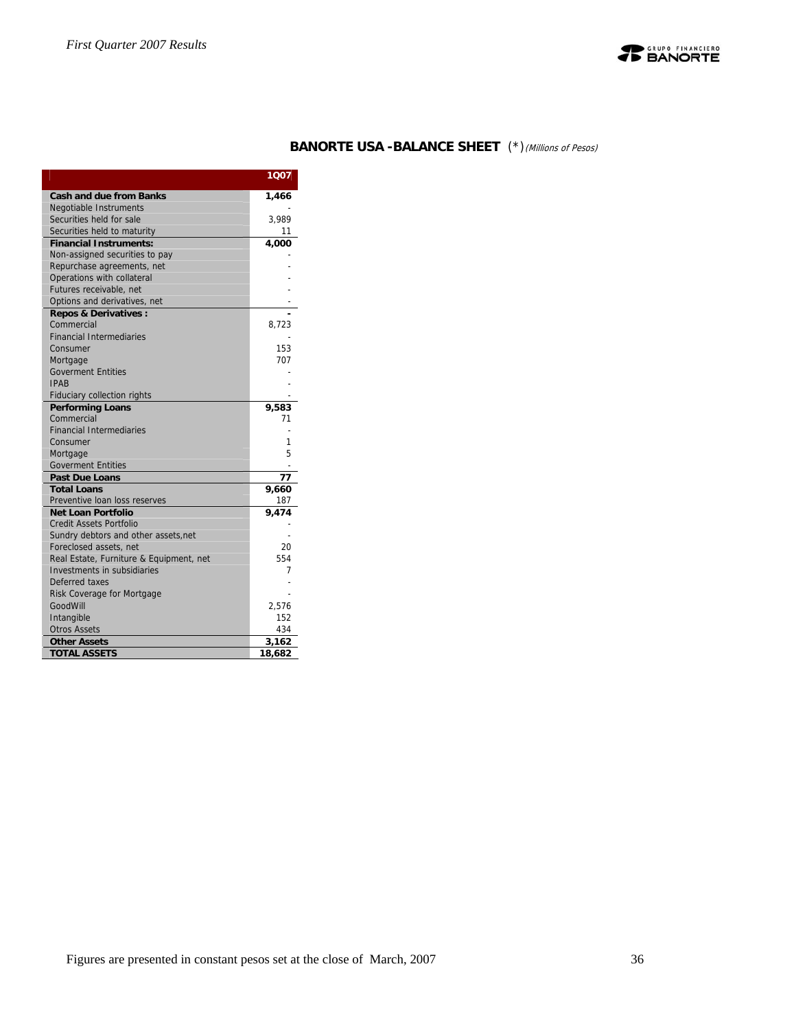## BANORTE USA -BALANCE SHEET (*) *(Millions of Pesos)*

| | 1Q07 |
|---|---|
| **Cash and due from Banks** | **1,466** |
| Negotiable Instruments | - |
| Securities held for sale | 3,989 |
| Securities held to maturity | 11 |
| **Financial Instruments:** | **4,000** |
| Non-assigned securities to pay | - |
| Repurchase agreements, net | - |
| Operations with collateral | - |
| Futures receivable, net | - |
| Options and derivatives, net | - |
| **Repos & Derivatives :** | **-** |
| Commercial | 8,723 |
| Financial Intermediaries | - |
| Consumer | 153 |
| Mortgage | 707 |
| Goverment Entities | - |
| IPAB | - |
| Fiduciary collection rights | - |
| **Performing Loans** | **9,583** |
| Commercial | 71 |
| Financial Intermediaries | - |
| Consumer | 1 |
| Mortgage | 5 |
| Goverment Entities | - |
| **Past Due Loans** | **77** |
| **Total Loans** | **9,660** |
| Preventive loan loss reserves | 187 |
| **Net Loan Portfolio** | **9,474** |
| Credit Assets Portfolio | - |
| Sundry debtors and other assets,net | - |
| Foreclosed assets, net | 20 |
| Real Estate, Furniture & Equipment, net | 554 |
| Investments in subsidiaries | 7 |
| Deferred taxes | - |
| Risk Coverage for Mortgage | - |
| GoodWill | 2,576 |
| Intangible | 152 |
| Otros Assets | 434 |
| **Other Assets** | **3,162** |
| **TOTAL ASSETS** | **18,682** |

Figures are presented in constant pesos set at the close of March, 2007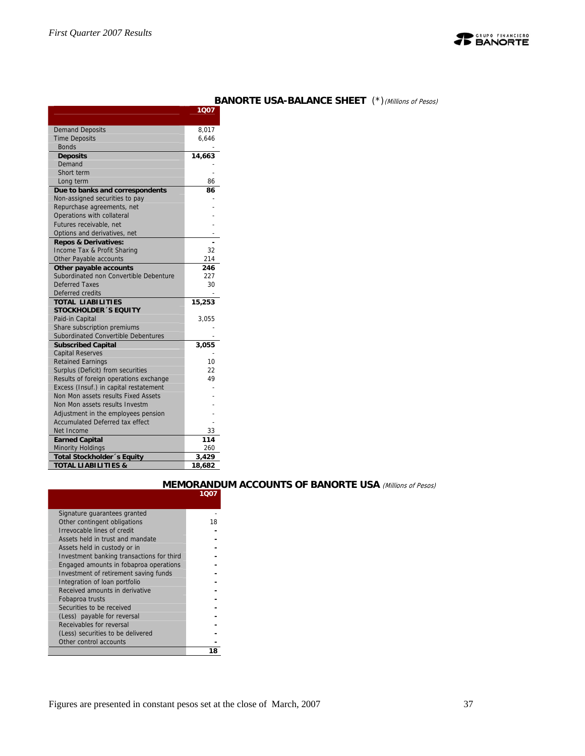## BANORTE USA-BALANCE SHEET (*) *(Millions of Pesos)*

| | 1Q07 |
|---|---|
| Demand Deposits | 8,017 |
| Time Deposits | 6,646 |
| Bonds | - |
| **Deposits** | **14,663** |
| Demand | - |
| Short term | - |
| Long term | 86 |
| **Due to banks and correspondents** | **86** |
| Non-assigned securities to pay | - |
| Repurchase agreements, net | - |
| Operations with collateral | - |
| Futures receivable, net | - |
| Options and derivatives, net | - |
| **Repos & Derivatives:** | **-** |
| Income Tax & Profit Sharing | 32 |
| Other Payable accounts | 214 |
| **Other payable accounts** | **246** |
| Subordinated non Convertible Debenture | 227 |
| Deferred Taxes | 30 |
| Deferred credits | - |
| **TOTAL LIABILITIES** | **15,253** |
| **STOCKHOLDER´S EQUITY** | |
| Paid-in Capital | 3,055 |
| Share subscription premiums | - |
| Subordinated Convertible Debentures | - |
| **Subscribed Capital** | **3,055** |
| Capital Reserves | - |
| Retained Earnings | 10 |
| Surplus (Deficit) from securities | 22 |
| Results of foreign operations exchange | 49 |
| Excess (Insuf.) in capital restatement | - |
| Non Mon assets results Fixed Assets | - |
| Non Mon assets results Investm | - |
| Adjustment in the employees pension | - |
| Accumulated Deferred tax effect | - |
| Net Income | 33 |
| **Earned Capital** | **114** |
| Minority Holdings | 260 |
| **Total Stockholder´s Equity** | **3,429** |
| **TOTAL LIABILITIES &** | **18,682** |

## MEMORANDUM ACCOUNTS OF BANORTE USA *(Millions of Pesos)*

| | 1Q07 |
|---|---|
| Signature guarantees granted | - |
| Other contingent obligations | 18 |
| Irrevocable lines of credit | - |
| Assets held in trust and mandate | - |
| Assets held in custody or in | - |
| Investment banking transactions for third | - |
| Engaged amounts in fobaproa operations | - |
| Investment of retirement saving funds | - |
| Integration of loan portfolio | - |
| Received amounts in derivative | - |
| Fobaproa trusts | - |
| Securities to be received | - |
| (Less) payable for reversal | - |
| Receivables for reversal | - |
| (Less) securities to be delivered | - |
| Other control accounts | - |
| | **18** |

Figures are presented in constant pesos set at the close of March, 2007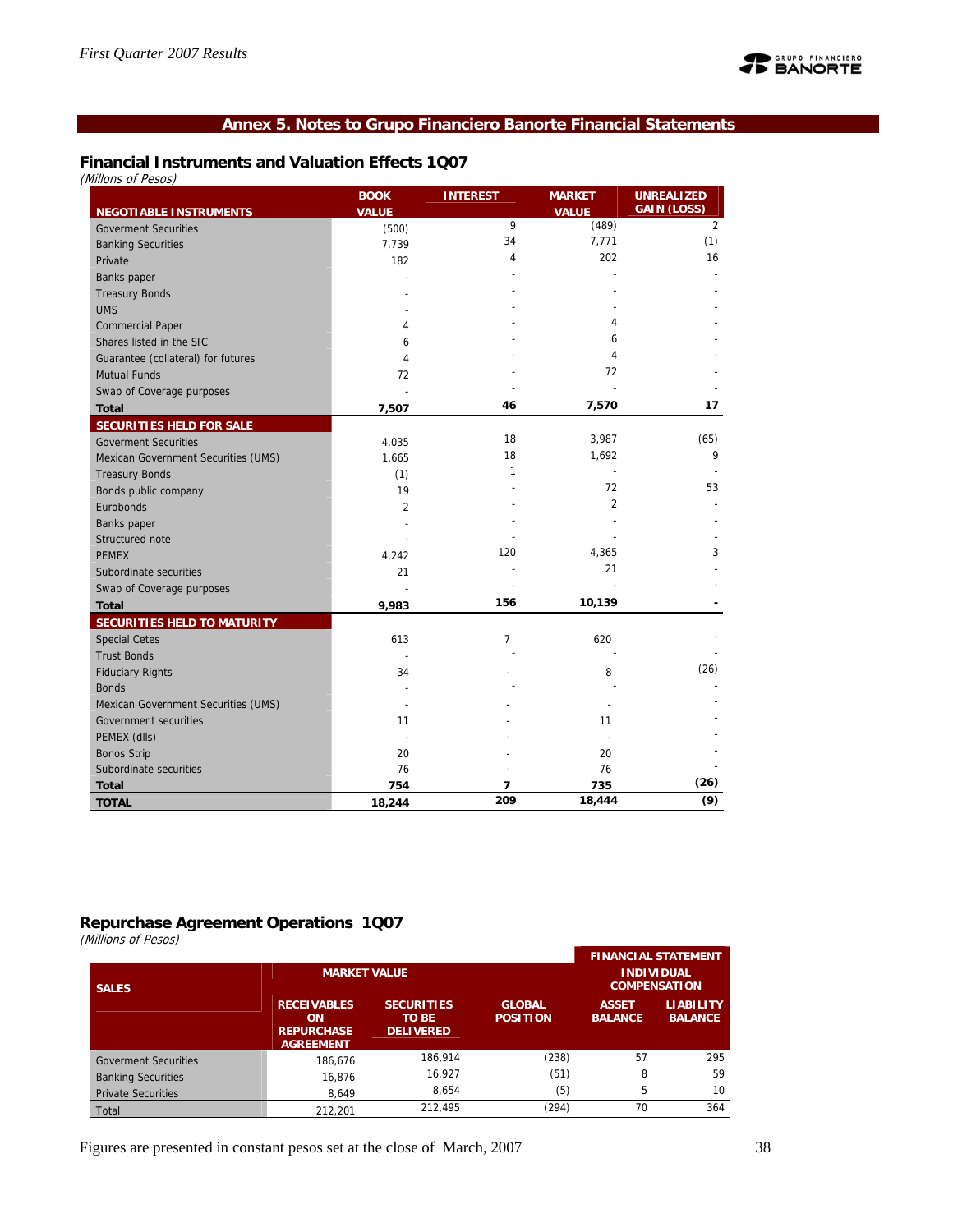## Annex 5. Notes to Grupo Financiero Banorte Financial Statements

### Financial Instruments and Valuation Effects 1Q07

*(Millons of Pesos)*

| NEGOTIABLE INSTRUMENTS | BOOK VALUE | INTEREST | MARKET VALUE | UNREALIZED GAIN (LOSS) |
|---|---|---|---|---|
| Goverment Securities | (500) | 9 | (489) | 2 |
| Banking Securities | 7,739 | 34 | 7,771 | (1) |
| Private | 182 | 4 | 202 | 16 |
| Banks paper | - | - | - | - |
| Treasury Bonds | - | - | - | - |
| UMS | - | - | - | - |
| Commercial Paper | 4 | - | 4 | - |
| Shares listed in the SIC | 6 | - | 6 | - |
| Guarantee (collateral) for futures | 4 | - | 4 | - |
| Mutual Funds | 72 | - | 72 | - |
| Swap of Coverage purposes | - | - | - | - |
| **Total** | **7,507** | **46** | **7,570** | **17** |
| **SECURITIES HELD FOR SALE** | | | | |
| Goverment Securities | 4,035 | 18 | 3,987 | (65) |
| Mexican Government Securities (UMS) | 1,665 | 18 | 1,692 | 9 |
| Treasury Bonds | (1) | 1 | - | - |
| Bonds public company | 19 | - | 72 | 53 |
| Eurobonds | 2 | - | 2 | - |
| Banks paper | - | - | - | - |
| Structured note | - | - | - | - |
| PEMEX | 4,242 | 120 | 4,365 | 3 |
| Subordinate securities | 21 | - | 21 | - |
| Swap of Coverage purposes | - | - | - | - |
| **Total** | **9,983** | **156** | **10,139** | **-** |
| **SECURITIES HELD TO MATURITY** | | | | |
| Special Cetes | 613 | 7 | 620 | - |
| Trust Bonds | - | - | - | - |
| Fiduciary Rights | 34 | - | 8 | (26) |
| Bonds | - | - | - | - |
| Mexican Government Securities (UMS) | - | - | - | - |
| Government securities | 11 | - | 11 | - |
| PEMEX (dlls) | - | - | - | - |
| Bonos Strip | 20 | - | 20 | - |
| Subordinate securities | 76 | - | 76 | - |
| **Total** | **754** | **7** | **735** | **(26)** |
| **TOTAL** | **18,244** | **209** | **18,444** | **(9)** |

### Repurchase Agreement Operations 1Q07

*(Millions of Pesos)*

| SALES | MARKET VALUE | | | FINANCIAL STATEMENT INDIVIDUAL COMPENSATION | |
|---|---|---|---|---|---|
| | RECEIVABLES ON REPURCHASE AGREEMENT | SECURITIES TO BE DELIVERED | GLOBAL POSITION | ASSET BALANCE | LIABILITY BALANCE |
| Goverment Securities | 186,676 | 186,914 | (238) | 57 | 295 |
| Banking Securities | 16,876 | 16,927 | (51) | 8 | 59 |
| Private Securities | 8,649 | 8,654 | (5) | 5 | 10 |
| Total | 212,201 | 212,495 | (294) | 70 | 364 |

Figures are presented in constant pesos set at the close of March, 2007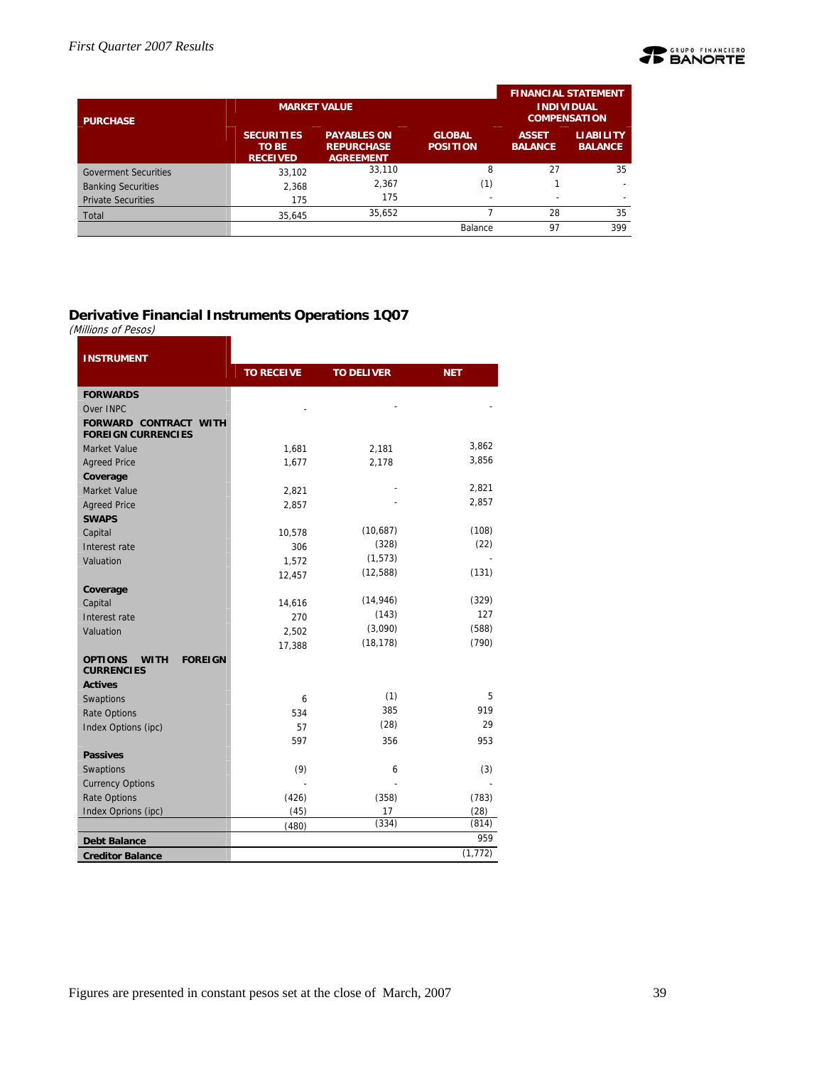| PURCHASE | MARKET VALUE | | GLOBAL POSITION | FINANCIAL STATEMENT INDIVIDUAL COMPENSATION | |
|---|---|---|---|---|---|
| | SECURITIES TO BE RECEIVED | PAYABLES ON REPURCHASE AGREEMENT | | ASSET BALANCE | LIABILITY BALANCE |
| Goverment Securities | 33,102 | 33,110 | 8 | 27 | 35 |
| Banking Securities | 2,368 | 2,367 | (1) | 1 | - |
| Private Securities | 175 | 175 | - | - | - |
| Total | 35,645 | 35,652 | 7 | 28 | 35 |
| | | | Balance | 97 | 399 |

## Derivative Financial Instruments Operations 1Q07

*(Millions of Pesos)*

| INSTRUMENT | TO RECEIVE | TO DELIVER | NET |
|---|---|---|---|
| **FORWARDS** | | | |
| Over INPC | - | - | - |
| **FORWARD CONTRACT WITH FOREIGN CURRENCIES** | | | |
| Market Value | 1,681 | 2,181 | 3,862 |
| Agreed Price | 1,677 | 2,178 | 3,856 |
| **Coverage** | | | |
| Market Value | 2,821 | - | 2,821 |
| Agreed Price | 2,857 | - | 2,857 |
| **SWAPS** | | | |
| Capital | 10,578 | (10,687) | (108) |
| Interest rate | 306 | (328) | (22) |
| Valuation | 1,572 | (1,573) | - |
| | 12,457 | (12,588) | (131) |
| **Coverage** | | | |
| Capital | 14,616 | (14,946) | (329) |
| Interest rate | 270 | (143) | 127 |
| Valuation | 2,502 | (3,090) | (588) |
| | 17,388 | (18,178) | (790) |
| **OPTIONS WITH FOREIGN CURRENCIES** | | | |
| **Actives** | | | |
| Swaptions | 6 | (1) | 5 |
| Rate Options | 534 | 385 | 919 |
| Index Options (ipc) | 57 | (28) | 29 |
| | 597 | 356 | 953 |
| **Passives** | | | |
| Swaptions | (9) | 6 | (3) |
| Currency Options | - | - | - |
| Rate Options | (426) | (358) | (783) |
| Index Oprions (ipc) | (45) | 17 | (28) |
| | (480) | (334) | (814) |
| **Debt Balance** | | | 959 |
| **Creditor Balance** | | | (1,772) |

Figures are presented in constant pesos set at the close of March, 2007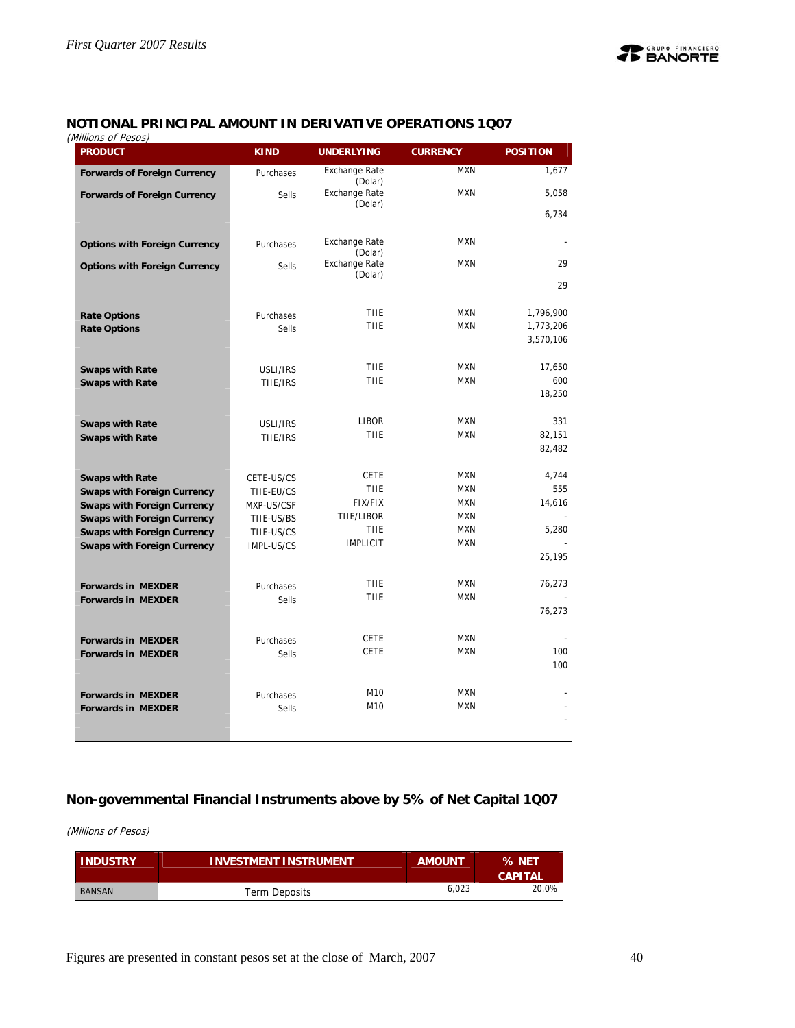## NOTIONAL PRINCIPAL AMOUNT IN DERIVATIVE OPERATIONS 1Q07

*(Millions of Pesos)*

| PRODUCT | KIND | UNDERLYING | CURRENCY | POSITION |
|---|---|---|---|---|
| **Forwards of Foreign Currency** | Purchases | Exchange Rate (Dolar) | MXN | 1,677 |
| **Forwards of Foreign Currency** | Sells | Exchange Rate (Dolar) | MXN | 5,058 |
| | | | | 6,734 |
| **Options with Foreign Currency** | Purchases | Exchange Rate (Dolar) | MXN | - |
| **Options with Foreign Currency** | Sells | Exchange Rate (Dolar) | MXN | 29 |
| | | | | 29 |
| **Rate Options** | Purchases | TIIE | MXN | 1,796,900 |
| **Rate Options** | Sells | TIIE | MXN | 1,773,206 |
| | | | | 3,570,106 |
| **Swaps with Rate** | USLI/IRS | TIIE | MXN | 17,650 |
| **Swaps with Rate** | TIIE/IRS | TIIE | MXN | 600 |
| | | | | 18,250 |
| **Swaps with Rate** | USLI/IRS | LIBOR | MXN | 331 |
| **Swaps with Rate** | TIIE/IRS | TIIE | MXN | 82,151 |
| | | | | 82,482 |
| **Swaps with Rate** | CETE-US/CS | CETE | MXN | 4,744 |
| **Swaps with Foreign Currency** | TIIE-EU/CS | TIIE | MXN | 555 |
| **Swaps with Foreign Currency** | MXP-US/CSF | FIX/FIX | MXN | 14,616 |
| **Swaps with Foreign Currency** | TIIE-US/BS | TIIE/LIBOR | MXN | - |
| **Swaps with Foreign Currency** | TIIE-US/CS | TIIE | MXN | 5,280 |
| **Swaps with Foreign Currency** | IMPL-US/CS | IMPLICIT | MXN | - |
| | | | | 25,195 |
| **Forwards in MEXDER** | Purchases | TIIE | MXN | 76,273 |
| **Forwards in MEXDER** | Sells | TIIE | MXN | - |
| | | | | 76,273 |
| **Forwards in MEXDER** | Purchases | CETE | MXN | - |
| **Forwards in MEXDER** | Sells | CETE | MXN | 100 |
| | | | | 100 |
| **Forwards in MEXDER** | Purchases | M10 | MXN | - |
| **Forwards in MEXDER** | Sells | M10 | MXN | - |
| | | | | - |

## Non-governmental Financial Instruments above by 5% of Net Capital 1Q07

*(Millions of Pesos)*

| INDUSTRY | INVESTMENT INSTRUMENT | AMOUNT | % NET CAPITAL |
|---|---|---|---|
| BANSAN | Term Deposits | 6,023 | 20.0% |

Figures are presented in constant pesos set at the close of March, 2007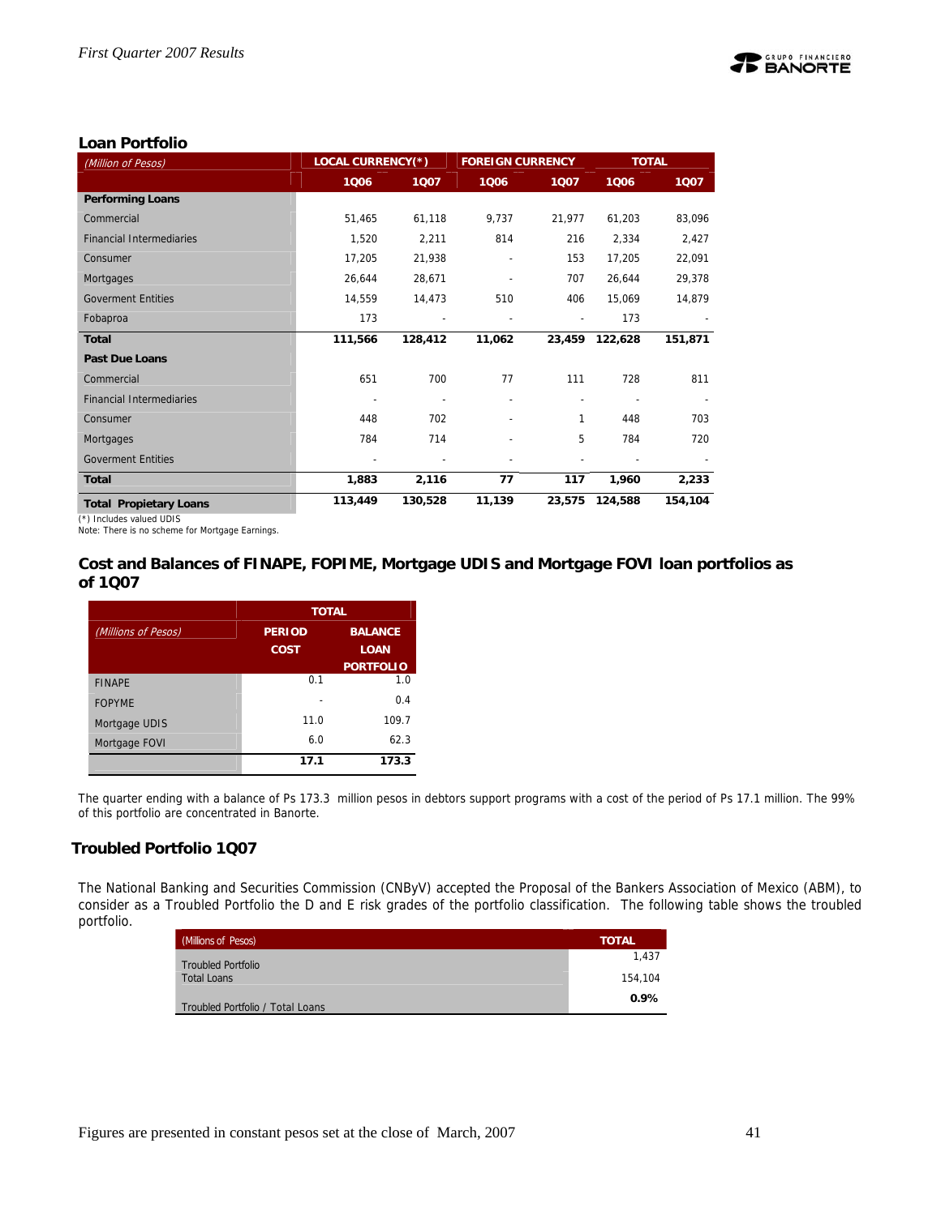## Loan Portfolio

| *(Million of Pesos)* | LOCAL CURRENCY(*) | | FOREIGN CURRENCY | | TOTAL | |
|---|---|---|---|---|---|---|
| | 1Q06 | 1Q07 | 1Q06 | 1Q07 | 1Q06 | 1Q07 |
| **Performing Loans** | | | | | | |
| Commercial | 51,465 | 61,118 | 9,737 | 21,977 | 61,203 | 83,096 |
| Financial Intermediaries | 1,520 | 2,211 | 814 | 216 | 2,334 | 2,427 |
| Consumer | 17,205 | 21,938 | - | 153 | 17,205 | 22,091 |
| Mortgages | 26,644 | 28,671 | - | 707 | 26,644 | 29,378 |
| Goverment Entities | 14,559 | 14,473 | 510 | 406 | 15,069 | 14,879 |
| Fobaproa | 173 | - | - | - | 173 | - |
| **Total** | **111,566** | **128,412** | **11,062** | **23,459** | **122,628** | **151,871** |
| **Past Due Loans** | | | | | | |
| Commercial | 651 | 700 | 77 | 111 | 728 | 811 |
| Financial Intermediaries | - | - | - | - | - | - |
| Consumer | 448 | 702 | - | 1 | 448 | 703 |
| Mortgages | 784 | 714 | - | 5 | 784 | 720 |
| Goverment Entities | - | - | - | - | - | - |
| **Total** | **1,883** | **2,116** | **77** | **117** | **1,960** | **2,233** |
| **Total Propietary Loans** | **113,449** | **130,528** | **11,139** | **23,575** | **124,588** | **154,104** |

(*) Includes valued UDIS
Note: There is no scheme for Mortgage Earnings.

## Cost and Balances of FINAPE, FOPIME, Mortgage UDIS and Mortgage FOVI loan portfolios as of 1Q07

| | TOTAL | |
|---|---|---|
| *(Millions of Pesos)* | PERIOD COST | BALANCE LOAN PORTFOLIO |
| FINAPE | 0.1 | 1.0 |
| FOPYME | - | 0.4 |
| Mortgage UDIS | 11.0 | 109.7 |
| Mortgage FOVI | 6.0 | 62.3 |
| | **17.1** | **173.3** |

The quarter ending with a balance of Ps 173.3 million pesos in debtors support programs with a cost of the period of Ps 17.1 million. The 99% of this portfolio are concentrated in Banorte.

## Troubled Portfolio 1Q07

The National Banking and Securities Commission (CNByV) accepted the Proposal of the Bankers Association of Mexico (ABM), to consider as a Troubled Portfolio the D and E risk grades of the portfolio classification. The following table shows the troubled portfolio.

| (Millions of Pesos) | TOTAL |
|---|---|
| Troubled Portfolio | 1,437 |
| Total Loans | 154,104 |
| Troubled Portfolio / Total Loans | **0.9%** |

Figures are presented in constant pesos set at the close of March, 2007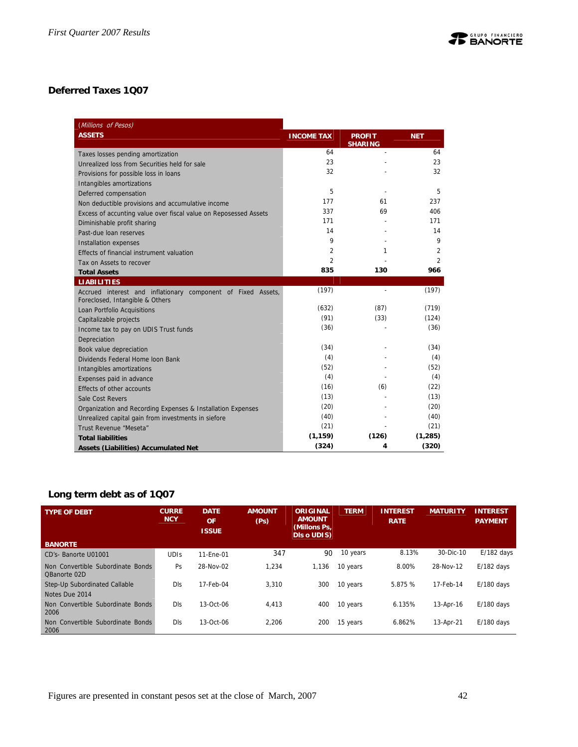## Deferred Taxes 1Q07

| *(Millions of Pesos)* ASSETS | INCOME TAX | PROFIT SHARING | NET |
|---|---|---|---|
| Taxes losses pending amortization | 64 | - | 64 |
| Unrealized loss from Securities held for sale | 23 | - | 23 |
| Provisions for possible loss in loans | 32 | - | 32 |
| Intangibles amortizations | | | |
| Deferred compensation | 5 | - | 5 |
| Non deductible provisions and accumulative income | 177 | 61 | 237 |
| Excess of accunting value over fiscal value on Reposessed Assets | 337 | 69 | 406 |
| Diminishable profit sharing | 171 | - | 171 |
| Past-due loan reserves | 14 | - | 14 |
| Installation expenses | 9 | - | 9 |
| Effects of financial instrument valuation | 2 | 1 | 2 |
| Tax on Assets to recover | 2 | - | 2 |
| **Total Assets** | **835** | **130** | **966** |
| **LIABILITIES** | | | |
| Accrued interest and inflationary component of Fixed Assets, Foreclosed, Intangible & Others | (197) | - | (197) |
| Loan Portfolio Acquisitions | (632) | (87) | (719) |
| Capitalizable projects | (91) | (33) | (124) |
| Income tax to pay on UDIS Trust funds | (36) | - | (36) |
| Depreciation | | | |
| Book value depreciation | (34) | - | (34) |
| Dividends Federal Home loon Bank | (4) | - | (4) |
| Intangibles amortizations | (52) | - | (52) |
| Expenses paid in advance | (4) | - | (4) |
| Effects of other accounts | (16) | (6) | (22) |
| Sale Cost Revers | (13) | - | (13) |
| Organization and Recording Expenses & Installation Expenses | (20) | - | (20) |
| Unrealized capital gain from investments in siefore | (40) | - | (40) |
| Trust Revenue "Meseta" | (21) | - | (21) |
| **Total liabilities** | **(1,159)** | **(126)** | **(1,285)** |
| **Assets (Liabilities) Accumulated Net** | **(324)** | **4** | **(320)** |

## Long term debt as of 1Q07

| TYPE OF DEBT | CURRENCY | DATE OF ISSUE | AMOUNT (Ps) | ORIGINAL AMOUNT (Millons Ps, Dls o UDIS) | TERM | INTEREST RATE | MATURITY | INTEREST PAYMENT |
|---|---|---|---|---|---|---|---|---|
| **BANORTE** | | | | | | | | |
| CD's- Banorte U01001 | UDIs | 11-Ene-01 | 347 | 90 | 10 years | 8.13% | 30-Dic-10 | E/182 days |
| Non Convertible Subordinate Bonds QBanorte 02D | Ps | 28-Nov-02 | 1,234 | 1,136 | 10 years | 8.00% | 28-Nov-12 | E/182 days |
| Step-Up Subordinated Callable Notes Due 2014 | Dls | 17-Feb-04 | 3,310 | 300 | 10 years | 5.875 % | 17-Feb-14 | E/180 days |
| Non Convertible Subordinate Bonds 2006 | Dls | 13-Oct-06 | 4,413 | 400 | 10 years | 6.135% | 13-Apr-16 | E/180 days |
| Non Convertible Subordinate Bonds 2006 | Dls | 13-Oct-06 | 2,206 | 200 | 15 years | 6.862% | 13-Apr-21 | E/180 days |

Figures are presented in constant pesos set at the close of March, 2007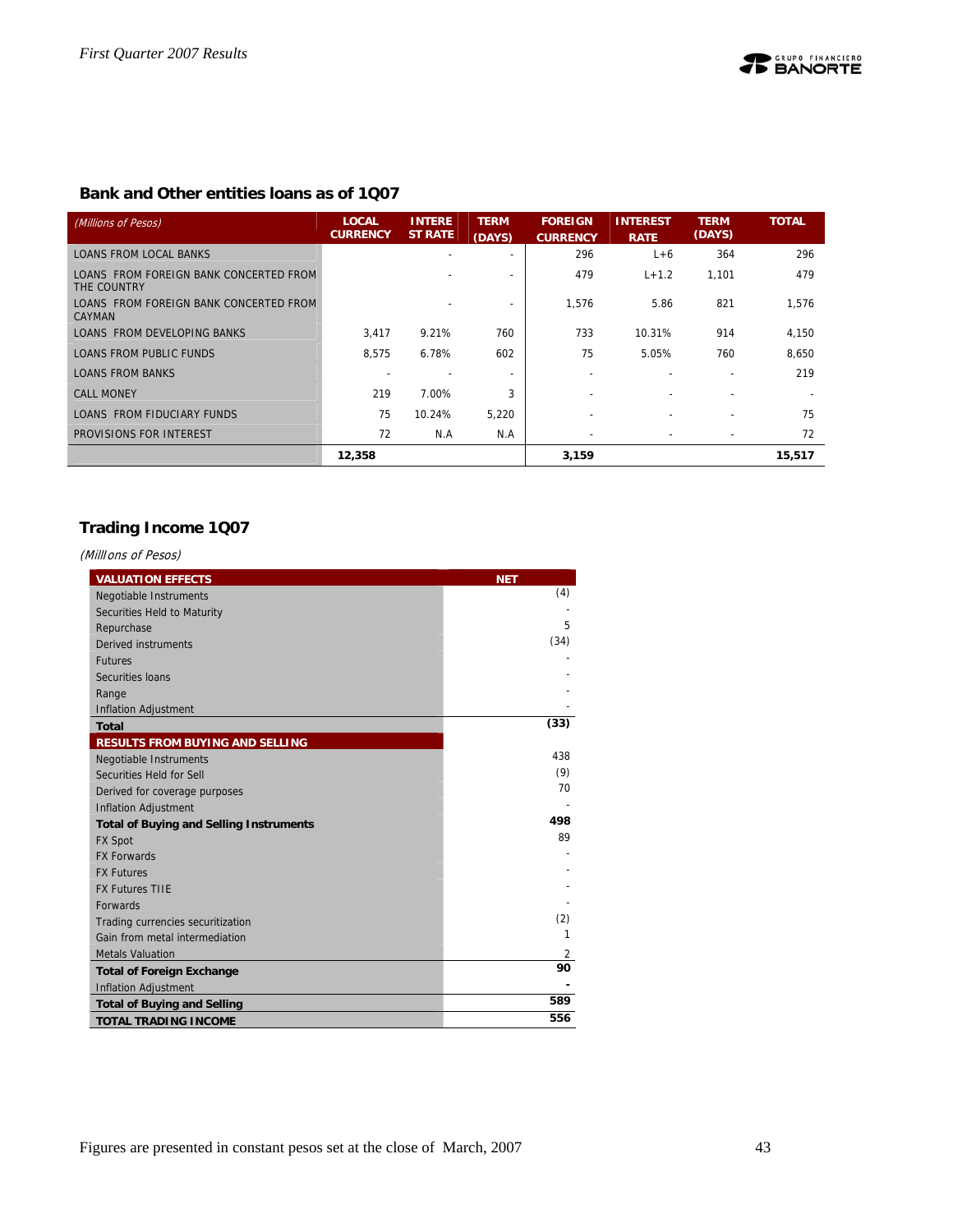## Bank and Other entities loans as of 1Q07

| *(Millions of Pesos)* | LOCAL CURRENCY | INTEREST RATE | TERM (DAYS) | FOREIGN CURRENCY | INTEREST RATE | TERM (DAYS) | TOTAL |
|---|---|---|---|---|---|---|---|
| LOANS FROM LOCAL BANKS | | - | - | 296 | L+6 | 364 | 296 |
| LOANS FROM FOREIGN BANK CONCERTED FROM THE COUNTRE | | - | - | 479 | L+1.2 | 1,101 | 479 |
| LOANS FROM FOREIGN BANK CONCERTED FROM CAYMAN | | - | - | 1,576 | 5.86 | 821 | 1,576 |
| LOANS FROM DEVELOPING BANKS | 3,417 | 9.21% | 760 | 733 | 10.31% | 914 | 4,150 |
| LOANS FROM PUBLIC FUNDS | 8,575 | 6.78% | 602 | 75 | 5.05% | 760 | 8,650 |
| LOANS FROM BANKS | - | - | - | - | - | - | 219 |
| CALL MONEY | 219 | 7.00% | 3 | - | - | - | - |
| LOANS FROM FIDUCIARY FUNDS | 75 | 10.24% | 5,220 | - | - | - | 75 |
| PROVISIONS FOR INTEREST | 72 | N.A | N.A | - | - | - | 72 |
| | **12,358** | | | **3,159** | | | **15,517** |

## Trading Income 1Q07

*(Milllons of Pesos)*

| VALUATION EFFECTS | NET |
|---|---|
| Negotiable Instruments | (4) |
| Securities Held to Maturity | - |
| Repurchase | 5 |
| Derived instruments | (34) |
| Futures | - |
| Securities loans | - |
| Range | - |
| Inflation Adjustment | - |
| **Total** | **(33)** |
| **RESULTS FROM BUYING AND SELLING** | |
| Negotiable Instruments | 438 |
| Securities Held for Sell | (9) |
| Derived for coverage purposes | 70 |
| Inflation Adjustment | - |
| **Total of Buying and Selling Instruments** | **498** |
| FX Spot | 89 |
| FX Forwards | - |
| FX Futures | - |
| FX Futures TIIE | - |
| Forwards | - |
| Trading currencies securitization | (2) |
| Gain from metal intermediation | 1 |
| Metals Valuation | 2 |
| **Total of Foreign Exchange** | **90** |
| Inflation Adjustment | **-** |
| **Total of Buying and Selling** | **589** |
| **TOTAL TRADING INCOME** | **556** |

Figures are presented in constant pesos set at the close of March, 2007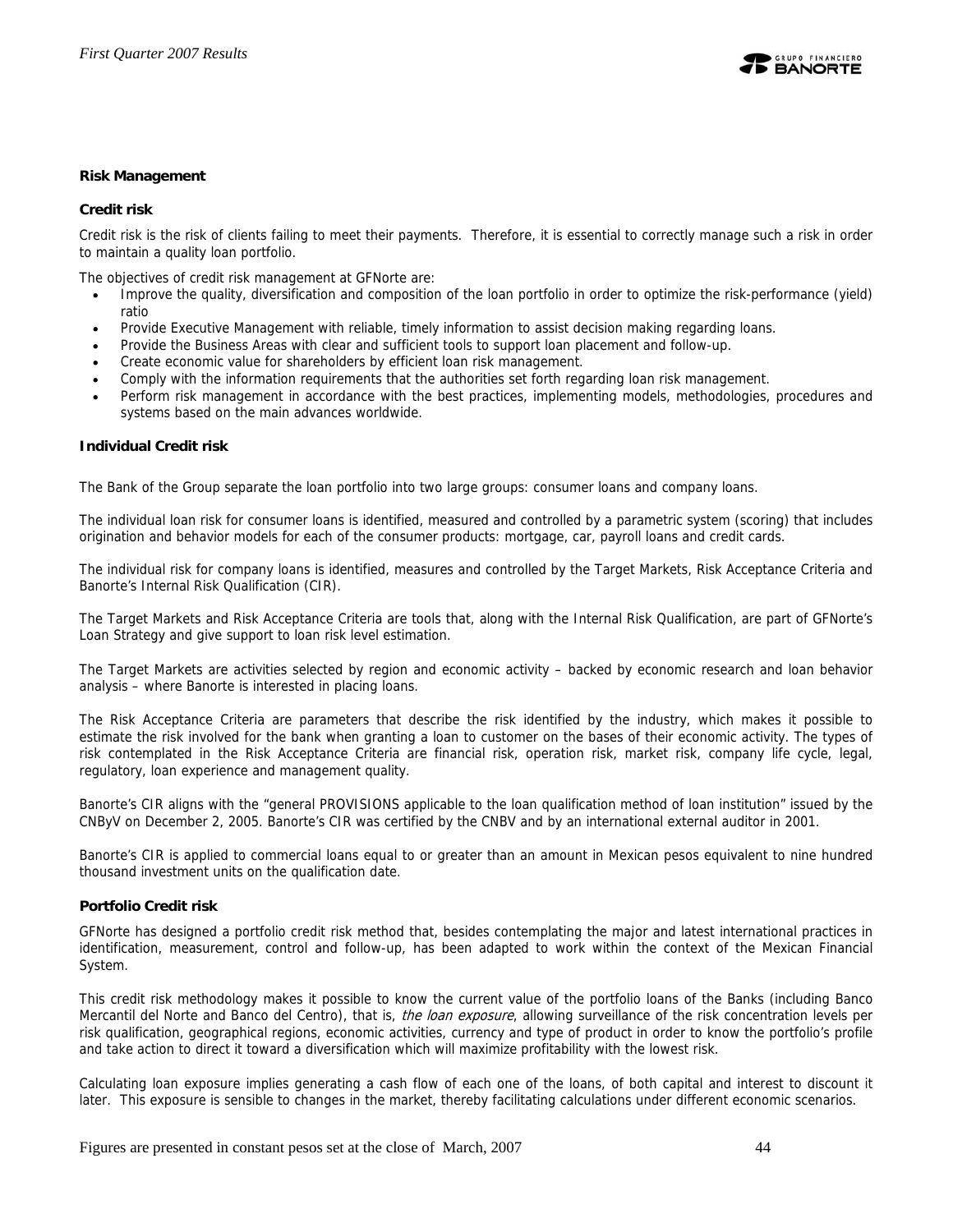**Risk Management**

**Credit risk**

Credit risk is the risk of clients failing to meet their payments. Therefore, it is essential to correctly manage such a risk in order to maintain a quality loan portfolio.

The objectives of credit risk management at GFNorte are:

- Improve the quality, diversification and composition of the loan portfolio in order to optimize the risk-performance (yield) ratio
- Provide Executive Management with reliable, timely information to assist decision making regarding loans.
- Provide the Business Areas with clear and sufficient tools to support loan placement and follow-up.
- Create economic value for shareholders by efficient loan risk management.
- Comply with the information requirements that the authorities set forth regarding loan risk management.
- Perform risk management in accordance with the best practices, implementing models, methodologies, procedures and systems based on the main advances worldwide.

**Individual Credit risk**

The Bank of the Group separate the loan portfolio into two large groups: consumer loans and company loans.

The individual loan risk for consumer loans is identified, measured and controlled by a parametric system (scoring) that includes origination and behavior models for each of the consumer products: mortgage, car, payroll loans and credit cards.

The individual risk for company loans is identified, measures and controlled by the Target Markets, Risk Acceptance Criteria and Banorte's Internal Risk Qualification (CIR).

The Target Markets and Risk Acceptance Criteria are tools that, along with the Internal Risk Qualification, are part of GFNorte's Loan Strategy and give support to loan risk level estimation.

The Target Markets are activities selected by region and economic activity – backed by economic research and loan behavior analysis – where Banorte is interested in placing loans.

The Risk Acceptance Criteria are parameters that describe the risk identified by the industry, which makes it possible to estimate the risk involved for the bank when granting a loan to customer on the bases of their economic activity. The types of risk contemplated in the Risk Acceptance Criteria are financial risk, operation risk, market risk, company life cycle, legal, regulatory, loan experience and management quality.

Banorte's CIR aligns with the "general PROVISIONS applicable to the loan qualification method of loan institution" issued by the CNByV on December 2, 2005. Banorte's CIR was certified by the CNBV and by an international external auditor in 2001.

Banorte's CIR is applied to commercial loans equal to or greater than an amount in Mexican pesos equivalent to nine hundred thousand investment units on the qualification date.

**Portfolio Credit risk**

GFNorte has designed a portfolio credit risk method that, besides contemplating the major and latest international practices in identification, measurement, control and follow-up, has been adapted to work within the context of the Mexican Financial System.

This credit risk methodology makes it possible to know the current value of the portfolio loans of the Banks (including Banco Mercantil del Norte and Banco del Centro), that is, *the loan exposure*, allowing surveillance of the risk concentration levels per risk qualification, geographical regions, economic activities, currency and type of product in order to know the portfolio's profile and take action to direct it toward a diversification which will maximize profitability with the lowest risk.

Calculating loan exposure implies generating a cash flow of each one of the loans, of both capital and interest to discount it later. This exposure is sensible to changes in the market, thereby facilitating calculations under different economic scenarios.

Figures are presented in constant pesos set at the close of March, 2007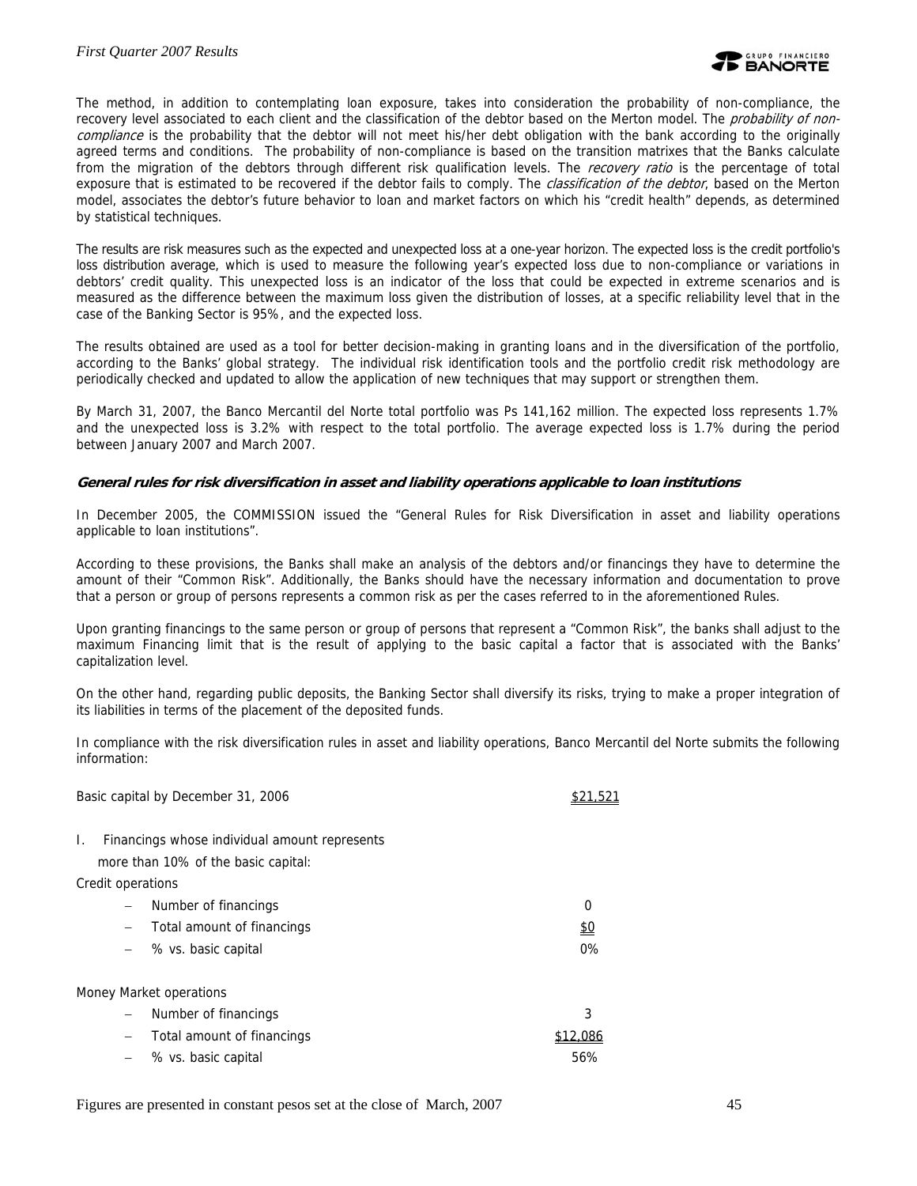The method, in addition to contemplating loan exposure, takes into consideration the probability of non-compliance, the recovery level associated to each client and the classification of the debtor based on the Merton model. The *probability of non-compliance* is the probability that the debtor will not meet his/her debt obligation with the bank according to the originally agreed terms and conditions. The probability of non-compliance is based on the transition matrixes that the Banks calculate from the migration of the debtors through different risk qualification levels. The *recovery ratio* is the percentage of total exposure that is estimated to be recovered if the debtor fails to comply. The *classification of the debtor*, based on the Merton model, associates the debtor's future behavior to loan and market factors on which his "credit health" depends, as determined by statistical techniques.

The results are risk measures such as the expected and unexpected loss at a one-year horizon. The expected loss is the credit portfolio's loss distribution average, which is used to measure the following year's expected loss due to non-compliance or variations in debtors' credit quality. This unexpected loss is an indicator of the loss that could be expected in extreme scenarios and is measured as the difference between the maximum loss given the distribution of losses, at a specific reliability level that in the case of the Banking Sector is 95%, and the expected loss.

The results obtained are used as a tool for better decision-making in granting loans and in the diversification of the portfolio, according to the Banks' global strategy. The individual risk identification tools and the portfolio credit risk methodology are periodically checked and updated to allow the application of new techniques that may support or strengthen them.

By March 31, 2007, the Banco Mercantil del Norte total portfolio was Ps 141,162 million. The expected loss represents 1.7% and the unexpected loss is 3.2% with respect to the total portfolio. The average expected loss is 1.7% during the period between January 2007 and March 2007.

### *General rules for risk diversification in asset and liability operations applicable to loan institutions*

In December 2005, the COMMISSION issued the "General Rules for Risk Diversification in asset and liability operations applicable to loan institutions".

According to these provisions, the Banks shall make an analysis of the debtors and/or financings they have to determine the amount of their "Common Risk". Additionally, the Banks should have the necessary information and documentation to prove that a person or group of persons represents a common risk as per the cases referred to in the aforementioned Rules.

Upon granting financings to the same person or group of persons that represent a "Common Risk", the banks shall adjust to the maximum Financing limit that is the result of applying to the basic capital a factor that is associated with the Banks' capitalization level.

On the other hand, regarding public deposits, the Banking Sector shall diversify its risks, trying to make a proper integration of its liabilities in terms of the placement of the deposited funds.

In compliance with the risk diversification rules in asset and liability operations, Banco Mercantil del Norte submits the following information:

| | |
|---|---|
| Basic capital by December 31, 2006 | $21,521 |
| I. Financings whose individual amount represents more than 10% of the basic capital: | |
| Credit operations | |
| – Number of financings | 0 |
| – Total amount of financings | $0 |
| – % vs. basic capital | 0% |
| Money Market operations | |
| – Number of financings | 3 |
| – Total amount of financings | $12,086 |
| – % vs. basic capital | 56% |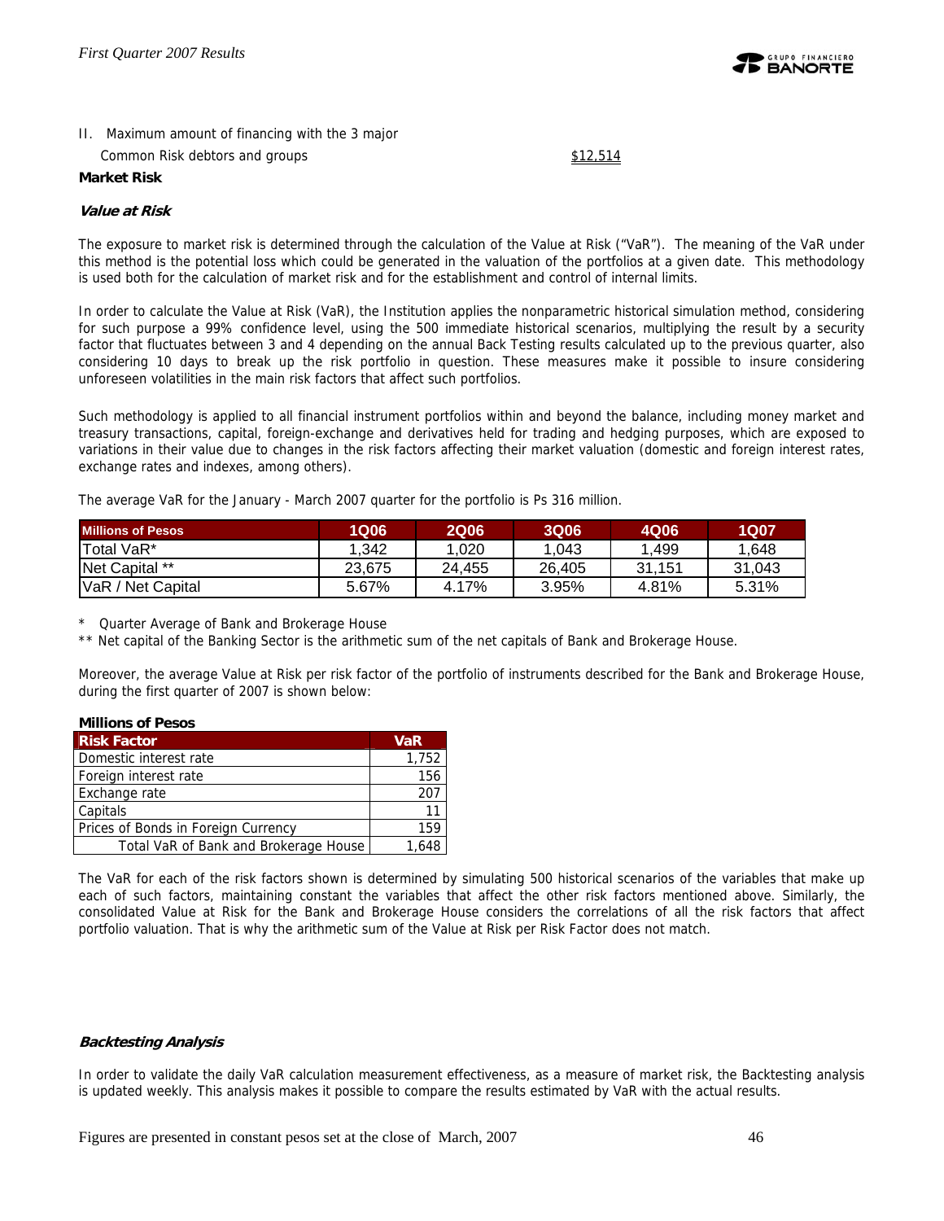II. Maximum amount of financing with the 3 major Common Risk debtors and groups $12,514

**Market Risk**

***Value at Risk***

The exposure to market risk is determined through the calculation of the Value at Risk ("VaR"). The meaning of the VaR under this method is the potential loss which could be generated in the valuation of the portfolios at a given date. This methodology is used both for the calculation of market risk and for the establishment and control of internal limits.

In order to calculate the Value at Risk (VaR), the Institution applies the nonparametric historical simulation method, considering for such purpose a 99% confidence level, using the 500 immediate historical scenarios, multiplying the result by a security factor that fluctuates between 3 and 4 depending on the annual Back Testing results calculated up to the previous quarter, also considering 10 days to break up the risk portfolio in question. These measures make it possible to insure considering unforeseen volatilities in the main risk factors that affect such portfolios.

Such methodology is applied to all financial instrument portfolios within and beyond the balance, including money market and treasury transactions, capital, foreign-exchange and derivatives held for trading and hedging purposes, which are exposed to variations in their value due to changes in the risk factors affecting their market valuation (domestic and foreign interest rates, exchange rates and indexes, among others).

The average VaR for the January - March 2007 quarter for the portfolio is Ps 316 million.

| Millions of Pesos | 1Q06 | 2Q06 | 3Q06 | 4Q06 | 1Q07 |
|---|---|---|---|---|---|
| Total VaR* | 1,342 | 1,020 | 1,043 | 1,499 | 1,648 |
| Net Capital ** | 23,675 | 24,455 | 26,405 | 31,151 | 31,043 |
| VaR / Net Capital | 5.67% | 4.17% | 3.95% | 4.81% | 5.31% |

\* Quarter Average of Bank and Brokerage House

\*\* Net capital of the Banking Sector is the arithmetic sum of the net capitals of Bank and Brokerage House.

Moreover, the average Value at Risk per risk factor of the portfolio of instruments described for the Bank and Brokerage House, during the first quarter of 2007 is shown below:

**Millions of Pesos**

| Risk Factor | VaR |
|---|---|
| Domestic interest rate | 1,752 |
| Foreign interest rate | 156 |
| Exchange rate | 207 |
| Capitals | 11 |
| Prices of Bonds in Foreign Currency | 159 |
| Total VaR of Bank and Brokerage House | 1,648 |

The VaR for each of the risk factors shown is determined by simulating 500 historical scenarios of the variables that make up each of such factors, maintaining constant the variables that affect the other risk factors mentioned above. Similarly, the consolidated Value at Risk for the Bank and Brokerage House considers the correlations of all the risk factors that affect portfolio valuation. That is why the arithmetic sum of the Value at Risk per Risk Factor does not match.

***Backtesting Analysis***

In order to validate the daily VaR calculation measurement effectiveness, as a measure of market risk, the Backtesting analysis is updated weekly. This analysis makes it possible to compare the results estimated by VaR with the actual results.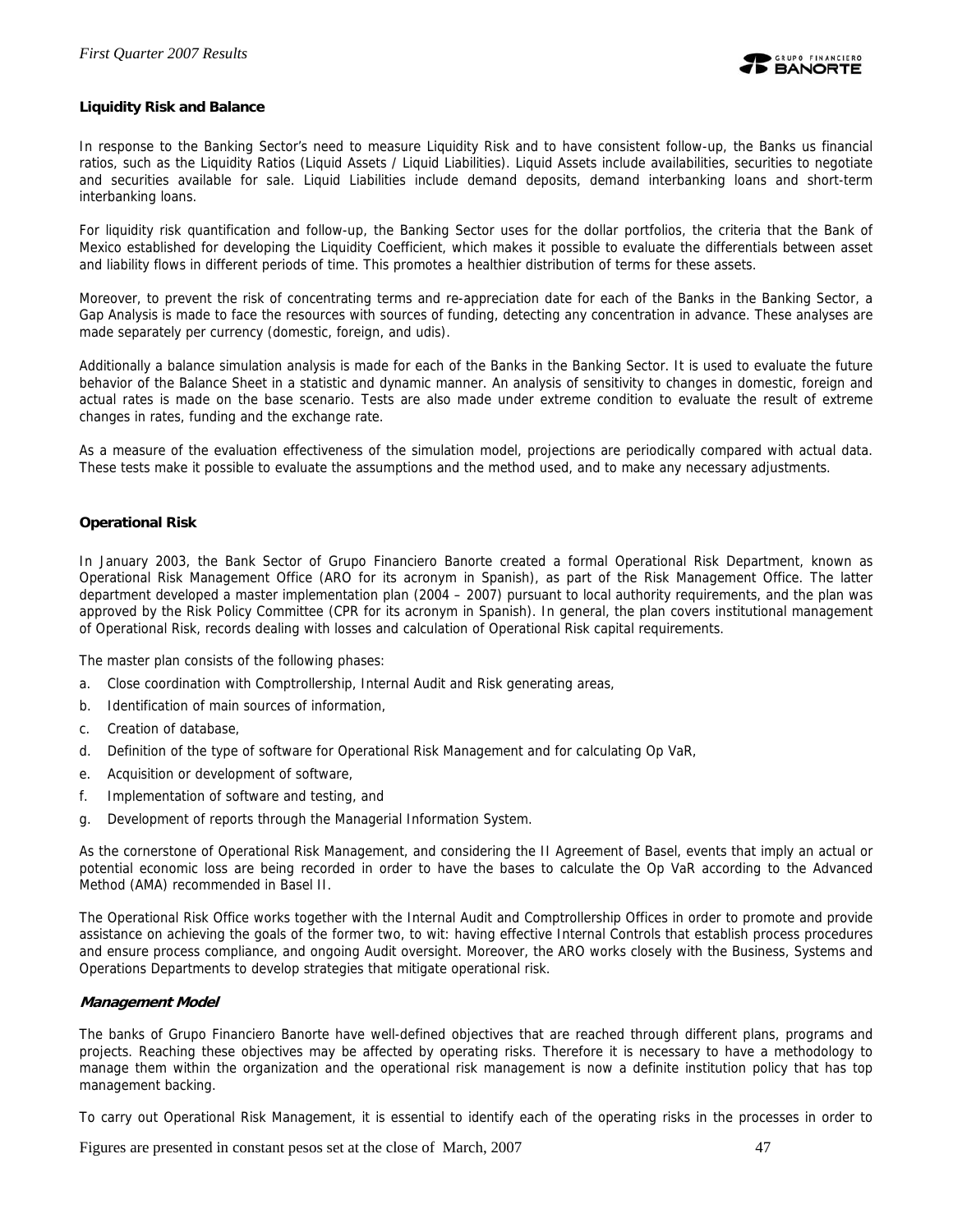**Liquidity Risk and Balance**

In response to the Banking Sector's need to measure Liquidity Risk and to have consistent follow-up, the Banks us financial ratios, such as the Liquidity Ratios (Liquid Assets / Liquid Liabilities). Liquid Assets include availabilities, securities to negotiate and securities available for sale. Liquid Liabilities include demand deposits, demand interbanking loans and short-term interbanking loans.

For liquidity risk quantification and follow-up, the Banking Sector uses for the dollar portfolios, the criteria that the Bank of Mexico established for developing the Liquidity Coefficient, which makes it possible to evaluate the differentials between asset and liability flows in different periods of time. This promotes a healthier distribution of terms for these assets.

Moreover, to prevent the risk of concentrating terms and re-appreciation date for each of the Banks in the Banking Sector, a Gap Analysis is made to face the resources with sources of funding, detecting any concentration in advance. These analyses are made separately per currency (domestic, foreign, and udis).

Additionally a balance simulation analysis is made for each of the Banks in the Banking Sector. It is used to evaluate the future behavior of the Balance Sheet in a statistic and dynamic manner. An analysis of sensitivity to changes in domestic, foreign and actual rates is made on the base scenario. Tests are also made under extreme condition to evaluate the result of extreme changes in rates, funding and the exchange rate.

As a measure of the evaluation effectiveness of the simulation model, projections are periodically compared with actual data. These tests make it possible to evaluate the assumptions and the method used, and to make any necessary adjustments.

**Operational Risk**

In January 2003, the Bank Sector of Grupo Financiero Banorte created a formal Operational Risk Department, known as Operational Risk Management Office (ARO for its acronym in Spanish), as part of the Risk Management Office. The latter department developed a master implementation plan (2004 – 2007) pursuant to local authority requirements, and the plan was approved by the Risk Policy Committee (CPR for its acronym in Spanish). In general, the plan covers institutional management of Operational Risk, records dealing with losses and calculation of Operational Risk capital requirements.

The master plan consists of the following phases:

a. Close coordination with Comptrollership, Internal Audit and Risk generating areas,
b. Identification of main sources of information,
c. Creation of database,
d. Definition of the type of software for Operational Risk Management and for calculating Op VaR,
e. Acquisition or development of software,
f. Implementation of software and testing, and
g. Development of reports through the Managerial Information System.

As the cornerstone of Operational Risk Management, and considering the II Agreement of Basel, events that imply an actual or potential economic loss are being recorded in order to have the bases to calculate the Op VaR according to the Advanced Method (AMA) recommended in Basel II.

The Operational Risk Office works together with the Internal Audit and Comptrollership Offices in order to promote and provide assistance on achieving the goals of the former two, to wit: having effective Internal Controls that establish process procedures and ensure process compliance, and ongoing Audit oversight. Moreover, the ARO works closely with the Business, Systems and Operations Departments to develop strategies that mitigate operational risk.

***Management Model***

The banks of Grupo Financiero Banorte have well-defined objectives that are reached through different plans, programs and projects. Reaching these objectives may be affected by operating risks. Therefore it is necessary to have a methodology to manage them within the organization and the operational risk management is now a definite institution policy that has top management backing.

To carry out Operational Risk Management, it is essential to identify each of the operating risks in the processes in order to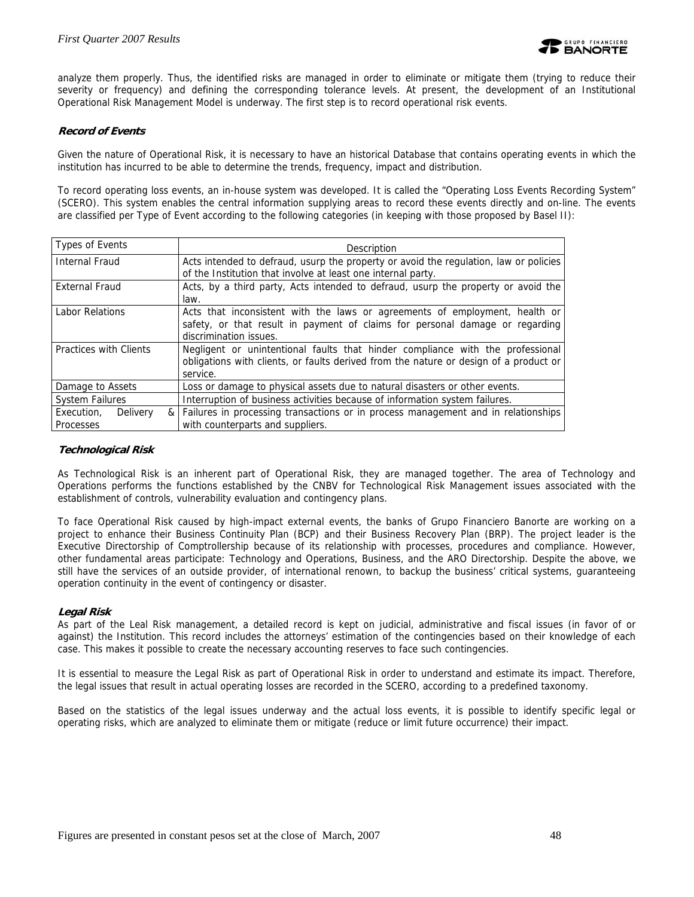analyze them properly. Thus, the identified risks are managed in order to eliminate or mitigate them (trying to reduce their severity or frequency) and defining the corresponding tolerance levels. At present, the development of an Institutional Operational Risk Management Model is underway. The first step is to record operational risk events.

### *Record of Events*

Given the nature of Operational Risk, it is necessary to have an historical Database that contains operating events in which the institution has incurred to be able to determine the trends, frequency, impact and distribution.

To record operating loss events, an in-house system was developed. It is called the "Operating Loss Events Recording System" (SCERO). This system enables the central information supplying areas to record these events directly and on-line. The events are classified per Type of Event according to the following categories (in keeping with those proposed by Basel II):

| Types of Events | Description |
|---|---|
| Internal Fraud | Acts intended to defraud, usurp the property or avoid the regulation, law or policies of the Institution that involve at least one internal party. |
| External Fraud | Acts, by a third party, Acts intended to defraud, usurp the property or avoid the law. |
| Labor Relations | Acts that inconsistent with the laws or agreements of employment, health or safety, or that result in payment of claims for personal damage or regarding discrimination issues. |
| Practices with Clients | Negligent or unintentional faults that hinder compliance with the professional obligations with clients, or faults derived from the nature or design of a product or service. |
| Damage to Assets | Loss or damage to physical assets due to natural disasters or other events. |
| System Failures | Interruption of business activities because of information system failures. |
| Execution, Delivery & Processes | Failures in processing transactions or in process management and in relationships with counterparts and suppliers. |

### *Technological Risk*

As Technological Risk is an inherent part of Operational Risk, they are managed together. The area of Technology and Operations performs the functions established by the CNBV for Technological Risk Management issues associated with the establishment of controls, vulnerability evaluation and contingency plans.

To face Operational Risk caused by high-impact external events, the banks of Grupo Financiero Banorte are working on a project to enhance their Business Continuity Plan (BCP) and their Business Recovery Plan (BRP). The project leader is the Executive Directorship of Comptrollership because of its relationship with processes, procedures and compliance. However, other fundamental areas participate: Technology and Operations, Business, and the ARO Directorship. Despite the above, we still have the services of an outside provider, of international renown, to backup the business' critical systems, guaranteeing operation continuity in the event of contingency or disaster.

### *Legal Risk*

As part of the Leal Risk management, a detailed record is kept on judicial, administrative and fiscal issues (in favor of or against) the Institution. This record includes the attorneys' estimation of the contingencies based on their knowledge of each case. This makes it possible to create the necessary accounting reserves to face such contingencies.

It is essential to measure the Legal Risk as part of Operational Risk in order to understand and estimate its impact. Therefore, the legal issues that result in actual operating losses are recorded in the SCERO, according to a predefined taxonomy.

Based on the statistics of the legal issues underway and the actual loss events, it is possible to identify specific legal or operating risks, which are analyzed to eliminate them or mitigate (reduce or limit future occurrence) their impact.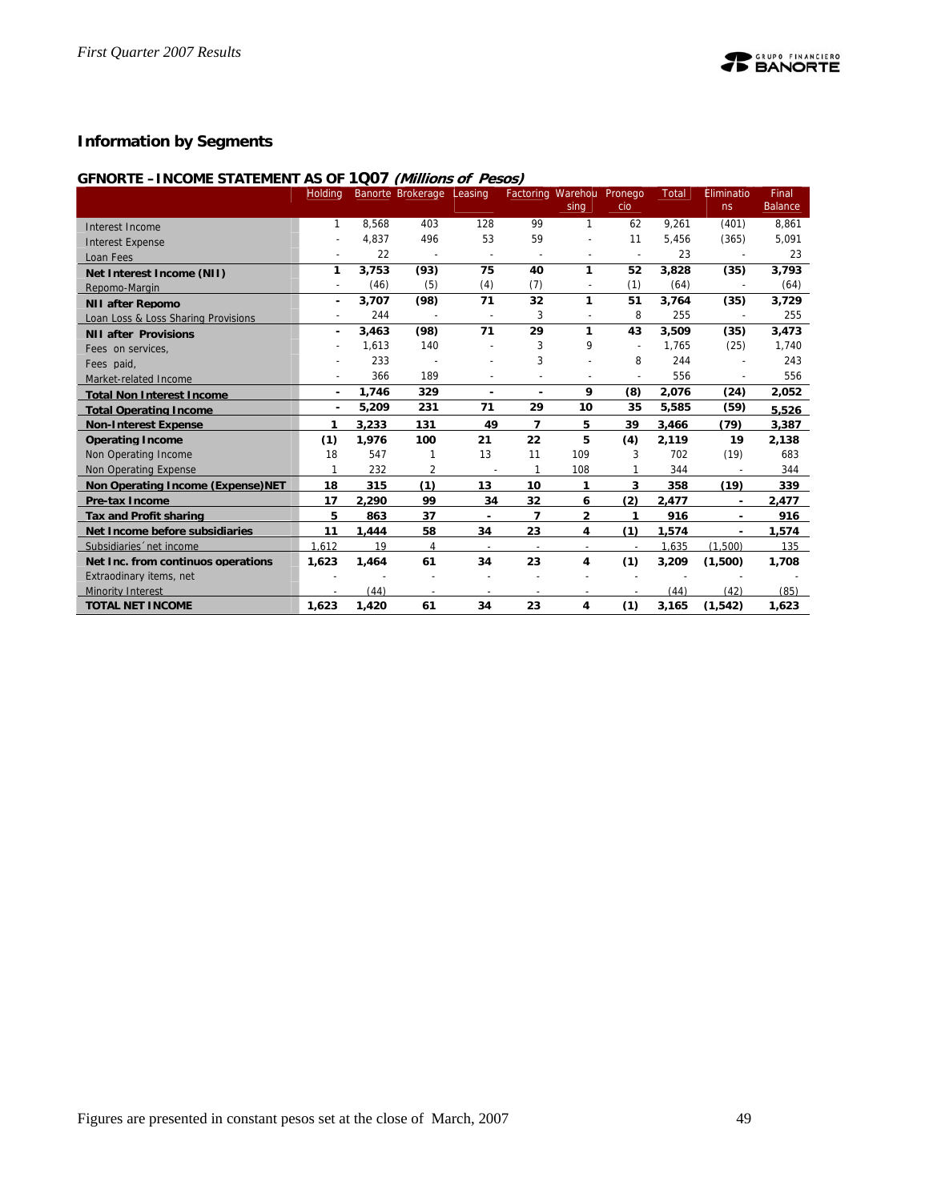## Information by Segments

### GFNORTE – INCOME STATEMENT AS OF 1Q07 *(Millions of Pesos)*

| | Holding | Banorte | Brokerage | Leasing | Factoring | Warehousing | Pronegocio | Total | Eliminations | Final Balance |
|---|---|---|---|---|---|---|---|---|---|---|
| Interest Income | 1 | 8,568 | 403 | 128 | 99 | 1 | 62 | 9,261 | (401) | 8,861 |
| Interest Expense | - | 4,837 | 496 | 53 | 59 | - | 11 | 5,456 | (365) | 5,091 |
| Loan Fees | - | 22 | - | - | - | - | - | 23 | - | 23 |
| **Net Interest Income (NII)** | **1** | **3,753** | **(93)** | **75** | **40** | **1** | **52** | **3,828** | **(35)** | **3,793** |
| Repomo-Margin | - | (46) | (5) | (4) | (7) | - | (1) | (64) | - | (64) |
| **NII after Repomo** | **-** | **3,707** | **(98)** | **71** | **32** | **1** | **51** | **3,764** | **(35)** | **3,729** |
| Loan Loss & Loss Sharing Provisions | - | 244 | - | - | 3 | - | 8 | 255 | - | 255 |
| **NII after Provisions** | **-** | **3,463** | **(98)** | **71** | **29** | **1** | **43** | **3,509** | **(35)** | **3,473** |
| Fees on services, | - | 1,613 | 140 | - | 3 | 9 | - | 1,765 | (25) | 1,740 |
| Fees paid, | - | 233 | - | - | 3 | - | 8 | 244 | - | 243 |
| Market-related Income | - | 366 | 189 | - | - | - | - | 556 | - | 556 |
| **Total Non Interest Income** | **-** | **1,746** | **329** | **-** | **-** | **9** | **(8)** | **2,076** | **(24)** | **2,052** |
| **Total Operating Income** | **-** | **5,209** | **231** | **71** | **29** | **10** | **35** | **5,585** | **(59)** | **5,526** |
| **Non-Interest Expense** | **1** | **3,233** | **131** | **49** | **7** | **5** | **39** | **3,466** | **(79)** | **3,387** |
| **Operating Income** | **(1)** | **1,976** | **100** | **21** | **22** | **5** | **(4)** | **2,119** | **19** | **2,138** |
| Non Operating Income | 18 | 547 | 1 | 13 | 11 | 109 | 3 | 702 | (19) | 683 |
| Non Operating Expense | 1 | 232 | 2 | - | 1 | 108 | 1 | 344 | - | 344 |
| **Non Operating Income (Expense)NET** | **18** | **315** | **(1)** | **13** | **10** | **1** | **3** | **358** | **(19)** | **339** |
| **Pre-tax Income** | **17** | **2,290** | **99** | **34** | **32** | **6** | **(2)** | **2,477** | **-** | **2,477** |
| **Tax and Profit sharing** | **5** | **863** | **37** | **-** | **7** | **2** | **1** | **916** | **-** | **916** |
| **Net Income before subsidiaries** | **11** | **1,444** | **58** | **34** | **23** | **4** | **(1)** | **1,574** | **-** | **1,574** |
| Subsidiaries´net income | 1,612 | 19 | 4 | - | - | - | - | 1,635 | (1,500) | 135 |
| **Net Inc. from continuos operations** | **1,623** | **1,464** | **61** | **34** | **23** | **4** | **(1)** | **3,209** | **(1,500)** | **1,708** |
| Extraordinary items, net | - | - | - | - | - | - | - | - | - | - |
| Minority Interest | - | (44) | - | - | - | - | - | (44) | (42) | (85) |
| **TOTAL NET INCOME** | **1,623** | **1,420** | **61** | **34** | **23** | **4** | **(1)** | **3,165** | **(1,542)** | **1,623** |

Figures are presented in constant pesos set at the close of March, 2007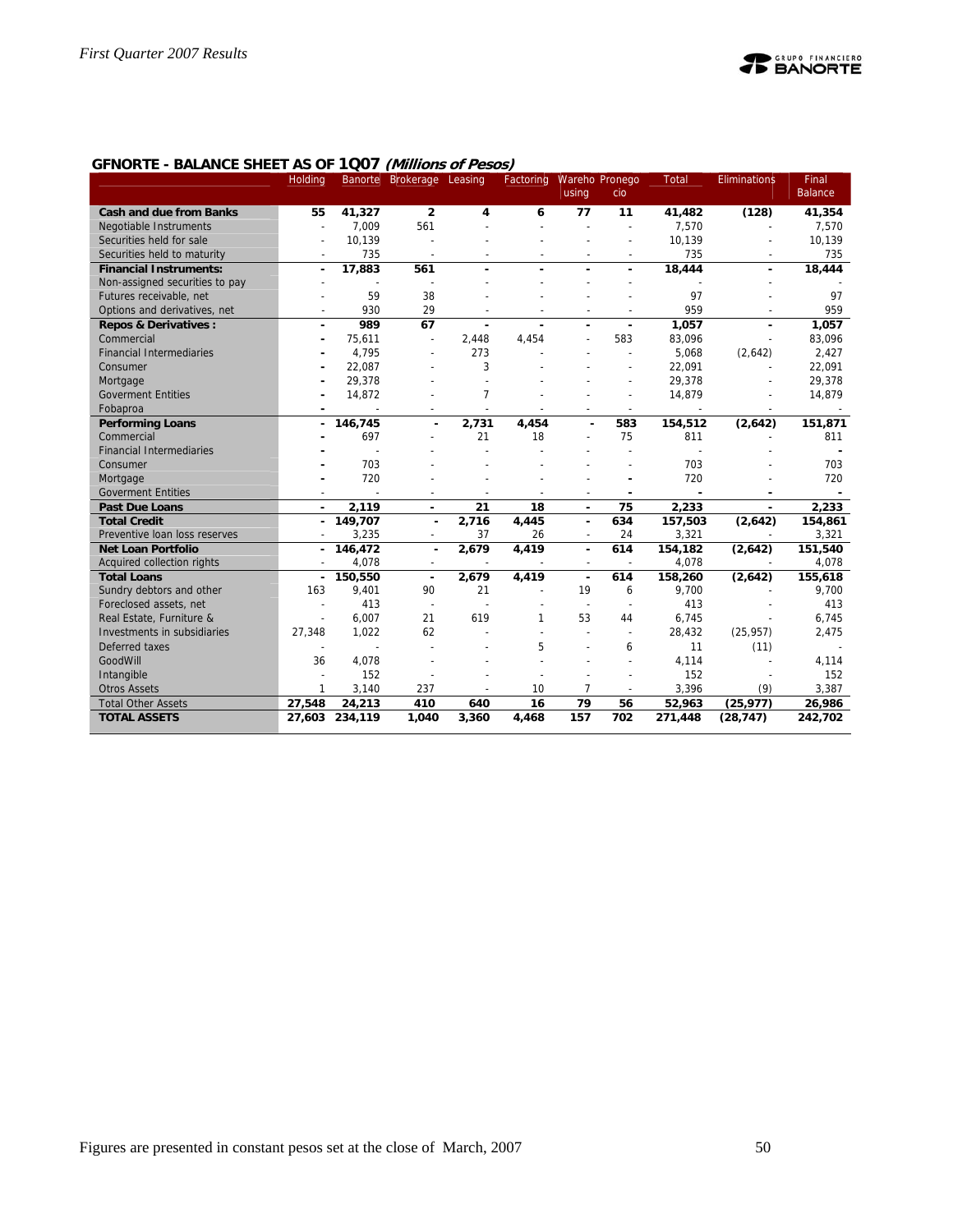## GFNORTE - BALANCE SHEET AS OF 1Q07 *(Millions of Pesos)*

| | Holding | Banorte | Brokerage | Leasing | Factoring | Warehousing | Pronegocio | Total | Eliminations | Final Balance |
|---|---|---|---|---|---|---|---|---|---|---|
| **Cash and due from Banks** | **55** | **41,327** | **2** | **4** | **6** | **77** | **11** | **41,482** | **(128)** | **41,354** |
| Negotiable Instruments | - | 7,009 | 561 | - | - | - | - | 7,570 | - | 7,570 |
| Securities held for sale | - | 10,139 | - | - | - | - | - | 10,139 | - | 10,139 |
| Securities held to maturity | - | 735 | - | - | - | - | - | 735 | - | 735 |
| **Financial Instruments:** | **-** | **17,883** | **561** | **-** | **-** | **-** | **-** | **18,444** | **-** | **18,444** |
| Non-assigned securities to pay | - | - | - | - | - | - | - | - | - | - |
| Futures receivable, net | - | 59 | 38 | - | - | - | - | 97 | - | 97 |
| Options and derivatives, net | - | 930 | 29 | - | - | - | - | 959 | - | 959 |
| **Repos & Derivatives :** | **-** | **989** | **67** | **-** | **-** | **-** | **-** | **1,057** | **-** | **1,057** |
| Commercial | - | 75,611 | - | 2,448 | 4,454 | - | 583 | 83,096 | - | 83,096 |
| Financial Intermediaries | - | 4,795 | - | 273 | - | - | - | 5,068 | (2,642) | 2,427 |
| Consumer | - | 22,087 | - | 3 | - | - | - | 22,091 | - | 22,091 |
| Mortgage | - | 29,378 | - | - | - | - | - | 29,378 | - | 29,378 |
| Goverment Entities | - | 14,872 | - | 7 | - | - | - | 14,879 | - | 14,879 |
| Fobaproa | - | - | - | - | - | - | - | - | - | - |
| **Performing Loans** | **-** | **146,745** | **-** | **2,731** | **4,454** | **-** | **583** | **154,512** | **(2,642)** | **151,871** |
| Commercial | - | 697 | - | 21 | 18 | - | 75 | 811 | - | 811 |
| Financial Intermediaries | - | - | - | - | - | - | - | - | - | - |
| Consumer | - | 703 | - | - | - | - | - | 703 | - | 703 |
| Mortgage | - | 720 | - | - | - | - | - | 720 | - | 720 |
| Goverment Entities | - | - | - | - | - | - | - | - | - | - |
| **Past Due Loans** | **-** | **2,119** | **-** | **21** | **18** | **-** | **75** | **2,233** | **-** | **2,233** |
| **Total Credit** | **-** | **149,707** | **-** | **2,716** | **4,445** | **-** | **634** | **157,503** | **(2,642)** | **154,861** |
| Preventive loan loss reserves | - | 3,235 | - | 37 | 26 | - | 24 | 3,321 | - | 3,321 |
| **Net Loan Portfolio** | **-** | **146,472** | **-** | **2,679** | **4,419** | **-** | **614** | **154,182** | **(2,642)** | **151,540** |
| Acquired collection rights | - | 4,078 | - | - | - | - | - | 4,078 | - | 4,078 |
| **Total Loans** | **-** | **150,550** | **-** | **2,679** | **4,419** | **-** | **614** | **158,260** | **(2,642)** | **155,618** |
| Sundry debtors and other | 163 | 9,401 | 90 | 21 | - | 19 | 6 | 9,700 | - | 9,700 |
| Foreclosed assets, net | - | 413 | - | - | - | - | - | 413 | - | 413 |
| Real Estate, Furniture & | - | 6,007 | 21 | 619 | 1 | 53 | 44 | 6,745 | - | 6,745 |
| Investments in subsidiaries | 27,348 | 1,022 | 62 | - | - | - | - | 28,432 | (25,957) | 2,475 |
| Deferred taxes | - | - | - | - | 5 | - | 6 | 11 | (11) | - |
| GoodWill | 36 | 4,078 | - | - | - | - | - | 4,114 | - | 4,114 |
| Intangible | - | 152 | - | - | - | - | - | 152 | - | 152 |
| Otros Assets | 1 | 3,140 | 237 | - | 10 | 7 | - | 3,396 | (9) | 3,387 |
| **Total Other Assets** | **27,548** | **24,213** | **410** | **640** | **16** | **79** | **56** | **52,963** | **(25,977)** | **26,986** |
| **TOTAL ASSETS** | **27,603** | **234,119** | **1,040** | **3,360** | **4,468** | **157** | **702** | **271,448** | **(28,747)** | **242,702** |

Figures are presented in constant pesos set at the close of March, 2007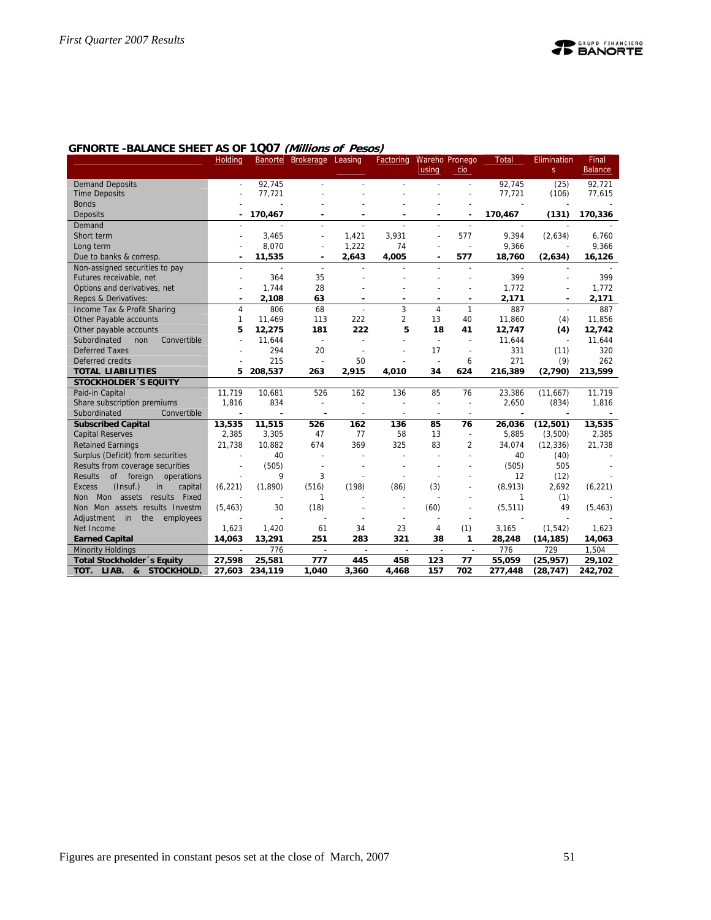## GFNORTE -BALANCE SHEET AS OF 1Q07 *(Millions of Pesos)*

| | Holding | Banorte | Brokerage | Leasing | Factoring | Warehousing | Pronegocio | Total | Eliminations | Final Balance |
|---|---|---|---|---|---|---|---|---|---|---|
| Demand Deposits | - | 92,745 | - | - | - | - | - | 92,745 | (25) | 92,721 |
| Time Deposits | - | 77,721 | - | - | - | - | - | 77,721 | (106) | 77,615 |
| Bonds | - | - | - | - | - | - | - | - | - | - |
| Deposits | **-** | **170,467** | **-** | **-** | **-** | **-** | **-** | **170,467** | **(131)** | **170,336** |
| Demand | - | - | - | - | - | - | - | - | - | - |
| Short term | - | 3,465 | - | 1,421 | 3,931 | - | 577 | 9,394 | (2,634) | 6,760 |
| Long term | - | 8,070 | - | 1,222 | 74 | - | - | 9,366 | - | 9,366 |
| Due to banks & corresp. | **-** | **11,535** | **-** | **2,643** | **4,005** | **-** | **577** | **18,760** | **(2,634)** | **16,126** |
| Non-assigned securities to pay | - | - | - | - | - | - | - | - | - | - |
| Futures receivable, net | - | 364 | 35 | - | - | - | - | 399 | - | 399 |
| Options and derivatives, net | - | 1,744 | 28 | - | - | - | - | 1,772 | - | 1,772 |
| Repos & Derivatives: | **-** | **2,108** | **63** | **-** | **-** | **-** | **-** | **2,171** | **-** | **2,171** |
| Income Tax & Profit Sharing | 4 | 806 | 68 | - | 3 | 4 | 1 | 887 | - | 887 |
| Other Payable accounts | 1 | 11,469 | 113 | 222 | 2 | 13 | 40 | 11,860 | (4) | 11,856 |
| Other payable accounts | **5** | **12,275** | **181** | **222** | **5** | **18** | **41** | **12,747** | **(4)** | **12,742** |
| Subordinated non Convertible | - | 11,644 | - | - | - | - | - | 11,644 | - | 11,644 |
| Deferred Taxes | - | 294 | 20 | - | - | 17 | - | 331 | (11) | 320 |
| Deferred credits | - | 215 | - | 50 | - | - | 6 | 271 | (9) | 262 |
| **TOTAL LIABILITIES** | **5** | **208,537** | **263** | **2,915** | **4,010** | **34** | **624** | **216,389** | **(2,790)** | **213,599** |
| **STOCKHOLDER´S EQUITY** | | | | | | | | | | |
| Paid-in Capital | 11,719 | 10,681 | 526 | 162 | 136 | 85 | 76 | 23,386 | (11,667) | 11,719 |
| Share subscription premiums | 1,816 | 834 | - | - | - | - | - | 2,650 | (834) | 1,816 |
| Subordinated Convertible | - | - | - | - | - | - | - | - | - | - |
| **Subscribed Capital** | **13,535** | **11,515** | **526** | **162** | **136** | **85** | **76** | **26,036** | **(12,501)** | **13,535** |
| Capital Reserves | 2,385 | 3,305 | 47 | 77 | 58 | 13 | - | 5,885 | (3,500) | 2,385 |
| Retained Earnings | 21,738 | 10,882 | 674 | 369 | 325 | 83 | 2 | 34,074 | (12,336) | 21,738 |
| Surplus (Deficit) from securities | - | 40 | - | - | - | - | - | 40 | (40) | - |
| Results from coverage securities | - | (505) | - | - | - | - | - | (505) | 505 | - |
| Results of foreign operations | - | 9 | 3 | - | - | - | - | 12 | (12) | - |
| Excess (Insuf.) in capital | (6,221) | (1,890) | (516) | (198) | (86) | (3) | - | (8,913) | 2,692 | (6,221) |
| Non Mon assets results Fixed | - | - | 1 | - | - | - | - | 1 | (1) | - |
| Non Mon assets results Investm | (5,463) | 30 | (18) | - | - | (60) | - | (5,511) | 49 | (5,463) |
| Adjustment in the employees | - | - | - | - | - | - | - | - | - | - |
| Net Income | 1,623 | 1,420 | 61 | 34 | 23 | 4 | (1) | 3,165 | (1,542) | 1,623 |
| **Earned Capital** | **14,063** | **13,291** | **251** | **283** | **321** | **38** | **1** | **28,248** | **(14,185)** | **14,063** |
| Minority Holdings | - | 776 | - | - | - | - | - | 776 | 729 | 1,504 |
| **Total Stockholder´s Equity** | **27,598** | **25,581** | **777** | **445** | **458** | **123** | **77** | **55,059** | **(25,957)** | **29,102** |
| **TOT. LIAB. & STOCKHOLD.** | **27,603** | **234,119** | **1,040** | **3,360** | **4,468** | **157** | **702** | **277,448** | **(28,747)** | **242,702** |

Figures are presented in constant pesos set at the close of March, 2007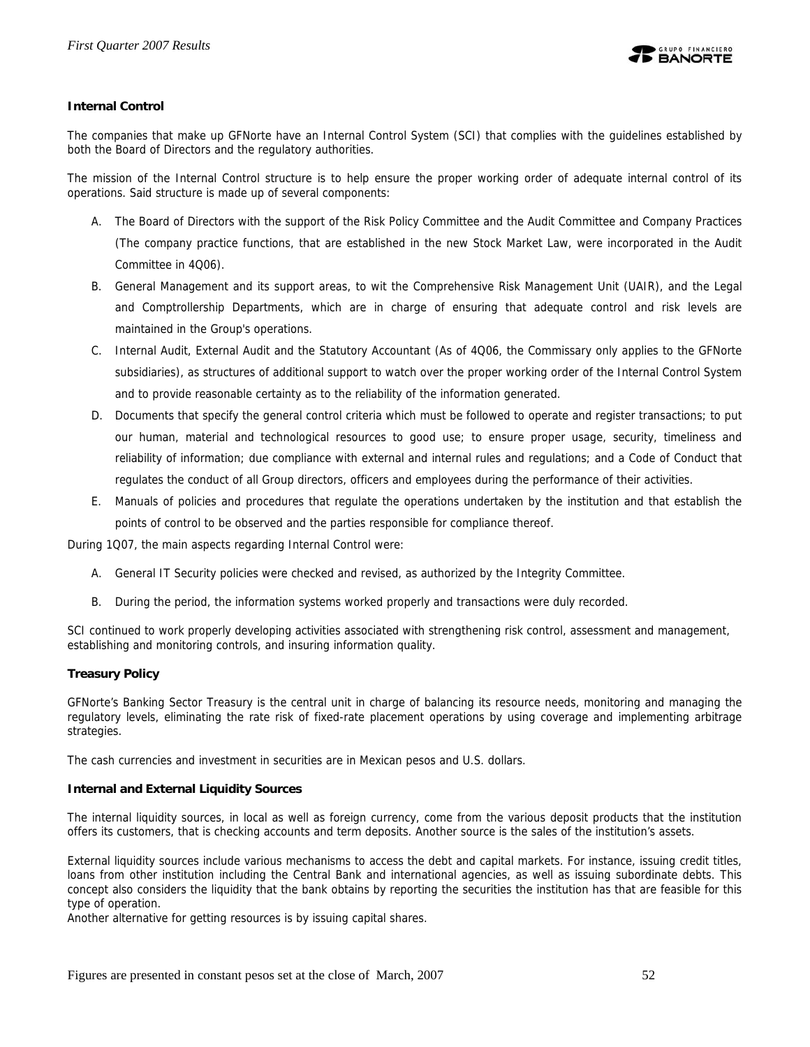**Internal Control**

The companies that make up GFNorte have an Internal Control System (SCI) that complies with the guidelines established by both the Board of Directors and the regulatory authorities.

The mission of the Internal Control structure is to help ensure the proper working order of adequate internal control of its operations. Said structure is made up of several components:

A. The Board of Directors with the support of the Risk Policy Committee and the Audit Committee and Company Practices (The company practice functions, that are established in the new Stock Market Law, were incorporated in the Audit Committee in 4Q06).

B. General Management and its support areas, to wit the Comprehensive Risk Management Unit (UAIR), and the Legal and Comptrollership Departments, which are in charge of ensuring that adequate control and risk levels are maintained in the Group's operations.

C. Internal Audit, External Audit and the Statutory Accountant (As of 4Q06, the Commissary only applies to the GFNorte subsidiaries), as structures of additional support to watch over the proper working order of the Internal Control System and to provide reasonable certainty as to the reliability of the information generated.

D. Documents that specify the general control criteria which must be followed to operate and register transactions; to put our human, material and technological resources to good use; to ensure proper usage, security, timeliness and reliability of information; due compliance with external and internal rules and regulations; and a Code of Conduct that regulates the conduct of all Group directors, officers and employees during the performance of their activities.

E. Manuals of policies and procedures that regulate the operations undertaken by the institution and that establish the points of control to be observed and the parties responsible for compliance thereof.

During 1Q07, the main aspects regarding Internal Control were:

A. General IT Security policies were checked and revised, as authorized by the Integrity Committee.

B. During the period, the information systems worked properly and transactions were duly recorded.

SCI continued to work properly developing activities associated with strengthening risk control, assessment and management, establishing and monitoring controls, and insuring information quality.

**Treasury Policy**

GFNorte's Banking Sector Treasury is the central unit in charge of balancing its resource needs, monitoring and managing the regulatory levels, eliminating the rate risk of fixed-rate placement operations by using coverage and implementing arbitrage strategies.

The cash currencies and investment in securities are in Mexican pesos and U.S. dollars.

**Internal and External Liquidity Sources**

The internal liquidity sources, in local as well as foreign currency, come from the various deposit products that the institution offers its customers, that is checking accounts and term deposits. Another source is the sales of the institution's assets.

External liquidity sources include various mechanisms to access the debt and capital markets. For instance, issuing credit titles, loans from other institution including the Central Bank and international agencies, as well as issuing subordinate debts. This concept also considers the liquidity that the bank obtains by reporting the securities the institution has that are feasible for this type of operation.
Another alternative for getting resources is by issuing capital shares.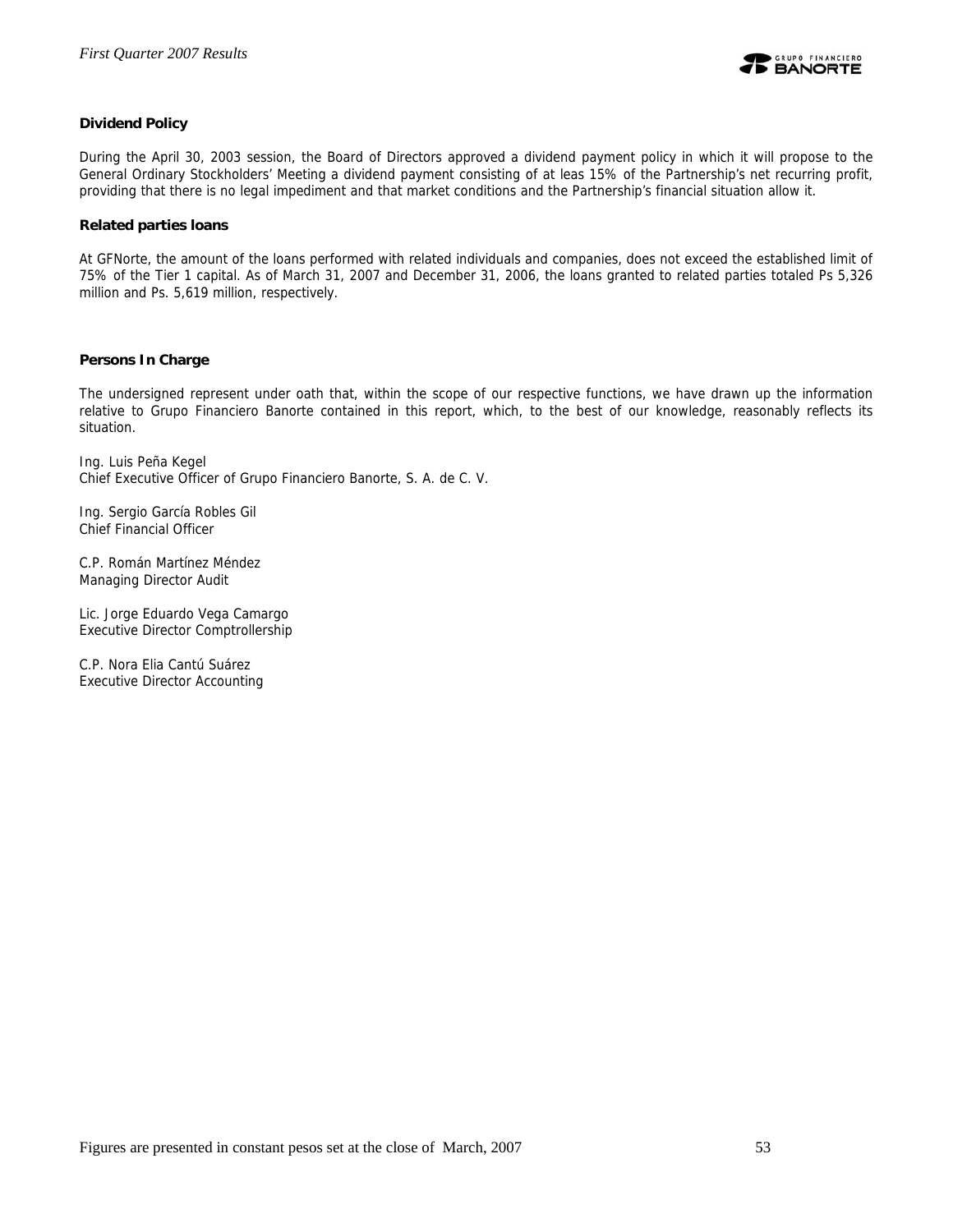**Dividend Policy**

During the April 30, 2003 session, the Board of Directors approved a dividend payment policy in which it will propose to the General Ordinary Stockholders' Meeting a dividend payment consisting of at leas 15% of the Partnership's net recurring profit, providing that there is no legal impediment and that market conditions and the Partnership's financial situation allow it.

**Related parties loans**

At GFNorte, the amount of the loans performed with related individuals and companies, does not exceed the established limit of 75% of the Tier 1 capital. As of March 31, 2007 and December 31, 2006, the loans granted to related parties totaled Ps 5,326 million and Ps. 5,619 million, respectively.

**Persons In Charge**

The undersigned represent under oath that, within the scope of our respective functions, we have drawn up the information relative to Grupo Financiero Banorte contained in this report, which, to the best of our knowledge, reasonably reflects its situation.

Ing. Luis Peña Kegel
Chief Executive Officer of Grupo Financiero Banorte, S. A. de C. V.

Ing. Sergio García Robles Gil
Chief Financial Officer

C.P. Román Martínez Méndez
Managing Director Audit

Lic. Jorge Eduardo Vega Camargo
Executive Director Comptrollership

C.P. Nora Elia Cantú Suárez
Executive Director Accounting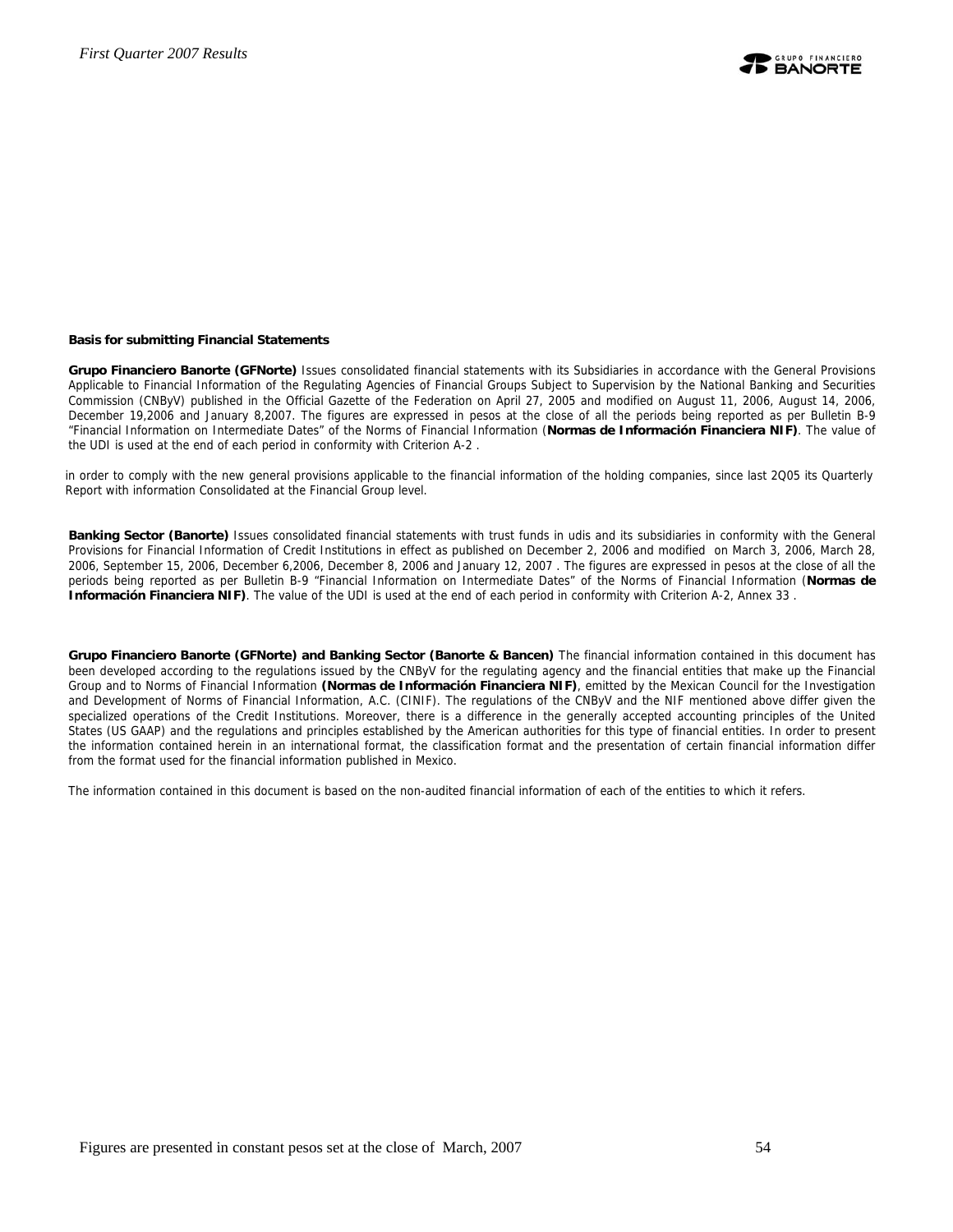**Basis for submitting Financial Statements**

**Grupo Financiero Banorte (GFNorte)** Issues consolidated financial statements with its Subsidiaries in accordance with the General Provisions Applicable to Financial Information of the Regulating Agencies of Financial Groups Subject to Supervision by the National Banking and Securities Commission (CNByV) published in the Official Gazette of the Federation on April 27, 2005 and modified on August 11, 2006, August 14, 2006, December 19,2006 and January 8,2007. The figures are expressed in pesos at the close of all the periods being reported as per Bulletin B-9 "Financial Information on Intermediate Dates" of the Norms of Financial Information (**Normas de Información Financiera NIF)**. The value of the UDI is used at the end of each period in conformity with Criterion A-2 .

in order to comply with the new general provisions applicable to the financial information of the holding companies, since last 2Q05 its Quarterly Report with information Consolidated at the Financial Group level.

**Banking Sector (Banorte)** Issues consolidated financial statements with trust funds in udis and its subsidiaries in conformity with the General Provisions for Financial Information of Credit Institutions in effect as published on December 2, 2006 and modified on March 3, 2006, March 28, 2006, September 15, 2006, December 6,2006, December 8, 2006 and January 12, 2007 . The figures are expressed in pesos at the close of all the periods being reported as per Bulletin B-9 "Financial Information on Intermediate Dates" of the Norms of Financial Information (**Normas de Información Financiera NIF)**. The value of the UDI is used at the end of each period in conformity with Criterion A-2, Annex 33 .

**Grupo Financiero Banorte (GFNorte) and Banking Sector (Banorte & Bancen)** The financial information contained in this document has been developed according to the regulations issued by the CNByV for the regulating agency and the financial entities that make up the Financial Group and to Norms of Financial Information **(Normas de Información Financiera NIF)**, emitted by the Mexican Council for the Investigation and Development of Norms of Financial Information, A.C. (CINIF). The regulations of the CNByV and the NIF mentioned above differ given the specialized operations of the Credit Institutions. Moreover, there is a difference in the generally accepted accounting principles of the United States (US GAAP) and the regulations and principles established by the American authorities for this type of financial entities. In order to present the information contained herein in an international format, the classification format and the presentation of certain financial information differ from the format used for the financial information published in Mexico.

The information contained in this document is based on the non-audited financial information of each of the entities to which it refers.